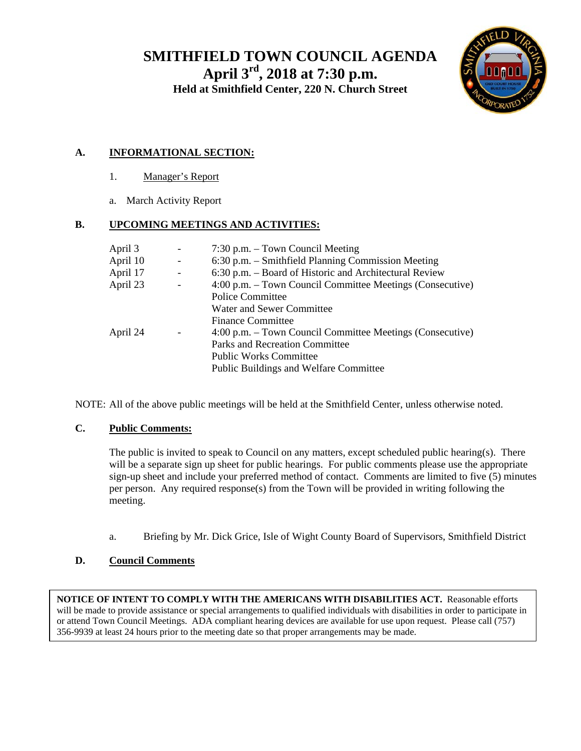# SMITHFIELD TOWN COUNCIL AGENDA

## April 3rd, 2018 at 7:30 p.m.

### Held at Smithfield Center, 220 N. Church Street

**A. INFORMATIONAL SECTION:**

1. Manager's Report

a. March Activity Report

**B. UPCOMING MEETINGS AND ACTIVITIES:**

| | | |
|---|---|---|
| April 3 | - | 7:30 p.m. – Town Council Meeting |
| April 10 | - | 6:30 p.m. – Smithfield Planning Commission Meeting |
| April 17 | - | 6:30 p.m. – Board of Historic and Architectural Review |
| April 23 | - | 4:00 p.m. – Town Council Committee Meetings (Consecutive)<br>Police Committee<br>Water and Sewer Committee<br>Finance Committee |
| April 24 | - | 4:00 p.m. – Town Council Committee Meetings (Consecutive)<br>Parks and Recreation Committee<br>Public Works Committee<br>Public Buildings and Welfare Committee |

NOTE: All of the above public meetings will be held at the Smithfield Center, unless otherwise noted.

**C. Public Comments:**

The public is invited to speak to Council on any matters, except scheduled public hearing(s). There will be a separate sign up sheet for public hearings. For public comments please use the appropriate sign-up sheet and include your preferred method of contact. Comments are limited to five (5) minutes per person. Any required response(s) from the Town will be provided in writing following the meeting.

a. Briefing by Mr. Dick Grice, Isle of Wight County Board of Supervisors, Smithfield District

**D. Council Comments**

**NOTICE OF INTENT TO COMPLY WITH THE AMERICANS WITH DISABILITIES ACT.** Reasonable efforts will be made to provide assistance or special arrangements to qualified individuals with disabilities in order to participate in or attend Town Council Meetings. ADA compliant hearing devices are available for use upon request. Please call (757) 356-9939 at least 24 hours prior to the meeting date so that proper arrangements may be made.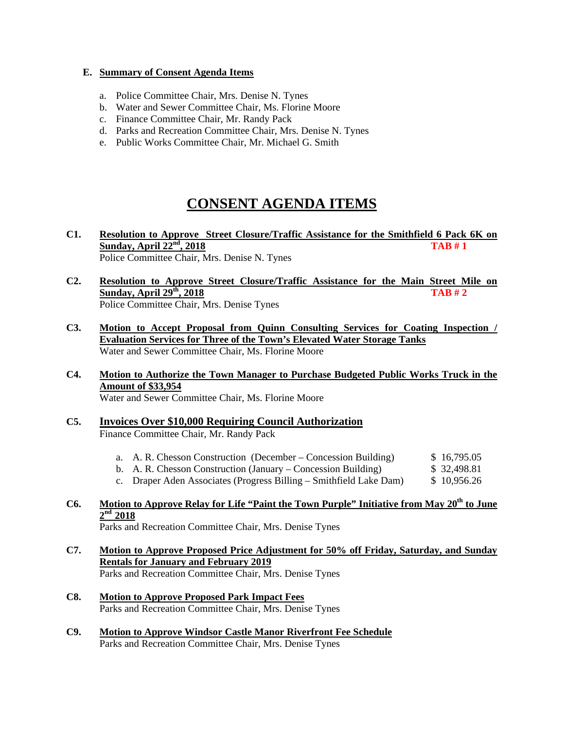**E. Summary of Consent Agenda Items**

a. Police Committee Chair, Mrs. Denise N. Tynes
b. Water and Sewer Committee Chair, Ms. Florine Moore
c. Finance Committee Chair, Mr. Randy Pack
d. Parks and Recreation Committee Chair, Mrs. Denise N. Tynes
e. Public Works Committee Chair, Mr. Michael G. Smith

# CONSENT AGENDA ITEMS

**C1.** **Resolution to Approve Street Closure/Traffic Assistance for the Smithfield 6 Pack 6K on Sunday, April 22nd, 2018** **TAB # 1**
Police Committee Chair, Mrs. Denise N. Tynes

**C2.** **Resolution to Approve Street Closure/Traffic Assistance for the Main Street Mile on Sunday, April 29th, 2018** **TAB # 2**
Police Committee Chair, Mrs. Denise Tynes

**C3.** **Motion to Accept Proposal from Quinn Consulting Services for Coating Inspection / Evaluation Services for Three of the Town's Elevated Water Storage Tanks**
Water and Sewer Committee Chair, Ms. Florine Moore

**C4.** **Motion to Authorize the Town Manager to Purchase Budgeted Public Works Truck in the Amount of $33,954**
Water and Sewer Committee Chair, Ms. Florine Moore

**C5.** **Invoices Over $10,000 Requiring Council Authorization**
Finance Committee Chair, Mr. Randy Pack

a. A. R. Chesson Construction (December – Concession Building) $ 16,795.05
b. A. R. Chesson Construction (January – Concession Building) $ 32,498.81
c. Draper Aden Associates (Progress Billing – Smithfield Lake Dam) $ 10,956.26

**C6.** **Motion to Approve Relay for Life "Paint the Town Purple" Initiative from May 20th to June 2nd 2018**
Parks and Recreation Committee Chair, Mrs. Denise Tynes

**C7.** **Motion to Approve Proposed Price Adjustment for 50% off Friday, Saturday, and Sunday Rentals for January and February 2019**
Parks and Recreation Committee Chair, Mrs. Denise Tynes

**C8.** **Motion to Approve Proposed Park Impact Fees**
Parks and Recreation Committee Chair, Mrs. Denise Tynes

**C9.** **Motion to Approve Windsor Castle Manor Riverfront Fee Schedule**
Parks and Recreation Committee Chair, Mrs. Denise Tynes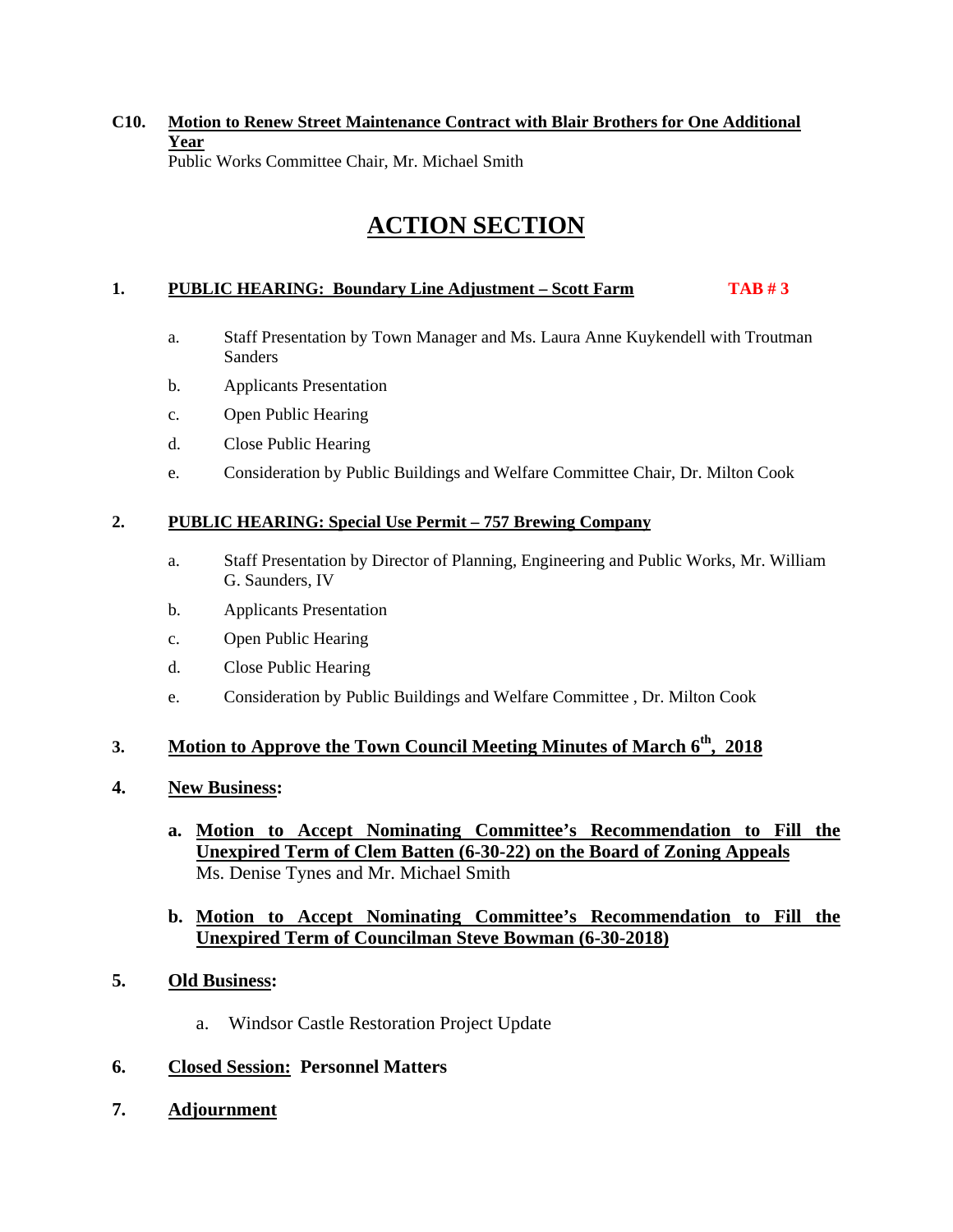**C10. Motion to Renew Street Maintenance Contract with Blair Brothers for One Additional Year**
Public Works Committee Chair, Mr. Michael Smith

# ACTION SECTION

**1. PUBLIC HEARING: Boundary Line Adjustment – Scott Farm** **TAB # 3**

a. Staff Presentation by Town Manager and Ms. Laura Anne Kuykendell with Troutman Sanders

b. Applicants Presentation

c. Open Public Hearing

d. Close Public Hearing

e. Consideration by Public Buildings and Welfare Committee Chair, Dr. Milton Cook

**2. PUBLIC HEARING: Special Use Permit – 757 Brewing Company**

a. Staff Presentation by Director of Planning, Engineering and Public Works, Mr. William G. Saunders, IV

b. Applicants Presentation

c. Open Public Hearing

d. Close Public Hearing

e. Consideration by Public Buildings and Welfare Committee , Dr. Milton Cook

**3. Motion to Approve the Town Council Meeting Minutes of March 6th, 2018**

**4. New Business:**

**a. Motion to Accept Nominating Committee's Recommendation to Fill the Unexpired Term of Clem Batten (6-30-22) on the Board of Zoning Appeals**
Ms. Denise Tynes and Mr. Michael Smith

**b. Motion to Accept Nominating Committee's Recommendation to Fill the Unexpired Term of Councilman Steve Bowman (6-30-2018)**

**5. Old Business:**

a. Windsor Castle Restoration Project Update

**6. Closed Session: Personnel Matters**

**7. Adjournment**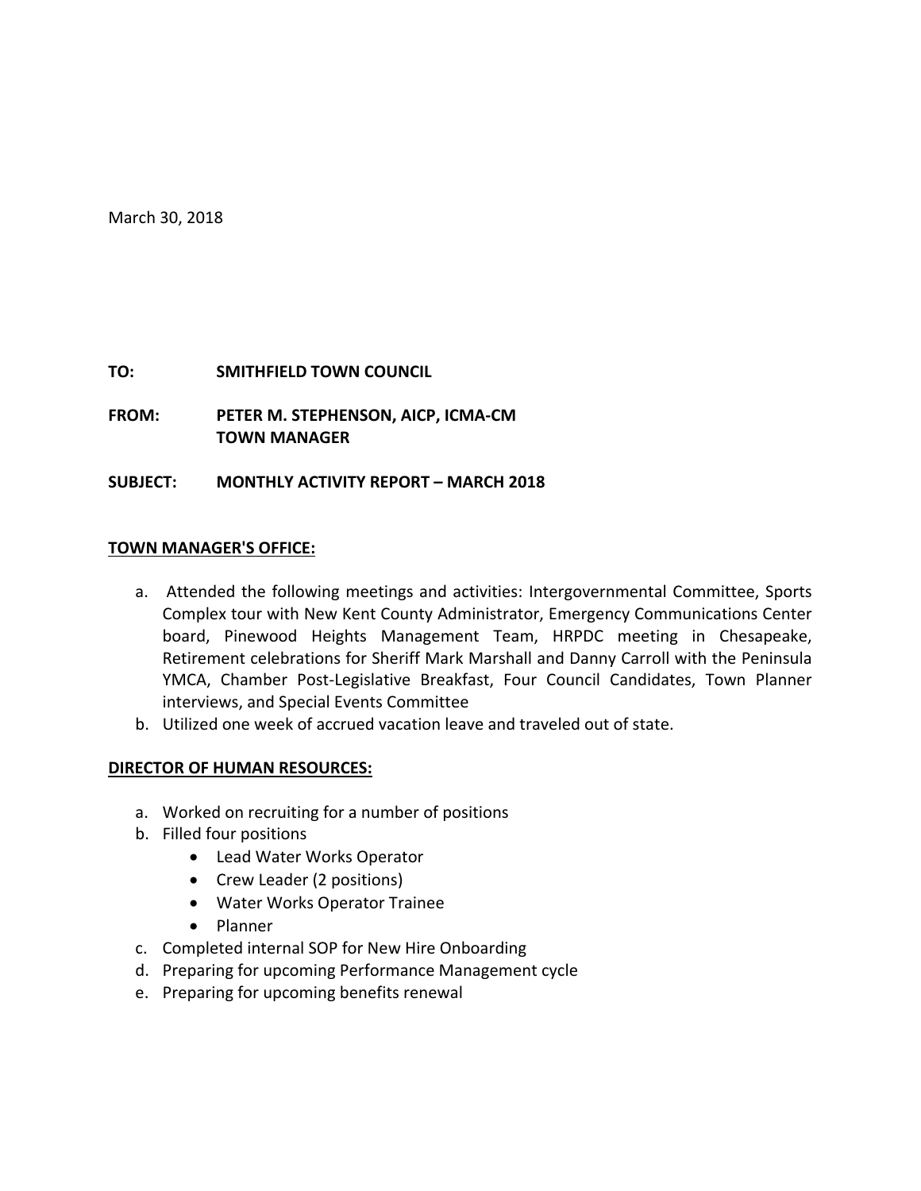March 30, 2018

**TO:** SMITHFIELD TOWN COUNCIL

**FROM:** PETER M. STEPHENSON, AICP, ICMA-CM
TOWN MANAGER

**SUBJECT:** MONTHLY ACTIVITY REPORT – MARCH 2018

**TOWN MANAGER'S OFFICE:**

a. Attended the following meetings and activities: Intergovernmental Committee, Sports Complex tour with New Kent County Administrator, Emergency Communications Center board, Pinewood Heights Management Team, HRPDC meeting in Chesapeake, Retirement celebrations for Sheriff Mark Marshall and Danny Carroll with the Peninsula YMCA, Chamber Post-Legislative Breakfast, Four Council Candidates, Town Planner interviews, and Special Events Committee
b. Utilized one week of accrued vacation leave and traveled out of state.

**DIRECTOR OF HUMAN RESOURCES:**

a. Worked on recruiting for a number of positions
b. Filled four positions
   - Lead Water Works Operator
   - Crew Leader (2 positions)
   - Water Works Operator Trainee
   - Planner
c. Completed internal SOP for New Hire Onboarding
d. Preparing for upcoming Performance Management cycle
e. Preparing for upcoming benefits renewal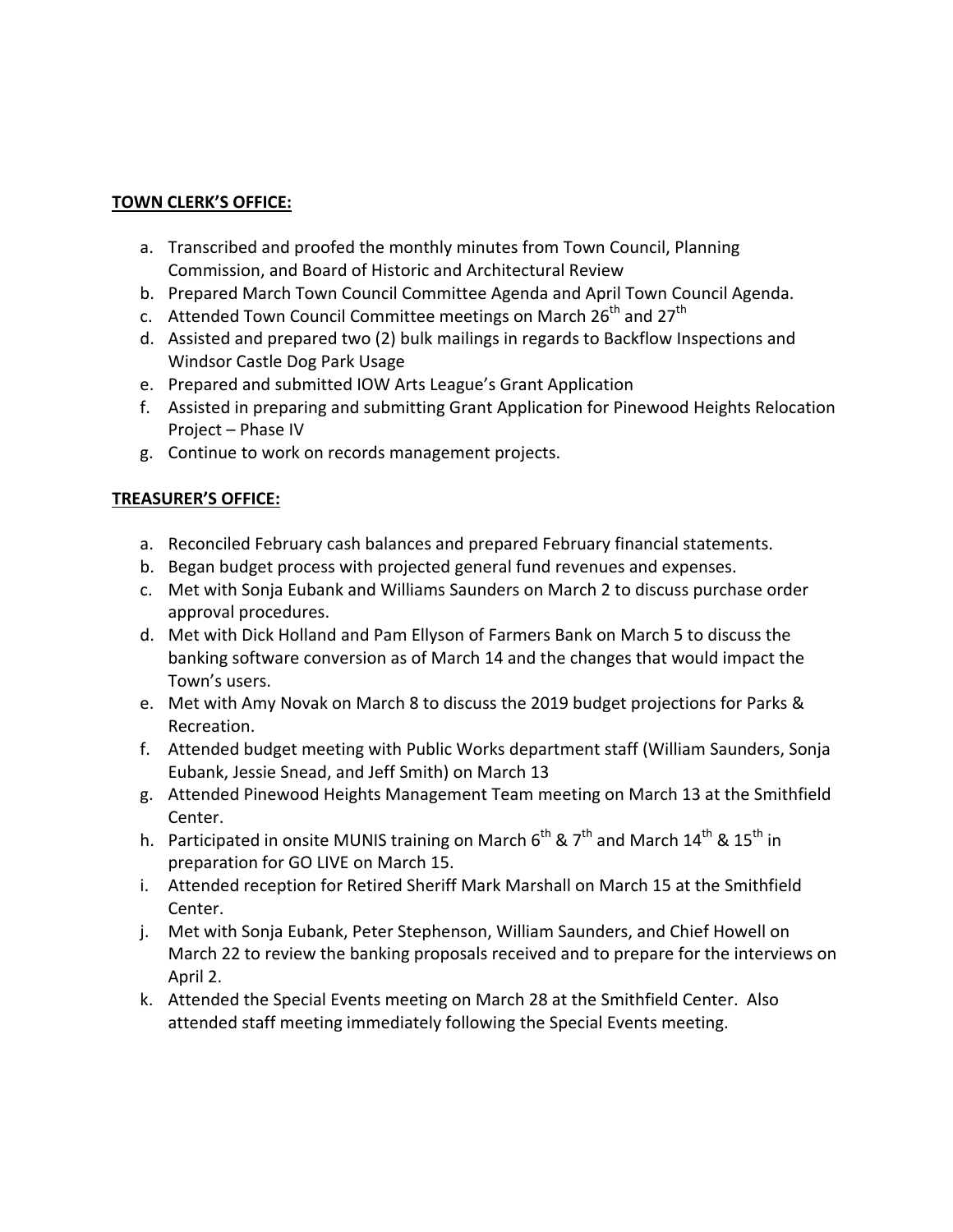**TOWN CLERK'S OFFICE:**

a. Transcribed and proofed the monthly minutes from Town Council, Planning Commission, and Board of Historic and Architectural Review
b. Prepared March Town Council Committee Agenda and April Town Council Agenda.
c. Attended Town Council Committee meetings on March 26th and 27th
d. Assisted and prepared two (2) bulk mailings in regards to Backflow Inspections and Windsor Castle Dog Park Usage
e. Prepared and submitted IOW Arts League's Grant Application
f. Assisted in preparing and submitting Grant Application for Pinewood Heights Relocation Project – Phase IV
g. Continue to work on records management projects.

**TREASURER'S OFFICE:**

a. Reconciled February cash balances and prepared February financial statements.
b. Began budget process with projected general fund revenues and expenses.
c. Met with Sonja Eubank and Williams Saunders on March 2 to discuss purchase order approval procedures.
d. Met with Dick Holland and Pam Ellyson of Farmers Bank on March 5 to discuss the banking software conversion as of March 14 and the changes that would impact the Town's users.
e. Met with Amy Novak on March 8 to discuss the 2019 budget projections for Parks & Recreation.
f. Attended budget meeting with Public Works department staff (William Saunders, Sonja Eubank, Jessie Snead, and Jeff Smith) on March 13
g. Attended Pinewood Heights Management Team meeting on March 13 at the Smithfield Center.
h. Participated in onsite MUNIS training on March 6th & 7th and March 14th & 15th in preparation for GO LIVE on March 15.
i. Attended reception for Retired Sheriff Mark Marshall on March 15 at the Smithfield Center.
j. Met with Sonja Eubank, Peter Stephenson, William Saunders, and Chief Howell on March 22 to review the banking proposals received and to prepare for the interviews on April 2.
k. Attended the Special Events meeting on March 28 at the Smithfield Center. Also attended staff meeting immediately following the Special Events meeting.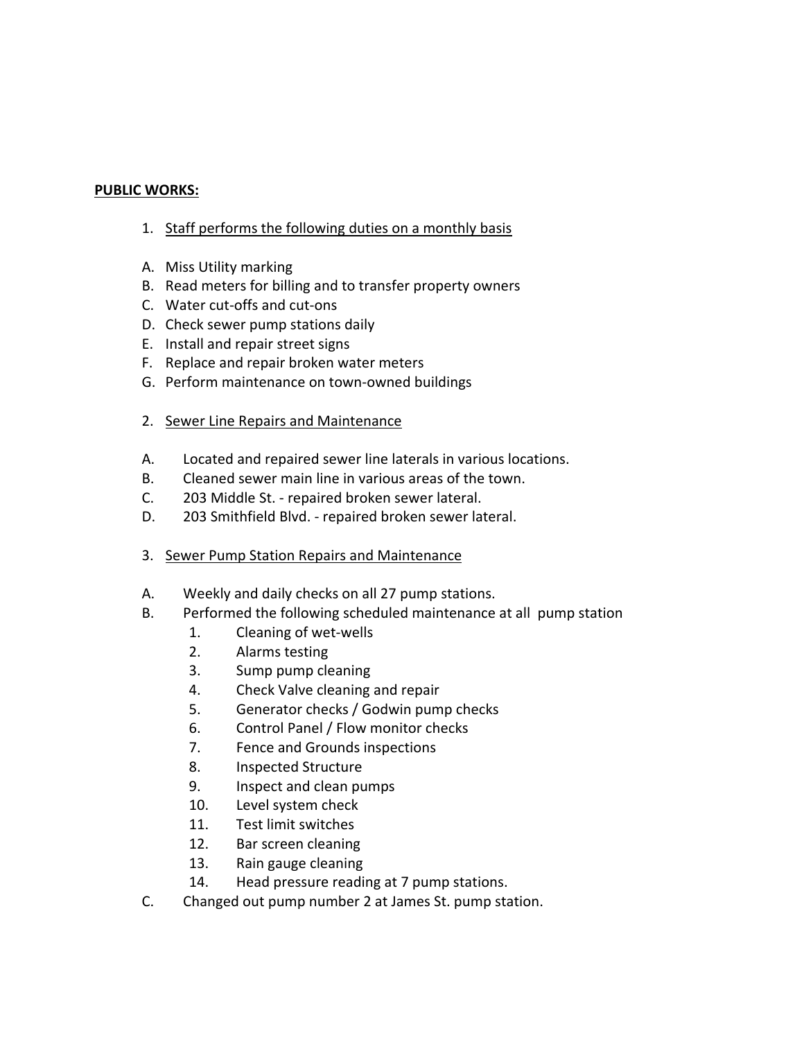**PUBLIC WORKS:**

1. <u>Staff performs the following duties on a monthly basis</u>

A. Miss Utility marking
B. Read meters for billing and to transfer property owners
C. Water cut-offs and cut-ons
D. Check sewer pump stations daily
E. Install and repair street signs
F. Replace and repair broken water meters
G. Perform maintenance on town-owned buildings

2. <u>Sewer Line Repairs and Maintenance</u>

A. Located and repaired sewer line laterals in various locations.
B. Cleaned sewer main line in various areas of the town.
C. 203 Middle St. - repaired broken sewer lateral.
D. 203 Smithfield Blvd. - repaired broken sewer lateral.

3. <u>Sewer Pump Station Repairs and Maintenance</u>

A. Weekly and daily checks on all 27 pump stations.
B. Performed the following scheduled maintenance at all pump station
   1. Cleaning of wet-wells
   2. Alarms testing
   3. Sump pump cleaning
   4. Check Valve cleaning and repair
   5. Generator checks / Godwin pump checks
   6. Control Panel / Flow monitor checks
   7. Fence and Grounds inspections
   8. Inspected Structure
   9. Inspect and clean pumps
   10. Level system check
   11. Test limit switches
   12. Bar screen cleaning
   13. Rain gauge cleaning
   14. Head pressure reading at 7 pump stations.
C. Changed out pump number 2 at James St. pump station.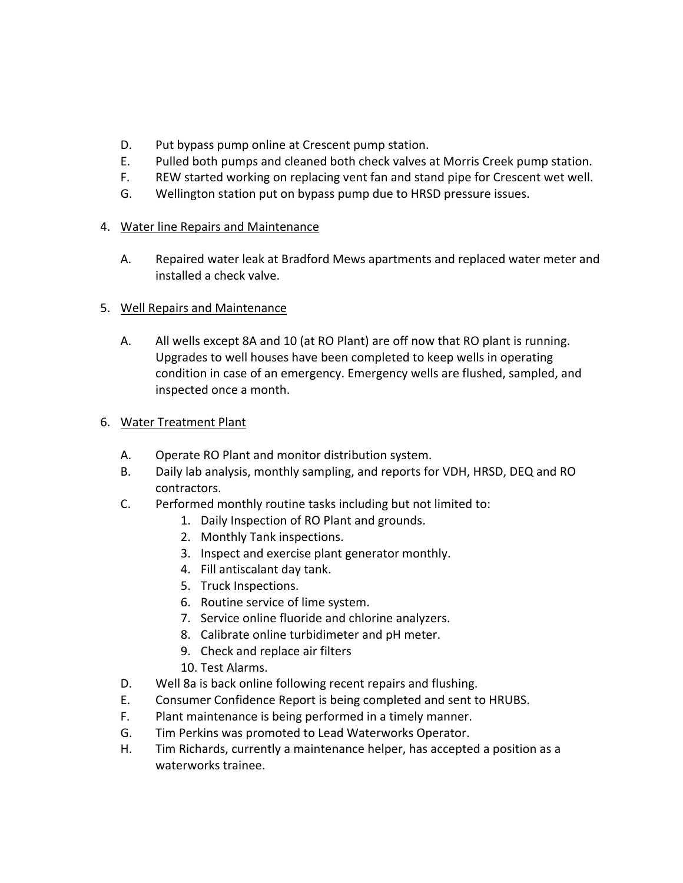D. Put bypass pump online at Crescent pump station.
E. Pulled both pumps and cleaned both check valves at Morris Creek pump station.
F. REW started working on replacing vent fan and stand pipe for Crescent wet well.
G. Wellington station put on bypass pump due to HRSD pressure issues.

4. Water line Repairs and Maintenance

   A. Repaired water leak at Bradford Mews apartments and replaced water meter and installed a check valve.

5. Well Repairs and Maintenance

   A. All wells except 8A and 10 (at RO Plant) are off now that RO plant is running. Upgrades to well houses have been completed to keep wells in operating condition in case of an emergency. Emergency wells are flushed, sampled, and inspected once a month.

6. Water Treatment Plant

   A. Operate RO Plant and monitor distribution system.
   B. Daily lab analysis, monthly sampling, and reports for VDH, HRSD, DEQ and RO contractors.
   C. Performed monthly routine tasks including but not limited to:
      1. Daily Inspection of RO Plant and grounds.
      2. Monthly Tank inspections.
      3. Inspect and exercise plant generator monthly.
      4. Fill antiscalant day tank.
      5. Truck Inspections.
      6. Routine service of lime system.
      7. Service online fluoride and chlorine analyzers.
      8. Calibrate online turbidimeter and pH meter.
      9. Check and replace air filters
      10. Test Alarms.
   D. Well 8a is back online following recent repairs and flushing.
   E. Consumer Confidence Report is being completed and sent to HRUBS.
   F. Plant maintenance is being performed in a timely manner.
   G. Tim Perkins was promoted to Lead Waterworks Operator.
   H. Tim Richards, currently a maintenance helper, has accepted a position as a waterworks trainee.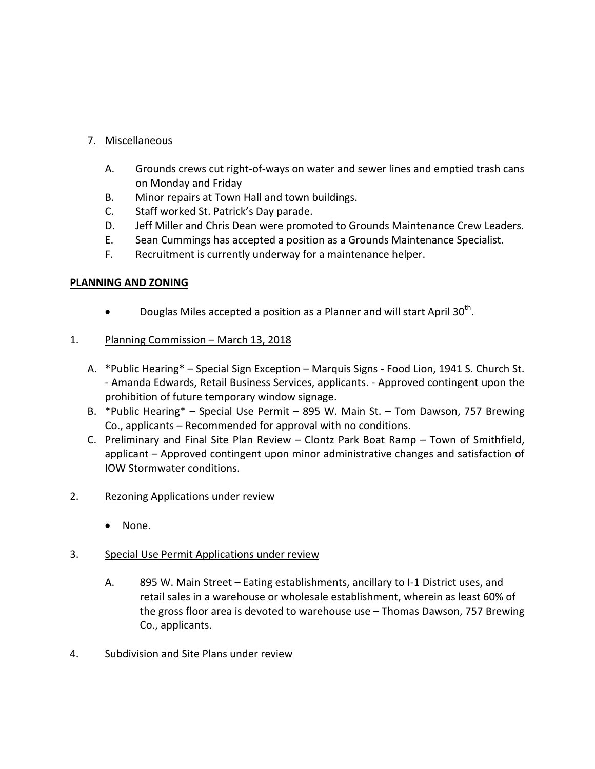7. Miscellaneous

   A. Grounds crews cut right-of-ways on water and sewer lines and emptied trash cans on Monday and Friday
   B. Minor repairs at Town Hall and town buildings.
   C. Staff worked St. Patrick's Day parade.
   D. Jeff Miller and Chris Dean were promoted to Grounds Maintenance Crew Leaders.
   E. Sean Cummings has accepted a position as a Grounds Maintenance Specialist.
   F. Recruitment is currently underway for a maintenance helper.

**PLANNING AND ZONING**

- Douglas Miles accepted a position as a Planner and will start April 30th.

1. Planning Commission – March 13, 2018

   A. *Public Hearing* – Special Sign Exception – Marquis Signs - Food Lion, 1941 S. Church St. - Amanda Edwards, Retail Business Services, applicants. - Approved contingent upon the prohibition of future temporary window signage.
   B. *Public Hearing* – Special Use Permit – 895 W. Main St. – Tom Dawson, 757 Brewing Co., applicants – Recommended for approval with no conditions.
   C. Preliminary and Final Site Plan Review – Clontz Park Boat Ramp – Town of Smithfield, applicant – Approved contingent upon minor administrative changes and satisfaction of IOW Stormwater conditions.

2. Rezoning Applications under review

   - None.

3. Special Use Permit Applications under review

   A. 895 W. Main Street – Eating establishments, ancillary to I-1 District uses, and retail sales in a warehouse or wholesale establishment, wherein as least 60% of the gross floor area is devoted to warehouse use – Thomas Dawson, 757 Brewing Co., applicants.

4. Subdivision and Site Plans under review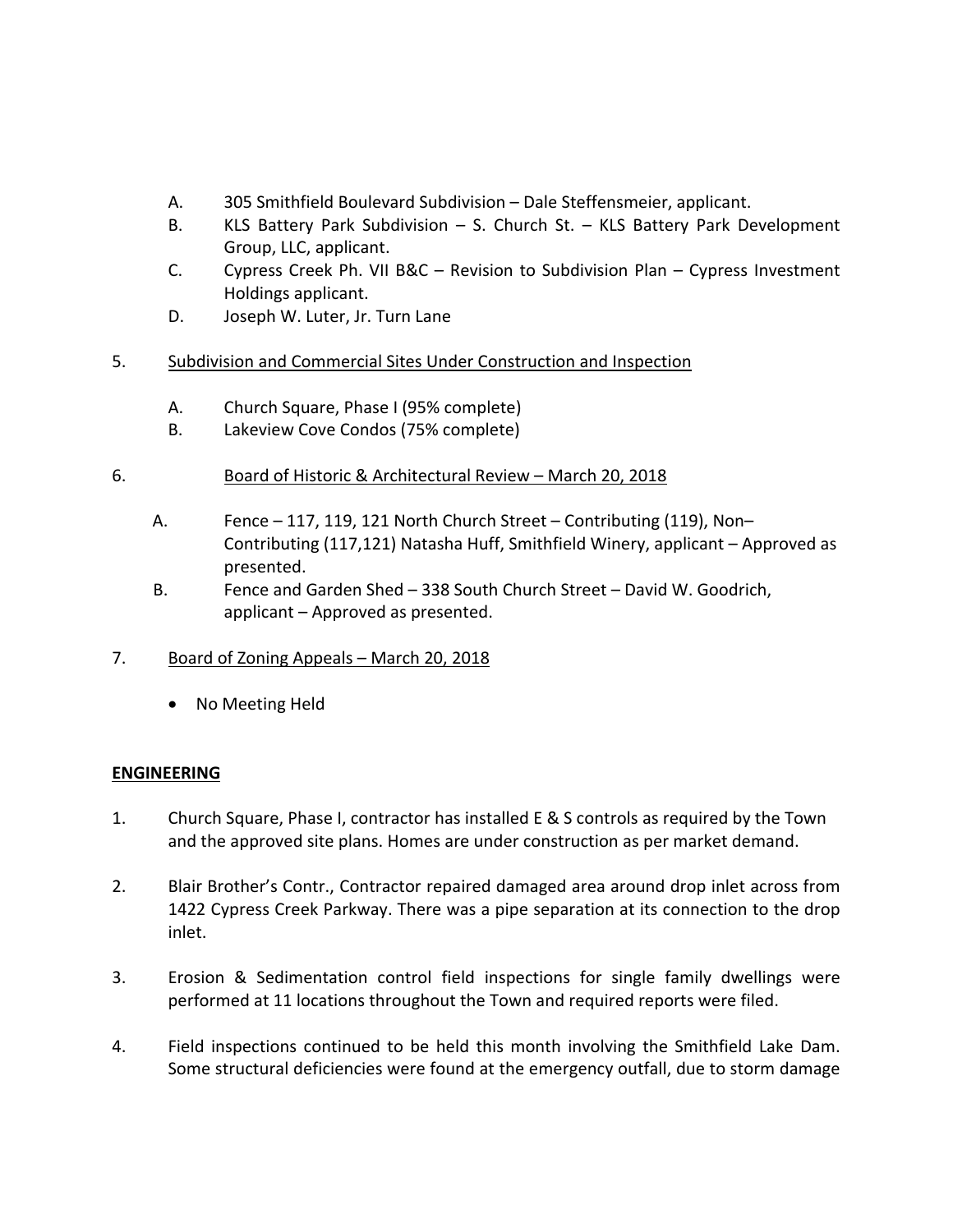A. 305 Smithfield Boulevard Subdivision – Dale Steffensmeier, applicant.
B. KLS Battery Park Subdivision – S. Church St. – KLS Battery Park Development Group, LLC, applicant.
C. Cypress Creek Ph. VII B&C – Revision to Subdivision Plan – Cypress Investment Holdings applicant.
D. Joseph W. Luter, Jr. Turn Lane

5. <u>Subdivision and Commercial Sites Under Construction and Inspection</u>

A. Church Square, Phase I (95% complete)
B. Lakeview Cove Condos (75% complete)

6. <u>Board of Historic & Architectural Review – March 20, 2018</u>

A. Fence – 117, 119, 121 North Church Street – Contributing (119), Non–Contributing (117,121) Natasha Huff, Smithfield Winery, applicant – Approved as presented.
B. Fence and Garden Shed – 338 South Church Street – David W. Goodrich, applicant – Approved as presented.

7. <u>Board of Zoning Appeals – March 20, 2018</u>

- No Meeting Held

**ENGINEERING**

1. Church Square, Phase I, contractor has installed E & S controls as required by the Town and the approved site plans. Homes are under construction as per market demand.

2. Blair Brother's Contr., Contractor repaired damaged area around drop inlet across from 1422 Cypress Creek Parkway. There was a pipe separation at its connection to the drop inlet.

3. Erosion & Sedimentation control field inspections for single family dwellings were performed at 11 locations throughout the Town and required reports were filed.

4. Field inspections continued to be held this month involving the Smithfield Lake Dam. Some structural deficiencies were found at the emergency outfall, due to storm damage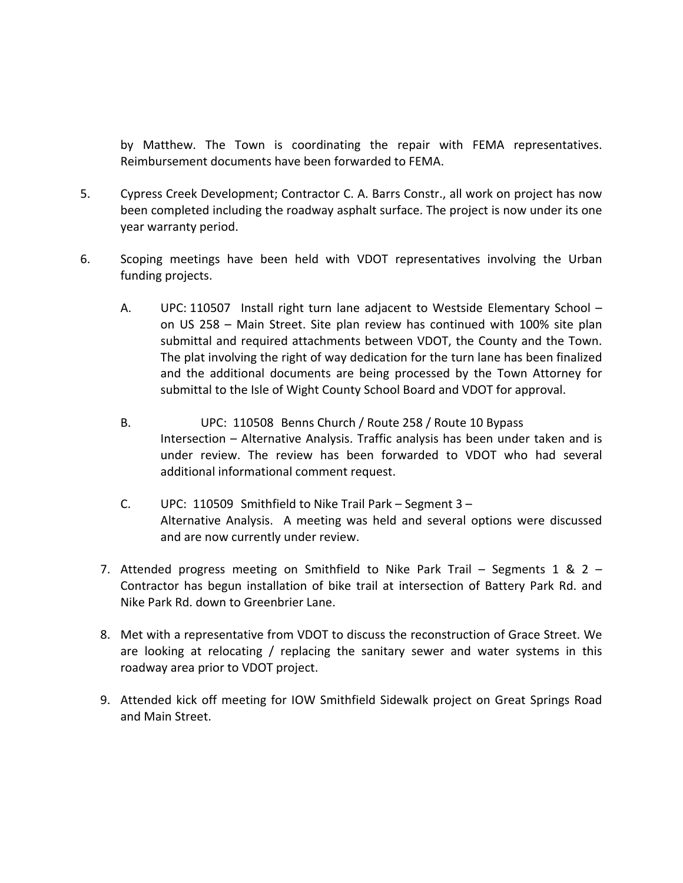by Matthew. The Town is coordinating the repair with FEMA representatives. Reimbursement documents have been forwarded to FEMA.

5. Cypress Creek Development; Contractor C. A. Barrs Constr., all work on project has now been completed including the roadway asphalt surface. The project is now under its one year warranty period.

6. Scoping meetings have been held with VDOT representatives involving the Urban funding projects.

   A. UPC: 110507 Install right turn lane adjacent to Westside Elementary School – on US 258 – Main Street. Site plan review has continued with 100% site plan submittal and required attachments between VDOT, the County and the Town. The plat involving the right of way dedication for the turn lane has been finalized and the additional documents are being processed by the Town Attorney for submittal to the Isle of Wight County School Board and VDOT for approval.

   B. UPC: 110508 Benns Church / Route 258 / Route 10 Bypass Intersection – Alternative Analysis. Traffic analysis has been under taken and is under review. The review has been forwarded to VDOT who had several additional informational comment request.

   C. UPC: 110509 Smithfield to Nike Trail Park – Segment 3 – Alternative Analysis. A meeting was held and several options were discussed and are now currently under review.

7. Attended progress meeting on Smithfield to Nike Park Trail – Segments 1 & 2 – Contractor has begun installation of bike trail at intersection of Battery Park Rd. and Nike Park Rd. down to Greenbrier Lane.

8. Met with a representative from VDOT to discuss the reconstruction of Grace Street. We are looking at relocating / replacing the sanitary sewer and water systems in this roadway area prior to VDOT project.

9. Attended kick off meeting for IOW Smithfield Sidewalk project on Great Springs Road and Main Street.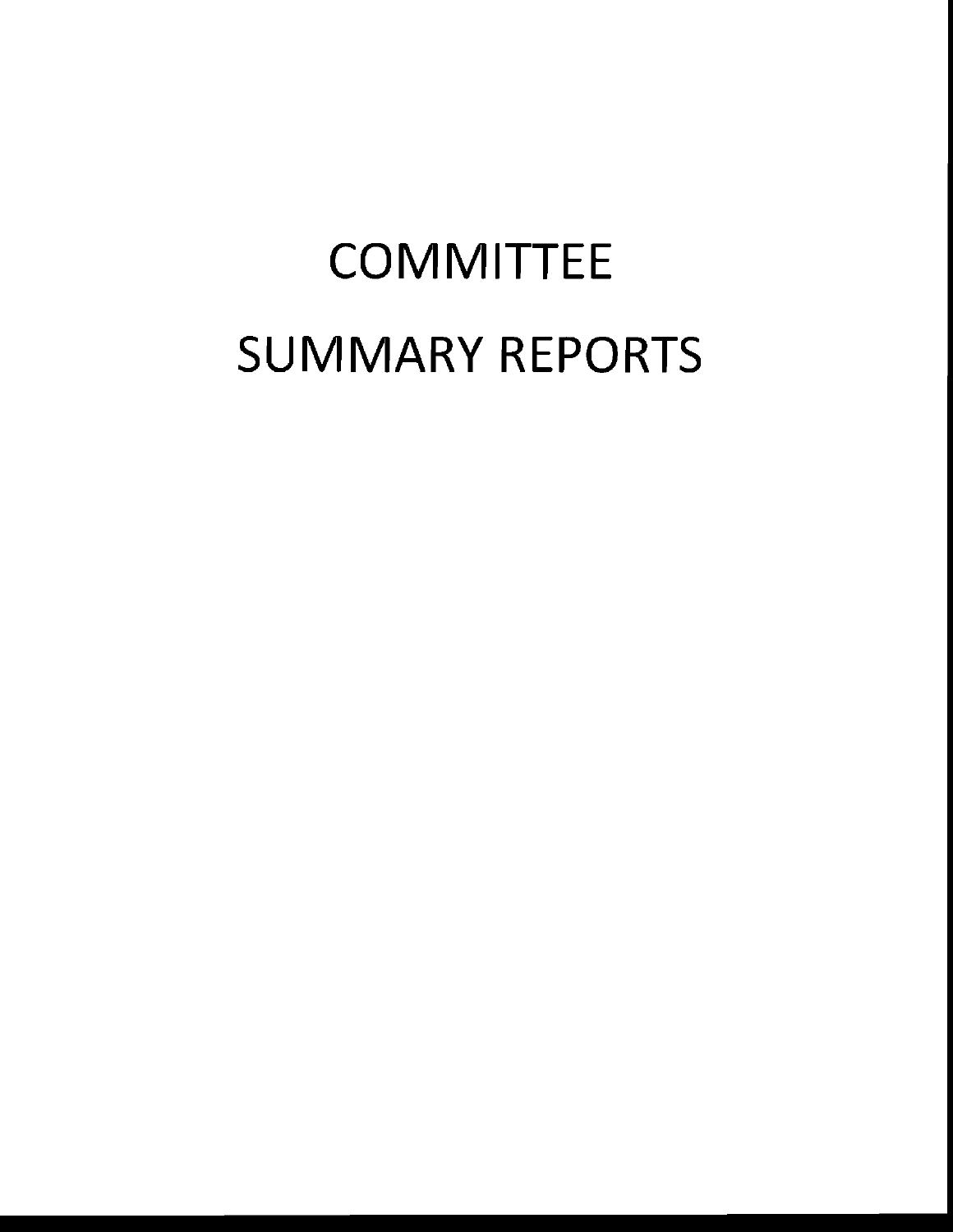# COMMITTEE
# SUMMARY REPORTS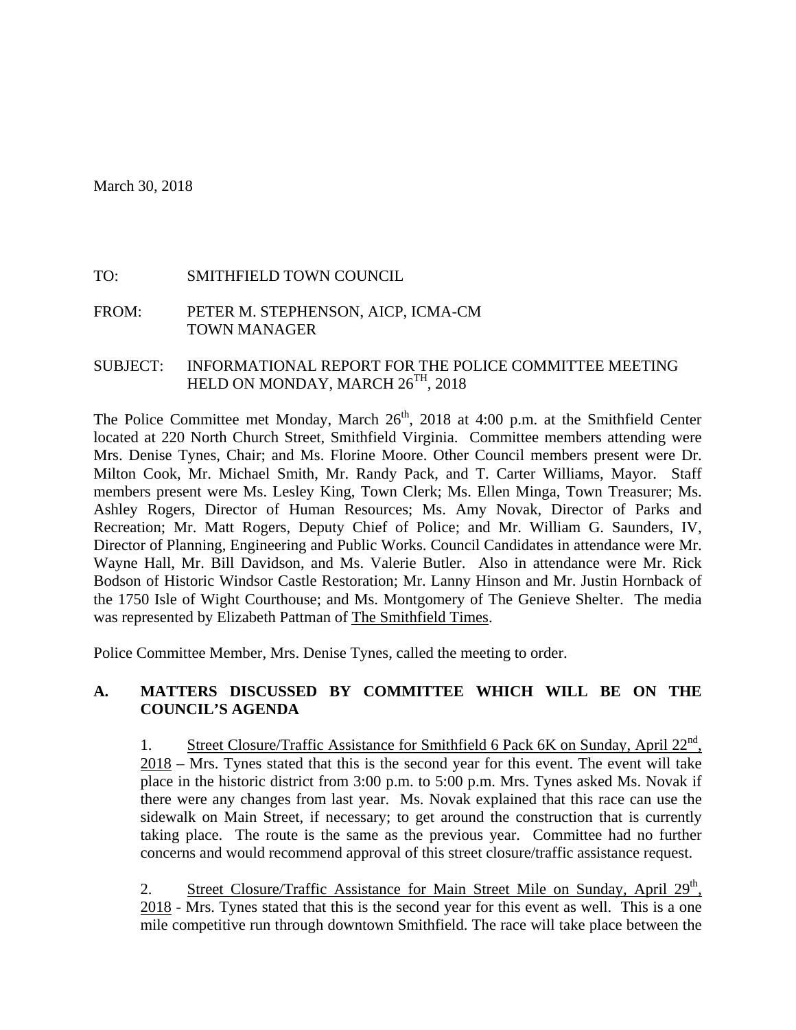March 30, 2018

TO: SMITHFIELD TOWN COUNCIL

FROM: PETER M. STEPHENSON, AICP, ICMA-CM
TOWN MANAGER

SUBJECT: INFORMATIONAL REPORT FOR THE POLICE COMMITTEE MEETING HELD ON MONDAY, MARCH 26TH, 2018

The Police Committee met Monday, March 26th, 2018 at 4:00 p.m. at the Smithfield Center located at 220 North Church Street, Smithfield Virginia. Committee members attending were Mrs. Denise Tynes, Chair; and Ms. Florine Moore. Other Council members present were Dr. Milton Cook, Mr. Michael Smith, Mr. Randy Pack, and T. Carter Williams, Mayor. Staff members present were Ms. Lesley King, Town Clerk; Ms. Ellen Minga, Town Treasurer; Ms. Ashley Rogers, Director of Human Resources; Ms. Amy Novak, Director of Parks and Recreation; Mr. Matt Rogers, Deputy Chief of Police; and Mr. William G. Saunders, IV, Director of Planning, Engineering and Public Works. Council Candidates in attendance were Mr. Wayne Hall, Mr. Bill Davidson, and Ms. Valerie Butler. Also in attendance were Mr. Rick Bodson of Historic Windsor Castle Restoration; Mr. Lanny Hinson and Mr. Justin Hornback of the 1750 Isle of Wight Courthouse; and Ms. Montgomery of The Genieve Shelter. The media was represented by Elizabeth Pattman of The Smithfield Times.

Police Committee Member, Mrs. Denise Tynes, called the meeting to order.

**A. MATTERS DISCUSSED BY COMMITTEE WHICH WILL BE ON THE COUNCIL'S AGENDA**

1. Street Closure/Traffic Assistance for Smithfield 6 Pack 6K on Sunday, April 22nd, 2018 – Mrs. Tynes stated that this is the second year for this event. The event will take place in the historic district from 3:00 p.m. to 5:00 p.m. Mrs. Tynes asked Ms. Novak if there were any changes from last year. Ms. Novak explained that this race can use the sidewalk on Main Street, if necessary; to get around the construction that is currently taking place. The route is the same as the previous year. Committee had no further concerns and would recommend approval of this street closure/traffic assistance request.

2. Street Closure/Traffic Assistance for Main Street Mile on Sunday, April 29th, 2018 - Mrs. Tynes stated that this is the second year for this event as well. This is a one mile competitive run through downtown Smithfield. The race will take place between the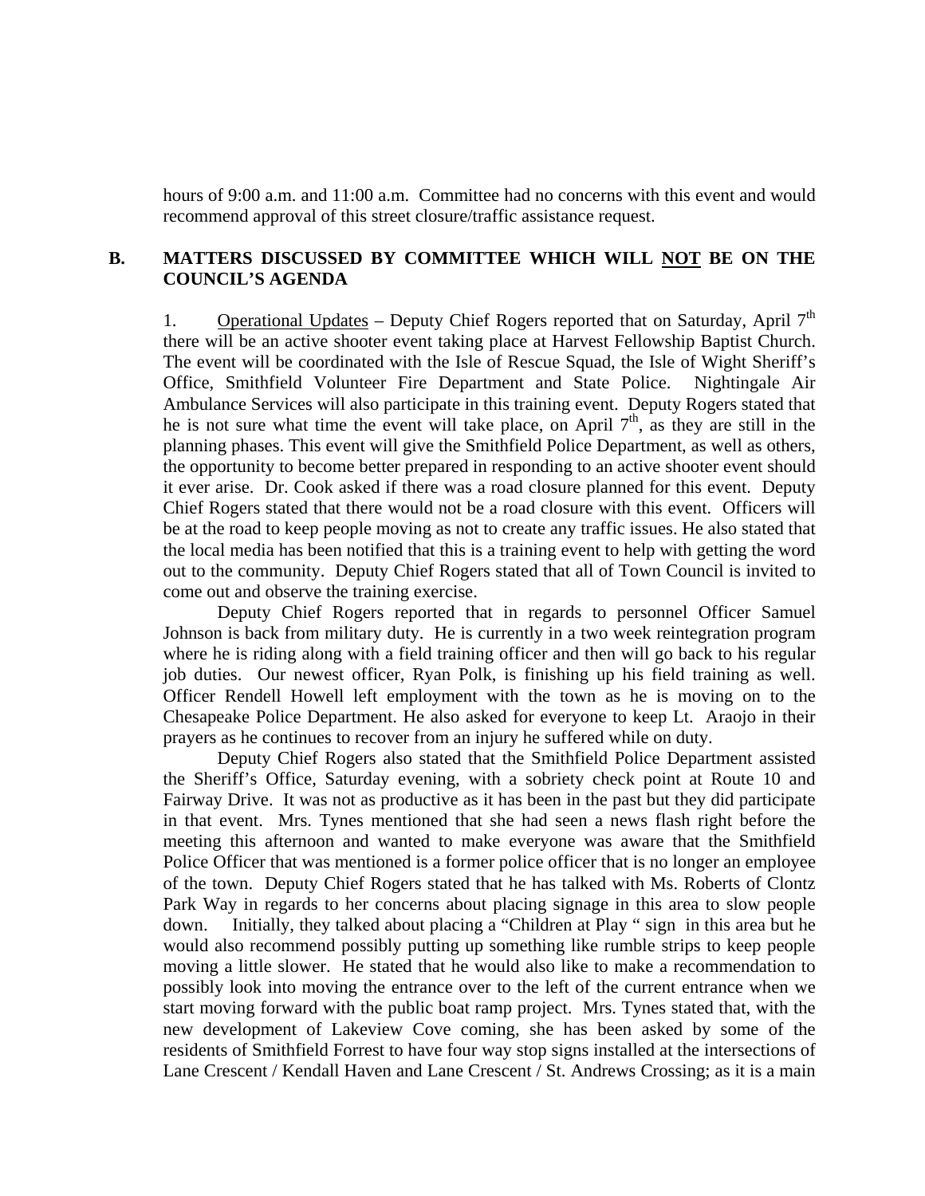hours of 9:00 a.m. and 11:00 a.m. Committee had no concerns with this event and would recommend approval of this street closure/traffic assistance request.

**B. MATTERS DISCUSSED BY COMMITTEE WHICH WILL NOT BE ON THE COUNCIL'S AGENDA**

1. Operational Updates – Deputy Chief Rogers reported that on Saturday, April 7th there will be an active shooter event taking place at Harvest Fellowship Baptist Church. The event will be coordinated with the Isle of Rescue Squad, the Isle of Wight Sheriff's Office, Smithfield Volunteer Fire Department and State Police. Nightingale Air Ambulance Services will also participate in this training event. Deputy Rogers stated that he is not sure what time the event will take place, on April 7th, as they are still in the planning phases. This event will give the Smithfield Police Department, as well as others, the opportunity to become better prepared in responding to an active shooter event should it ever arise. Dr. Cook asked if there was a road closure planned for this event. Deputy Chief Rogers stated that there would not be a road closure with this event. Officers will be at the road to keep people moving as not to create any traffic issues. He also stated that the local media has been notified that this is a training event to help with getting the word out to the community. Deputy Chief Rogers stated that all of Town Council is invited to come out and observe the training exercise.

Deputy Chief Rogers reported that in regards to personnel Officer Samuel Johnson is back from military duty. He is currently in a two week reintegration program where he is riding along with a field training officer and then will go back to his regular job duties. Our newest officer, Ryan Polk, is finishing up his field training as well. Officer Rendell Howell left employment with the town as he is moving on to the Chesapeake Police Department. He also asked for everyone to keep Lt. Araojo in their prayers as he continues to recover from an injury he suffered while on duty.

Deputy Chief Rogers also stated that the Smithfield Police Department assisted the Sheriff's Office, Saturday evening, with a sobriety check point at Route 10 and Fairway Drive. It was not as productive as it has been in the past but they did participate in that event. Mrs. Tynes mentioned that she had seen a news flash right before the meeting this afternoon and wanted to make everyone was aware that the Smithfield Police Officer that was mentioned is a former police officer that is no longer an employee of the town. Deputy Chief Rogers stated that he has talked with Ms. Roberts of Clontz Park Way in regards to her concerns about placing signage in this area to slow people down. Initially, they talked about placing a "Children at Play " sign in this area but he would also recommend possibly putting up something like rumble strips to keep people moving a little slower. He stated that he would also like to make a recommendation to possibly look into moving the entrance over to the left of the current entrance when we start moving forward with the public boat ramp project. Mrs. Tynes stated that, with the new development of Lakeview Cove coming, she has been asked by some of the residents of Smithfield Forrest to have four way stop signs installed at the intersections of Lane Crescent / Kendall Haven and Lane Crescent / St. Andrews Crossing; as it is a main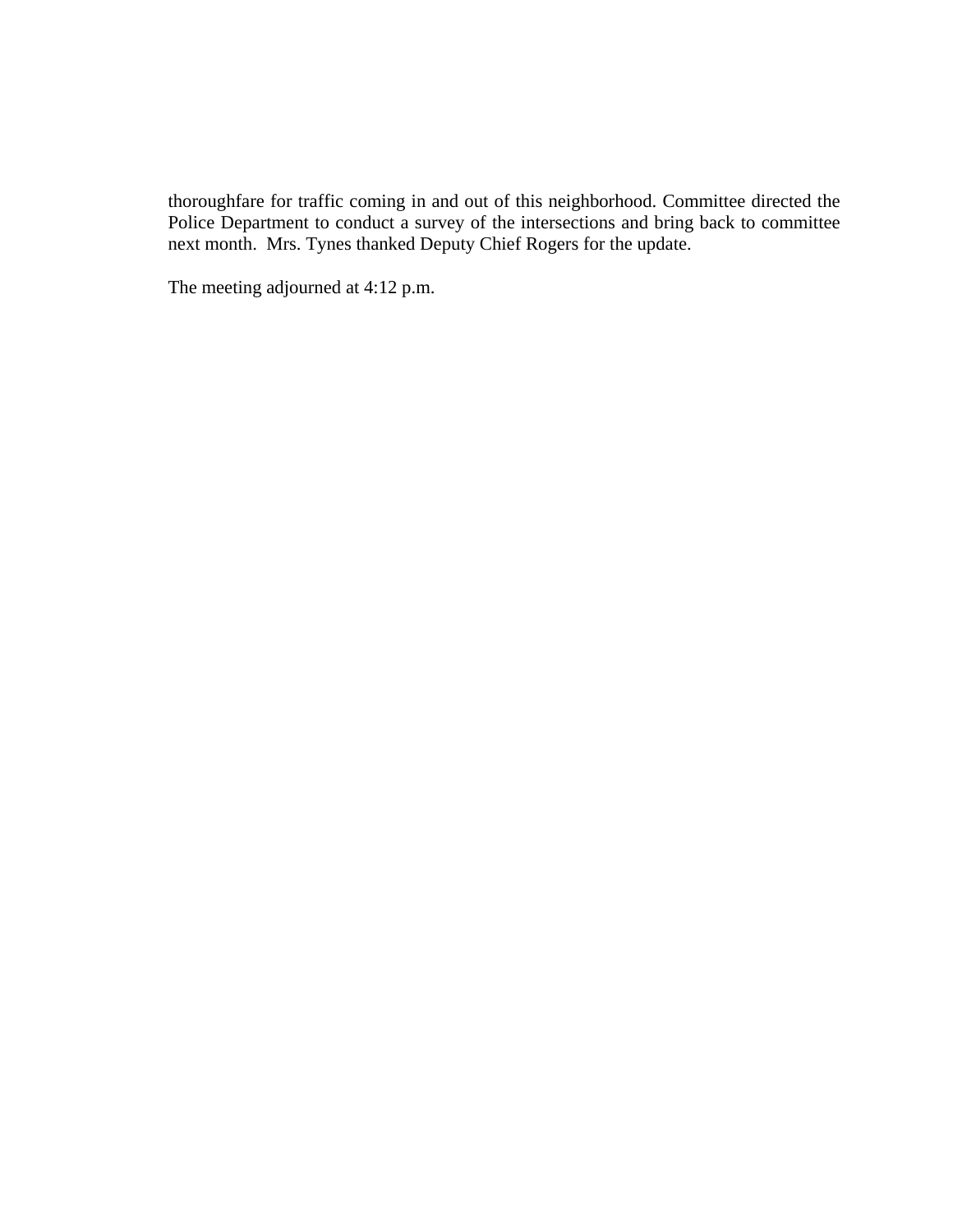thoroughfare for traffic coming in and out of this neighborhood. Committee directed the Police Department to conduct a survey of the intersections and bring back to committee next month. Mrs. Tynes thanked Deputy Chief Rogers for the update.

The meeting adjourned at 4:12 p.m.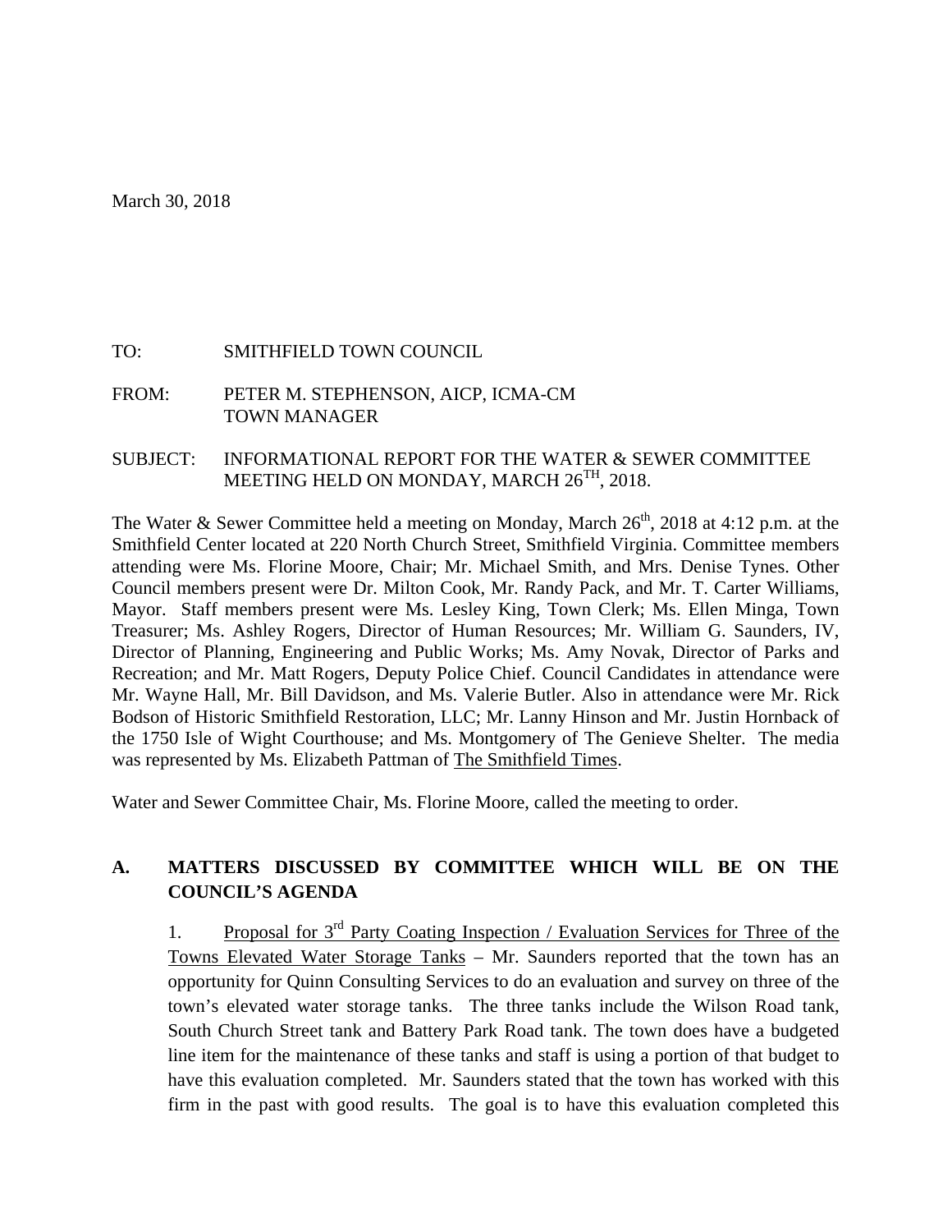March 30, 2018

TO: SMITHFIELD TOWN COUNCIL

FROM: PETER M. STEPHENSON, AICP, ICMA-CM
TOWN MANAGER

SUBJECT: INFORMATIONAL REPORT FOR THE WATER & SEWER COMMITTEE MEETING HELD ON MONDAY, MARCH 26TH, 2018.

The Water & Sewer Committee held a meeting on Monday, March 26th, 2018 at 4:12 p.m. at the Smithfield Center located at 220 North Church Street, Smithfield Virginia. Committee members attending were Ms. Florine Moore, Chair; Mr. Michael Smith, and Mrs. Denise Tynes. Other Council members present were Dr. Milton Cook, Mr. Randy Pack, and Mr. T. Carter Williams, Mayor. Staff members present were Ms. Lesley King, Town Clerk; Ms. Ellen Minga, Town Treasurer; Ms. Ashley Rogers, Director of Human Resources; Mr. William G. Saunders, IV, Director of Planning, Engineering and Public Works; Ms. Amy Novak, Director of Parks and Recreation; and Mr. Matt Rogers, Deputy Police Chief. Council Candidates in attendance were Mr. Wayne Hall, Mr. Bill Davidson, and Ms. Valerie Butler. Also in attendance were Mr. Rick Bodson of Historic Smithfield Restoration, LLC; Mr. Lanny Hinson and Mr. Justin Hornback of the 1750 Isle of Wight Courthouse; and Ms. Montgomery of The Genieve Shelter. The media was represented by Ms. Elizabeth Pattman of The Smithfield Times.

Water and Sewer Committee Chair, Ms. Florine Moore, called the meeting to order.

## A. MATTERS DISCUSSED BY COMMITTEE WHICH WILL BE ON THE COUNCIL'S AGENDA

1. Proposal for 3rd Party Coating Inspection / Evaluation Services for Three of the Towns Elevated Water Storage Tanks – Mr. Saunders reported that the town has an opportunity for Quinn Consulting Services to do an evaluation and survey on three of the town's elevated water storage tanks. The three tanks include the Wilson Road tank, South Church Street tank and Battery Park Road tank. The town does have a budgeted line item for the maintenance of these tanks and staff is using a portion of that budget to have this evaluation completed. Mr. Saunders stated that the town has worked with this firm in the past with good results. The goal is to have this evaluation completed this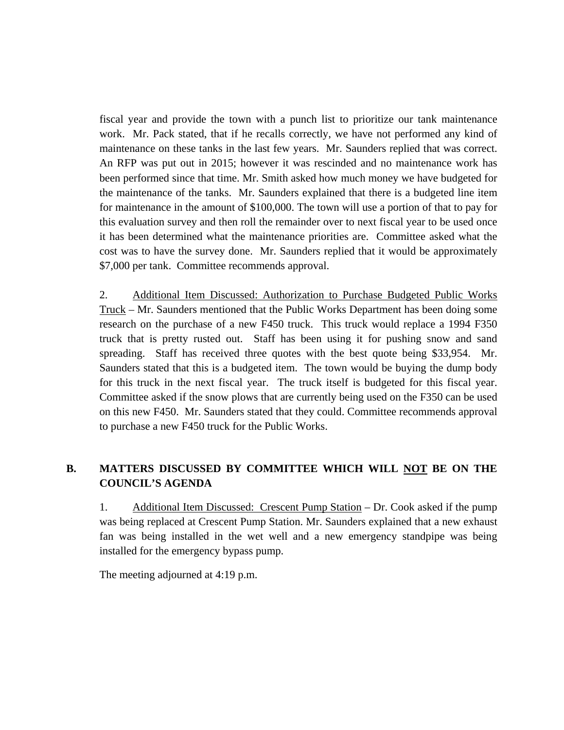fiscal year and provide the town with a punch list to prioritize our tank maintenance work. Mr. Pack stated, that if he recalls correctly, we have not performed any kind of maintenance on these tanks in the last few years. Mr. Saunders replied that was correct. An RFP was put out in 2015; however it was rescinded and no maintenance work has been performed since that time. Mr. Smith asked how much money we have budgeted for the maintenance of the tanks. Mr. Saunders explained that there is a budgeted line item for maintenance in the amount of $100,000. The town will use a portion of that to pay for this evaluation survey and then roll the remainder over to next fiscal year to be used once it has been determined what the maintenance priorities are. Committee asked what the cost was to have the survey done. Mr. Saunders replied that it would be approximately $7,000 per tank. Committee recommends approval.

2. Additional Item Discussed: Authorization to Purchase Budgeted Public Works Truck – Mr. Saunders mentioned that the Public Works Department has been doing some research on the purchase of a new F450 truck. This truck would replace a 1994 F350 truck that is pretty rusted out. Staff has been using it for pushing snow and sand spreading. Staff has received three quotes with the best quote being $33,954. Mr. Saunders stated that this is a budgeted item. The town would be buying the dump body for this truck in the next fiscal year. The truck itself is budgeted for this fiscal year. Committee asked if the snow plows that are currently being used on the F350 can be used on this new F450. Mr. Saunders stated that they could. Committee recommends approval to purchase a new F450 truck for the Public Works.

## B. MATTERS DISCUSSED BY COMMITTEE WHICH WILL NOT BE ON THE COUNCIL'S AGENDA

1. Additional Item Discussed: Crescent Pump Station – Dr. Cook asked if the pump was being replaced at Crescent Pump Station. Mr. Saunders explained that a new exhaust fan was being installed in the wet well and a new emergency standpipe was being installed for the emergency bypass pump.

The meeting adjourned at 4:19 p.m.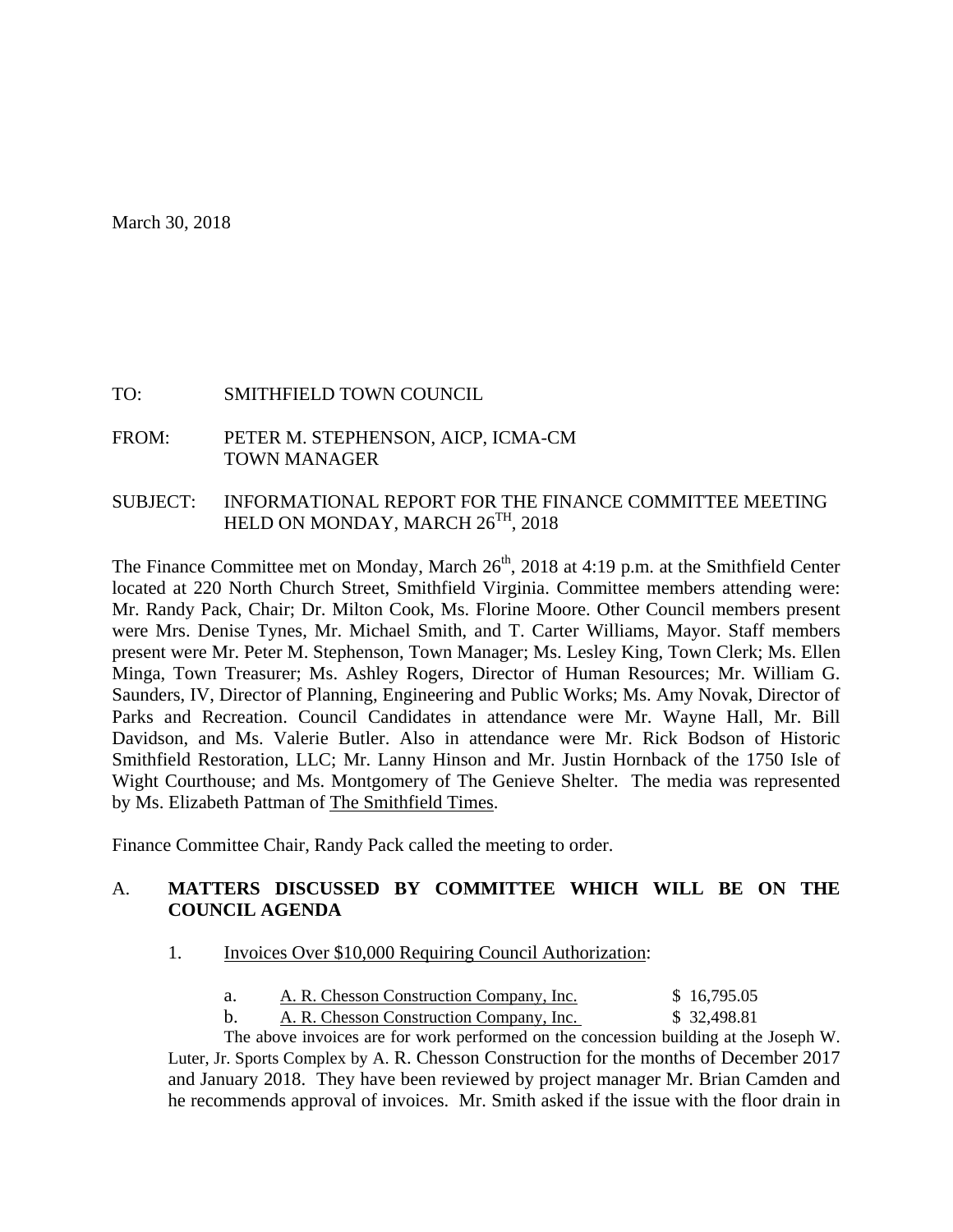March 30, 2018

TO: SMITHFIELD TOWN COUNCIL

FROM: PETER M. STEPHENSON, AICP, ICMA-CM
TOWN MANAGER

SUBJECT: INFORMATIONAL REPORT FOR THE FINANCE COMMITTEE MEETING HELD ON MONDAY, MARCH 26TH, 2018

The Finance Committee met on Monday, March 26th, 2018 at 4:19 p.m. at the Smithfield Center located at 220 North Church Street, Smithfield Virginia. Committee members attending were: Mr. Randy Pack, Chair; Dr. Milton Cook, Ms. Florine Moore. Other Council members present were Mrs. Denise Tynes, Mr. Michael Smith, and T. Carter Williams, Mayor. Staff members present were Mr. Peter M. Stephenson, Town Manager; Ms. Lesley King, Town Clerk; Ms. Ellen Minga, Town Treasurer; Ms. Ashley Rogers, Director of Human Resources; Mr. William G. Saunders, IV, Director of Planning, Engineering and Public Works; Ms. Amy Novak, Director of Parks and Recreation. Council Candidates in attendance were Mr. Wayne Hall, Mr. Bill Davidson, and Ms. Valerie Butler. Also in attendance were Mr. Rick Bodson of Historic Smithfield Restoration, LLC; Mr. Lanny Hinson and Mr. Justin Hornback of the 1750 Isle of Wight Courthouse; and Ms. Montgomery of The Genieve Shelter. The media was represented by Ms. Elizabeth Pattman of The Smithfield Times.

Finance Committee Chair, Randy Pack called the meeting to order.

A. **MATTERS DISCUSSED BY COMMITTEE WHICH WILL BE ON THE COUNCIL AGENDA**

1. Invoices Over $10,000 Requiring Council Authorization:

   a. A. R. Chesson Construction Company, Inc. $ 16,795.05
   b. A. R. Chesson Construction Company, Inc. $ 32,498.81

The above invoices are for work performed on the concession building at the Joseph W. Luter, Jr. Sports Complex by A. R. Chesson Construction for the months of December 2017 and January 2018. They have been reviewed by project manager Mr. Brian Camden and he recommends approval of invoices. Mr. Smith asked if the issue with the floor drain in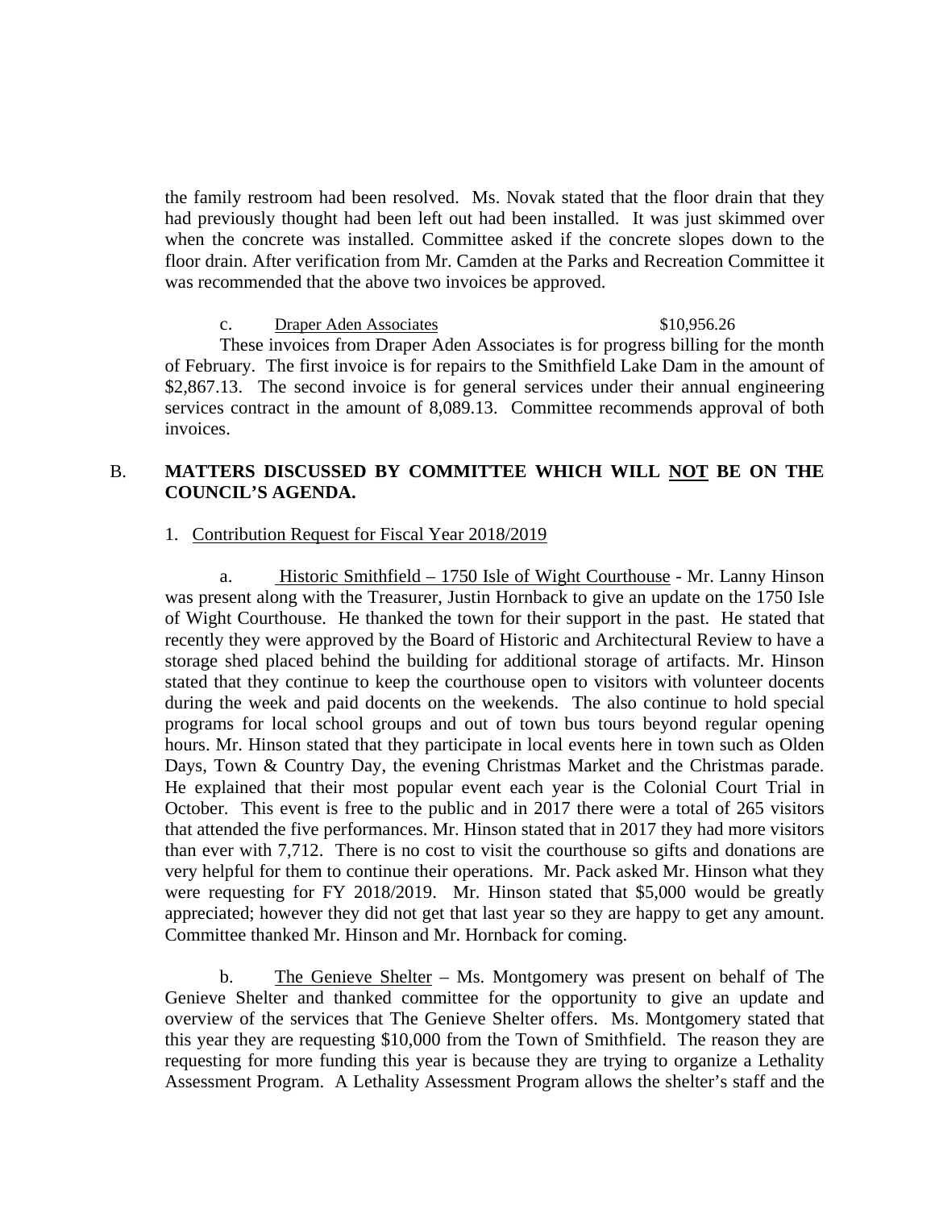the family restroom had been resolved. Ms. Novak stated that the floor drain that they had previously thought had been left out had been installed. It was just skimmed over when the concrete was installed. Committee asked if the concrete slopes down to the floor drain. After verification from Mr. Camden at the Parks and Recreation Committee it was recommended that the above two invoices be approved.

c. Draper Aden Associates $10,956.26

These invoices from Draper Aden Associates is for progress billing for the month of February. The first invoice is for repairs to the Smithfield Lake Dam in the amount of $2,867.13. The second invoice is for general services under their annual engineering services contract in the amount of 8,089.13. Committee recommends approval of both invoices.

## B. MATTERS DISCUSSED BY COMMITTEE WHICH WILL NOT BE ON THE COUNCIL'S AGENDA.

1. Contribution Request for Fiscal Year 2018/2019

a. Historic Smithfield – 1750 Isle of Wight Courthouse - Mr. Lanny Hinson was present along with the Treasurer, Justin Hornback to give an update on the 1750 Isle of Wight Courthouse. He thanked the town for their support in the past. He stated that recently they were approved by the Board of Historic and Architectural Review to have a storage shed placed behind the building for additional storage of artifacts. Mr. Hinson stated that they continue to keep the courthouse open to visitors with volunteer docents during the week and paid docents on the weekends. The also continue to hold special programs for local school groups and out of town bus tours beyond regular opening hours. Mr. Hinson stated that they participate in local events here in town such as Olden Days, Town & Country Day, the evening Christmas Market and the Christmas parade. He explained that their most popular event each year is the Colonial Court Trial in October. This event is free to the public and in 2017 there were a total of 265 visitors that attended the five performances. Mr. Hinson stated that in 2017 they had more visitors than ever with 7,712. There is no cost to visit the courthouse so gifts and donations are very helpful for them to continue their operations. Mr. Pack asked Mr. Hinson what they were requesting for FY 2018/2019. Mr. Hinson stated that $5,000 would be greatly appreciated; however they did not get that last year so they are happy to get any amount. Committee thanked Mr. Hinson and Mr. Hornback for coming.

b. The Genieve Shelter – Ms. Montgomery was present on behalf of The Genieve Shelter and thanked committee for the opportunity to give an update and overview of the services that The Genieve Shelter offers. Ms. Montgomery stated that this year they are requesting $10,000 from the Town of Smithfield. The reason they are requesting for more funding this year is because they are trying to organize a Lethality Assessment Program. A Lethality Assessment Program allows the shelter's staff and the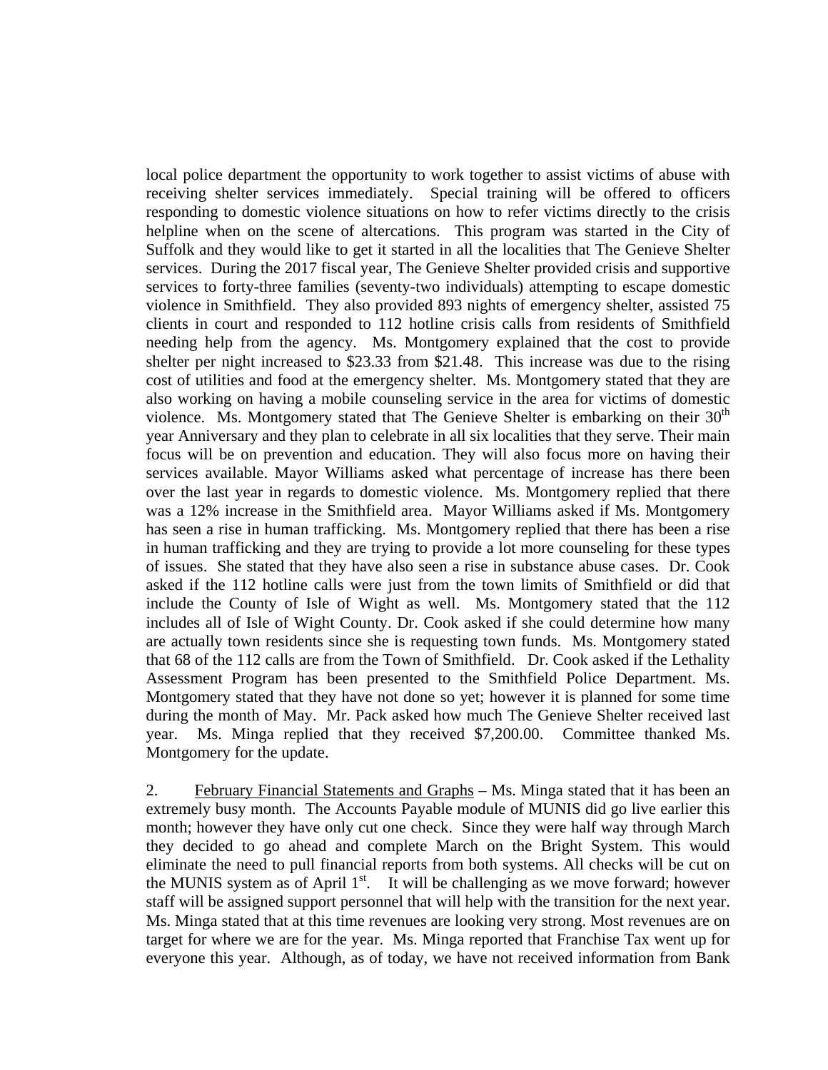local police department the opportunity to work together to assist victims of abuse with receiving shelter services immediately. Special training will be offered to officers responding to domestic violence situations on how to refer victims directly to the crisis helpline when on the scene of altercations. This program was started in the City of Suffolk and they would like to get it started in all the localities that The Genieve Shelter services. During the 2017 fiscal year, The Genieve Shelter provided crisis and supportive services to forty-three families (seventy-two individuals) attempting to escape domestic violence in Smithfield. They also provided 893 nights of emergency shelter, assisted 75 clients in court and responded to 112 hotline crisis calls from residents of Smithfield needing help from the agency. Ms. Montgomery explained that the cost to provide shelter per night increased to $23.33 from $21.48. This increase was due to the rising cost of utilities and food at the emergency shelter. Ms. Montgomery stated that they are also working on having a mobile counseling service in the area for victims of domestic violence. Ms. Montgomery stated that The Genieve Shelter is embarking on their 30th year Anniversary and they plan to celebrate in all six localities that they serve. Their main focus will be on prevention and education. They will also focus more on having their services available. Mayor Williams asked what percentage of increase has there been over the last year in regards to domestic violence. Ms. Montgomery replied that there was a 12% increase in the Smithfield area. Mayor Williams asked if Ms. Montgomery has seen a rise in human trafficking. Ms. Montgomery replied that there has been a rise in human trafficking and they are trying to provide a lot more counseling for these types of issues. She stated that they have also seen a rise in substance abuse cases. Dr. Cook asked if the 112 hotline calls were just from the town limits of Smithfield or did that include the County of Isle of Wight as well. Ms. Montgomery stated that the 112 includes all of Isle of Wight County. Dr. Cook asked if she could determine how many are actually town residents since she is requesting town funds. Ms. Montgomery stated that 68 of the 112 calls are from the Town of Smithfield. Dr. Cook asked if the Lethality Assessment Program has been presented to the Smithfield Police Department. Ms. Montgomery stated that they have not done so yet; however it is planned for some time during the month of May. Mr. Pack asked how much The Genieve Shelter received last year. Ms. Minga replied that they received $7,200.00. Committee thanked Ms. Montgomery for the update.

2. February Financial Statements and Graphs – Ms. Minga stated that it has been an extremely busy month. The Accounts Payable module of MUNIS did go live earlier this month; however they have only cut one check. Since they were half way through March they decided to go ahead and complete March on the Bright System. This would eliminate the need to pull financial reports from both systems. All checks will be cut on the MUNIS system as of April 1st. It will be challenging as we move forward; however staff will be assigned support personnel that will help with the transition for the next year. Ms. Minga stated that at this time revenues are looking very strong. Most revenues are on target for where we are for the year. Ms. Minga reported that Franchise Tax went up for everyone this year. Although, as of today, we have not received information from Bank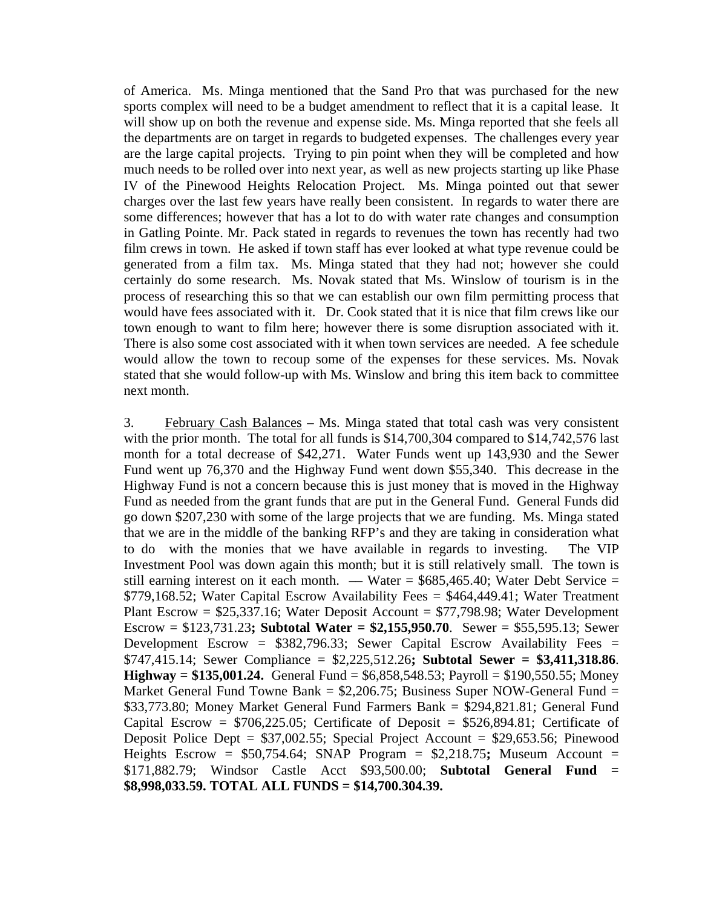of America. Ms. Minga mentioned that the Sand Pro that was purchased for the new sports complex will need to be a budget amendment to reflect that it is a capital lease. It will show up on both the revenue and expense side. Ms. Minga reported that she feels all the departments are on target in regards to budgeted expenses. The challenges every year are the large capital projects. Trying to pin point when they will be completed and how much needs to be rolled over into next year, as well as new projects starting up like Phase IV of the Pinewood Heights Relocation Project. Ms. Minga pointed out that sewer charges over the last few years have really been consistent. In regards to water there are some differences; however that has a lot to do with water rate changes and consumption in Gatling Pointe. Mr. Pack stated in regards to revenues the town has recently had two film crews in town. He asked if town staff has ever looked at what type revenue could be generated from a film tax. Ms. Minga stated that they had not; however she could certainly do some research. Ms. Novak stated that Ms. Winslow of tourism is in the process of researching this so that we can establish our own film permitting process that would have fees associated with it. Dr. Cook stated that it is nice that film crews like our town enough to want to film here; however there is some disruption associated with it. There is also some cost associated with it when town services are needed. A fee schedule would allow the town to recoup some of the expenses for these services. Ms. Novak stated that she would follow-up with Ms. Winslow and bring this item back to committee next month.

3. February Cash Balances – Ms. Minga stated that total cash was very consistent with the prior month. The total for all funds is $14,700,304 compared to $14,742,576 last month for a total decrease of $42,271. Water Funds went up 143,930 and the Sewer Fund went up 76,370 and the Highway Fund went down $55,340. This decrease in the Highway Fund is not a concern because this is just money that is moved in the Highway Fund as needed from the grant funds that are put in the General Fund. General Funds did go down $207,230 with some of the large projects that we are funding. Ms. Minga stated that we are in the middle of the banking RFP's and they are taking in consideration what to do with the monies that we have available in regards to investing. The VIP Investment Pool was down again this month; but it is still relatively small. The town is still earning interest on it each month. — Water = $685,465.40; Water Debt Service = $779,168.52; Water Capital Escrow Availability Fees = $464,449.41; Water Treatment Plant Escrow = $25,337.16; Water Deposit Account = $77,798.98; Water Development Escrow = $123,731.23**; Subtotal Water = $2,155,950.70**. Sewer = $55,595.13; Sewer Development Escrow = $382,796.33; Sewer Capital Escrow Availability Fees = $747,415.14; Sewer Compliance = $2,225,512.26**; Subtotal Sewer = $3,411,318.86**. **Highway = $135,001.24.** General Fund = $6,858,548.53; Payroll = $190,550.55; Money Market General Fund Towne Bank = $2,206.75; Business Super NOW-General Fund = $33,773.80; Money Market General Fund Farmers Bank = $294,821.81; General Fund Capital Escrow = $706,225.05; Certificate of Deposit = $526,894.81; Certificate of Deposit Police Dept = $37,002.55; Special Project Account = $29,653.56; Pinewood Heights Escrow = $50,754.64; SNAP Program = $2,218.75**;** Museum Account = $171,882.79; Windsor Castle Acct $93,500.00; **Subtotal General Fund = $8,998,033.59. TOTAL ALL FUNDS = $14,700.304.39.**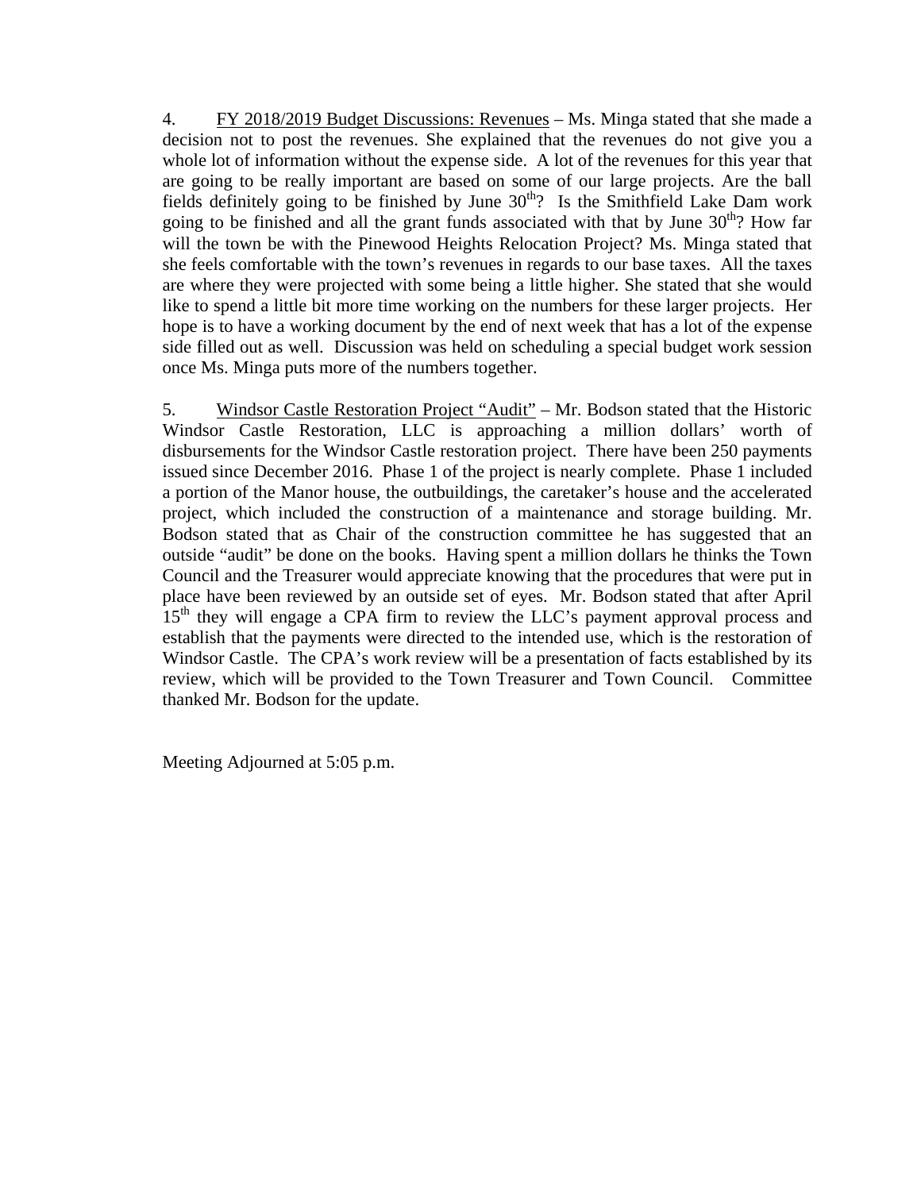4. FY 2018/2019 Budget Discussions: Revenues – Ms. Minga stated that she made a decision not to post the revenues. She explained that the revenues do not give you a whole lot of information without the expense side. A lot of the revenues for this year that are going to be really important are based on some of our large projects. Are the ball fields definitely going to be finished by June 30th? Is the Smithfield Lake Dam work going to be finished and all the grant funds associated with that by June 30th? How far will the town be with the Pinewood Heights Relocation Project? Ms. Minga stated that she feels comfortable with the town's revenues in regards to our base taxes. All the taxes are where they were projected with some being a little higher. She stated that she would like to spend a little bit more time working on the numbers for these larger projects. Her hope is to have a working document by the end of next week that has a lot of the expense side filled out as well. Discussion was held on scheduling a special budget work session once Ms. Minga puts more of the numbers together.

5. Windsor Castle Restoration Project "Audit" – Mr. Bodson stated that the Historic Windsor Castle Restoration, LLC is approaching a million dollars' worth of disbursements for the Windsor Castle restoration project. There have been 250 payments issued since December 2016. Phase 1 of the project is nearly complete. Phase 1 included a portion of the Manor house, the outbuildings, the caretaker's house and the accelerated project, which included the construction of a maintenance and storage building. Mr. Bodson stated that as Chair of the construction committee he has suggested that an outside "audit" be done on the books. Having spent a million dollars he thinks the Town Council and the Treasurer would appreciate knowing that the procedures that were put in place have been reviewed by an outside set of eyes. Mr. Bodson stated that after April 15th they will engage a CPA firm to review the LLC's payment approval process and establish that the payments were directed to the intended use, which is the restoration of Windsor Castle. The CPA's work review will be a presentation of facts established by its review, which will be provided to the Town Treasurer and Town Council. Committee thanked Mr. Bodson for the update.

Meeting Adjourned at 5:05 p.m.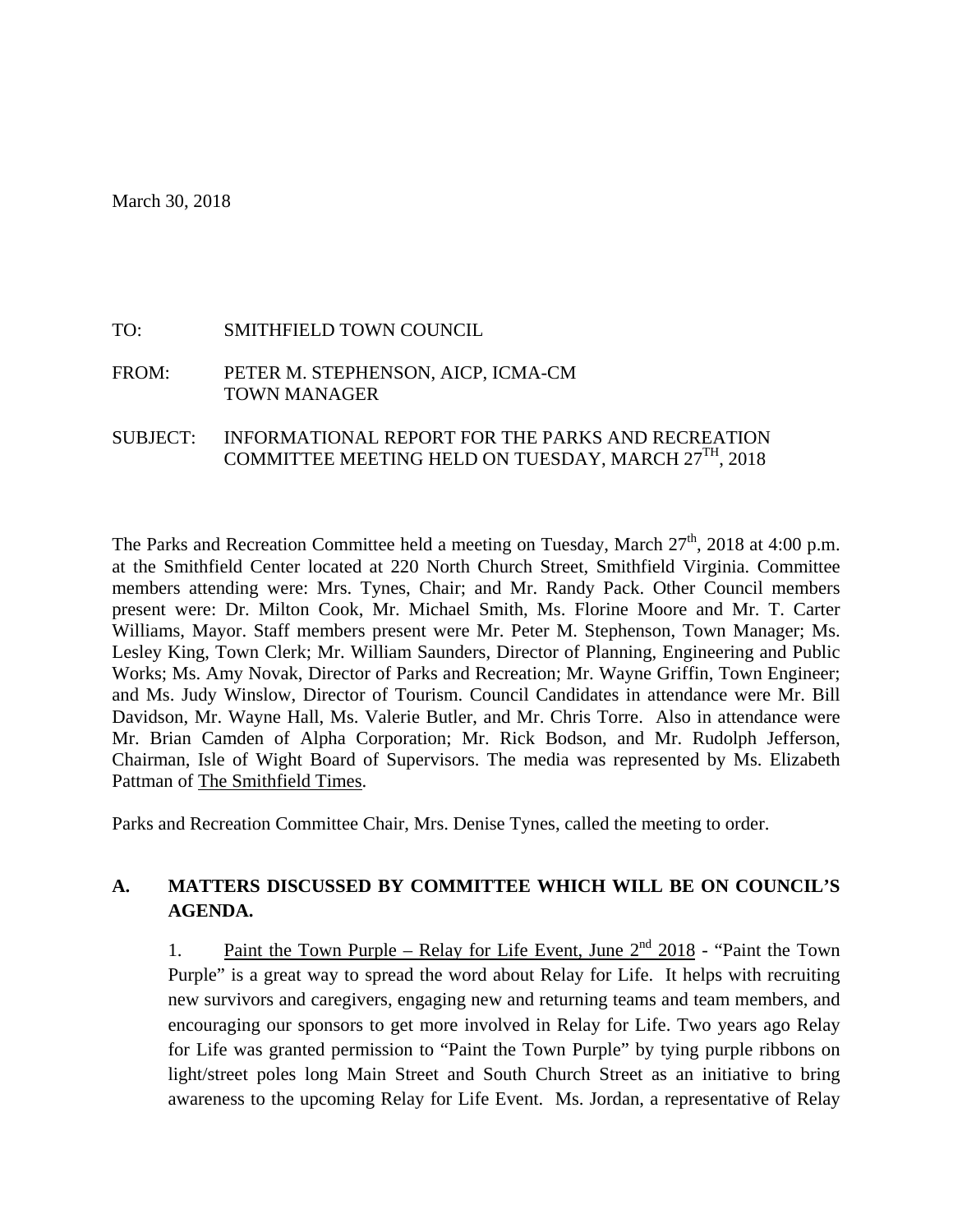March 30, 2018

TO: SMITHFIELD TOWN COUNCIL

FROM: PETER M. STEPHENSON, AICP, ICMA-CM
TOWN MANAGER

SUBJECT: INFORMATIONAL REPORT FOR THE PARKS AND RECREATION COMMITTEE MEETING HELD ON TUESDAY, MARCH 27TH, 2018

The Parks and Recreation Committee held a meeting on Tuesday, March 27th, 2018 at 4:00 p.m. at the Smithfield Center located at 220 North Church Street, Smithfield Virginia. Committee members attending were: Mrs. Tynes, Chair; and Mr. Randy Pack. Other Council members present were: Dr. Milton Cook, Mr. Michael Smith, Ms. Florine Moore and Mr. T. Carter Williams, Mayor. Staff members present were Mr. Peter M. Stephenson, Town Manager; Ms. Lesley King, Town Clerk; Mr. William Saunders, Director of Planning, Engineering and Public Works; Ms. Amy Novak, Director of Parks and Recreation; Mr. Wayne Griffin, Town Engineer; and Ms. Judy Winslow, Director of Tourism. Council Candidates in attendance were Mr. Bill Davidson, Mr. Wayne Hall, Ms. Valerie Butler, and Mr. Chris Torre. Also in attendance were Mr. Brian Camden of Alpha Corporation; Mr. Rick Bodson, and Mr. Rudolph Jefferson, Chairman, Isle of Wight Board of Supervisors. The media was represented by Ms. Elizabeth Pattman of The Smithfield Times.

Parks and Recreation Committee Chair, Mrs. Denise Tynes, called the meeting to order.

## A. MATTERS DISCUSSED BY COMMITTEE WHICH WILL BE ON COUNCIL'S AGENDA.

1. Paint the Town Purple – Relay for Life Event, June 2nd 2018 - "Paint the Town Purple" is a great way to spread the word about Relay for Life. It helps with recruiting new survivors and caregivers, engaging new and returning teams and team members, and encouraging our sponsors to get more involved in Relay for Life. Two years ago Relay for Life was granted permission to "Paint the Town Purple" by tying purple ribbons on light/street poles long Main Street and South Church Street as an initiative to bring awareness to the upcoming Relay for Life Event. Ms. Jordan, a representative of Relay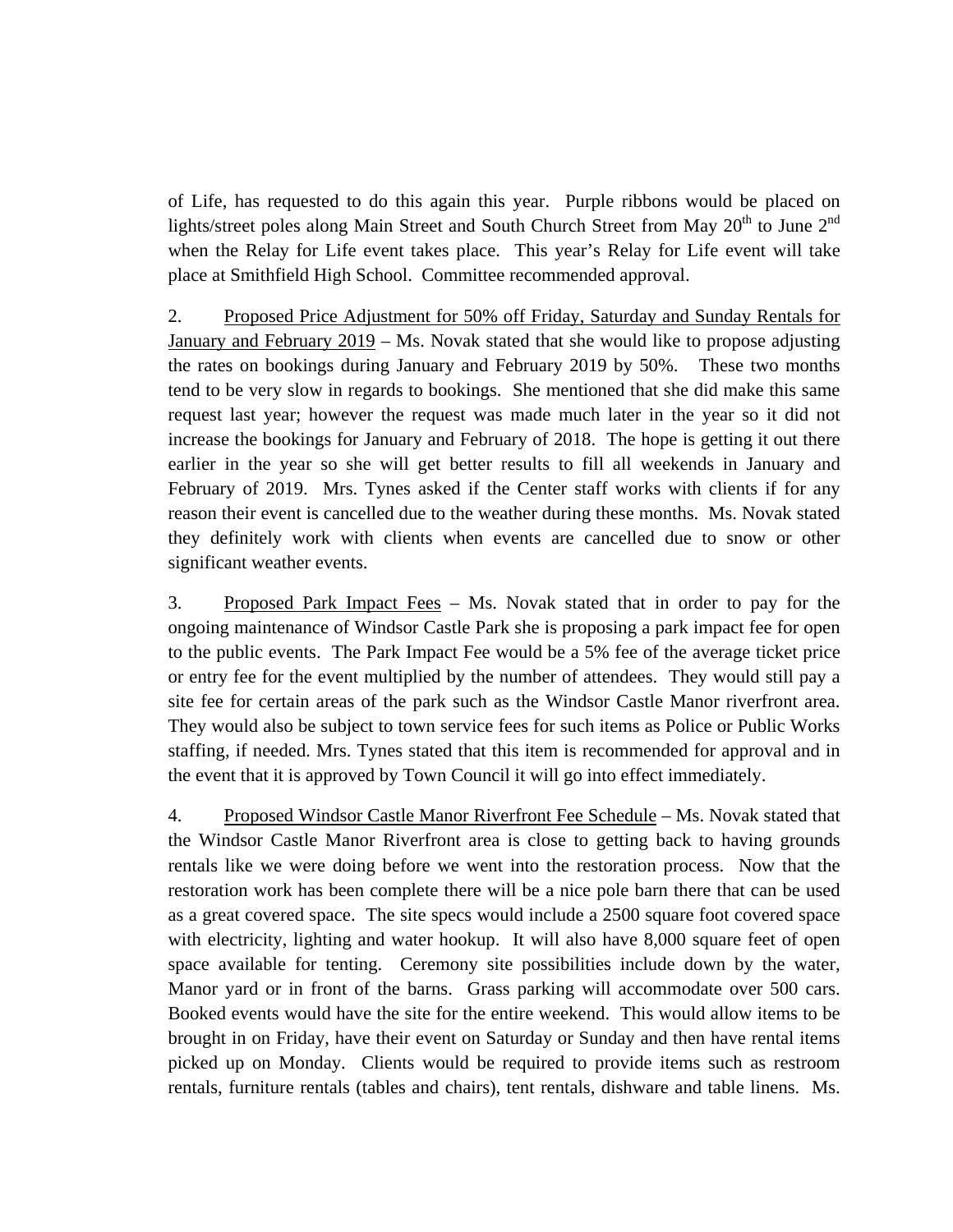of Life, has requested to do this again this year. Purple ribbons would be placed on lights/street poles along Main Street and South Church Street from May 20th to June 2nd when the Relay for Life event takes place. This year's Relay for Life event will take place at Smithfield High School. Committee recommended approval.

2. Proposed Price Adjustment for 50% off Friday, Saturday and Sunday Rentals for January and February 2019 – Ms. Novak stated that she would like to propose adjusting the rates on bookings during January and February 2019 by 50%. These two months tend to be very slow in regards to bookings. She mentioned that she did make this same request last year; however the request was made much later in the year so it did not increase the bookings for January and February of 2018. The hope is getting it out there earlier in the year so she will get better results to fill all weekends in January and February of 2019. Mrs. Tynes asked if the Center staff works with clients if for any reason their event is cancelled due to the weather during these months. Ms. Novak stated they definitely work with clients when events are cancelled due to snow or other significant weather events.

3. Proposed Park Impact Fees – Ms. Novak stated that in order to pay for the ongoing maintenance of Windsor Castle Park she is proposing a park impact fee for open to the public events. The Park Impact Fee would be a 5% fee of the average ticket price or entry fee for the event multiplied by the number of attendees. They would still pay a site fee for certain areas of the park such as the Windsor Castle Manor riverfront area. They would also be subject to town service fees for such items as Police or Public Works staffing, if needed. Mrs. Tynes stated that this item is recommended for approval and in the event that it is approved by Town Council it will go into effect immediately.

4. Proposed Windsor Castle Manor Riverfront Fee Schedule – Ms. Novak stated that the Windsor Castle Manor Riverfront area is close to getting back to having grounds rentals like we were doing before we went into the restoration process. Now that the restoration work has been complete there will be a nice pole barn there that can be used as a great covered space. The site specs would include a 2500 square foot covered space with electricity, lighting and water hookup. It will also have 8,000 square feet of open space available for tenting. Ceremony site possibilities include down by the water, Manor yard or in front of the barns. Grass parking will accommodate over 500 cars. Booked events would have the site for the entire weekend. This would allow items to be brought in on Friday, have their event on Saturday or Sunday and then have rental items picked up on Monday. Clients would be required to provide items such as restroom rentals, furniture rentals (tables and chairs), tent rentals, dishware and table linens. Ms.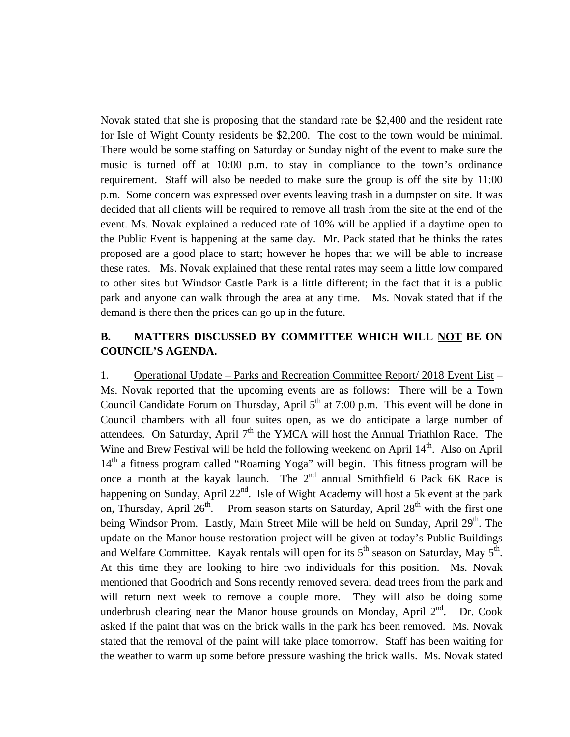Novak stated that she is proposing that the standard rate be $2,400 and the resident rate for Isle of Wight County residents be $2,200. The cost to the town would be minimal. There would be some staffing on Saturday or Sunday night of the event to make sure the music is turned off at 10:00 p.m. to stay in compliance to the town's ordinance requirement. Staff will also be needed to make sure the group is off the site by 11:00 p.m. Some concern was expressed over events leaving trash in a dumpster on site. It was decided that all clients will be required to remove all trash from the site at the end of the event. Ms. Novak explained a reduced rate of 10% will be applied if a daytime open to the Public Event is happening at the same day. Mr. Pack stated that he thinks the rates proposed are a good place to start; however he hopes that we will be able to increase these rates. Ms. Novak explained that these rental rates may seem a little low compared to other sites but Windsor Castle Park is a little different; in the fact that it is a public park and anyone can walk through the area at any time. Ms. Novak stated that if the demand is there then the prices can go up in the future.

**B. MATTERS DISCUSSED BY COMMITTEE WHICH WILL NOT BE ON COUNCIL'S AGENDA.**

1. Operational Update – Parks and Recreation Committee Report/ 2018 Event List – Ms. Novak reported that the upcoming events are as follows: There will be a Town Council Candidate Forum on Thursday, April 5th at 7:00 p.m. This event will be done in Council chambers with all four suites open, as we do anticipate a large number of attendees. On Saturday, April 7th the YMCA will host the Annual Triathlon Race. The Wine and Brew Festival will be held the following weekend on April 14th. Also on April 14th a fitness program called "Roaming Yoga" will begin. This fitness program will be once a month at the kayak launch. The 2nd annual Smithfield 6 Pack 6K Race is happening on Sunday, April 22nd. Isle of Wight Academy will host a 5k event at the park on, Thursday, April 26th. Prom season starts on Saturday, April 28th with the first one being Windsor Prom. Lastly, Main Street Mile will be held on Sunday, April 29th. The update on the Manor house restoration project will be given at today's Public Buildings and Welfare Committee. Kayak rentals will open for its 5th season on Saturday, May 5th. At this time they are looking to hire two individuals for this position. Ms. Novak mentioned that Goodrich and Sons recently removed several dead trees from the park and will return next week to remove a couple more. They will also be doing some underbrush clearing near the Manor house grounds on Monday, April 2nd. Dr. Cook asked if the paint that was on the brick walls in the park has been removed. Ms. Novak stated that the removal of the paint will take place tomorrow. Staff has been waiting for the weather to warm up some before pressure washing the brick walls. Ms. Novak stated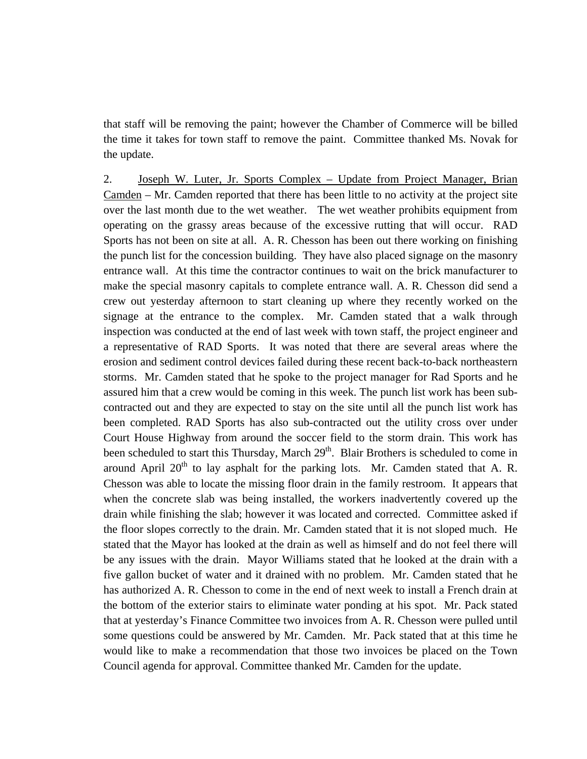that staff will be removing the paint; however the Chamber of Commerce will be billed the time it takes for town staff to remove the paint. Committee thanked Ms. Novak for the update.

2. <u>Joseph W. Luter, Jr. Sports Complex – Update from Project Manager, Brian Camden</u> – Mr. Camden reported that there has been little to no activity at the project site over the last month due to the wet weather. The wet weather prohibits equipment from operating on the grassy areas because of the excessive rutting that will occur. RAD Sports has not been on site at all. A. R. Chesson has been out there working on finishing the punch list for the concession building. They have also placed signage on the masonry entrance wall. At this time the contractor continues to wait on the brick manufacturer to make the special masonry capitals to complete entrance wall. A. R. Chesson did send a crew out yesterday afternoon to start cleaning up where they recently worked on the signage at the entrance to the complex. Mr. Camden stated that a walk through inspection was conducted at the end of last week with town staff, the project engineer and a representative of RAD Sports. It was noted that there are several areas where the erosion and sediment control devices failed during these recent back-to-back northeastern storms. Mr. Camden stated that he spoke to the project manager for Rad Sports and he assured him that a crew would be coming in this week. The punch list work has been sub-contracted out and they are expected to stay on the site until all the punch list work has been completed. RAD Sports has also sub-contracted out the utility cross over under Court House Highway from around the soccer field to the storm drain. This work has been scheduled to start this Thursday, March 29th. Blair Brothers is scheduled to come in around April 20th to lay asphalt for the parking lots. Mr. Camden stated that A. R. Chesson was able to locate the missing floor drain in the family restroom. It appears that when the concrete slab was being installed, the workers inadvertently covered up the drain while finishing the slab; however it was located and corrected. Committee asked if the floor slopes correctly to the drain. Mr. Camden stated that it is not sloped much. He stated that the Mayor has looked at the drain as well as himself and do not feel there will be any issues with the drain. Mayor Williams stated that he looked at the drain with a five gallon bucket of water and it drained with no problem. Mr. Camden stated that he has authorized A. R. Chesson to come in the end of next week to install a French drain at the bottom of the exterior stairs to eliminate water ponding at his spot. Mr. Pack stated that at yesterday's Finance Committee two invoices from A. R. Chesson were pulled until some questions could be answered by Mr. Camden. Mr. Pack stated that at this time he would like to make a recommendation that those two invoices be placed on the Town Council agenda for approval. Committee thanked Mr. Camden for the update.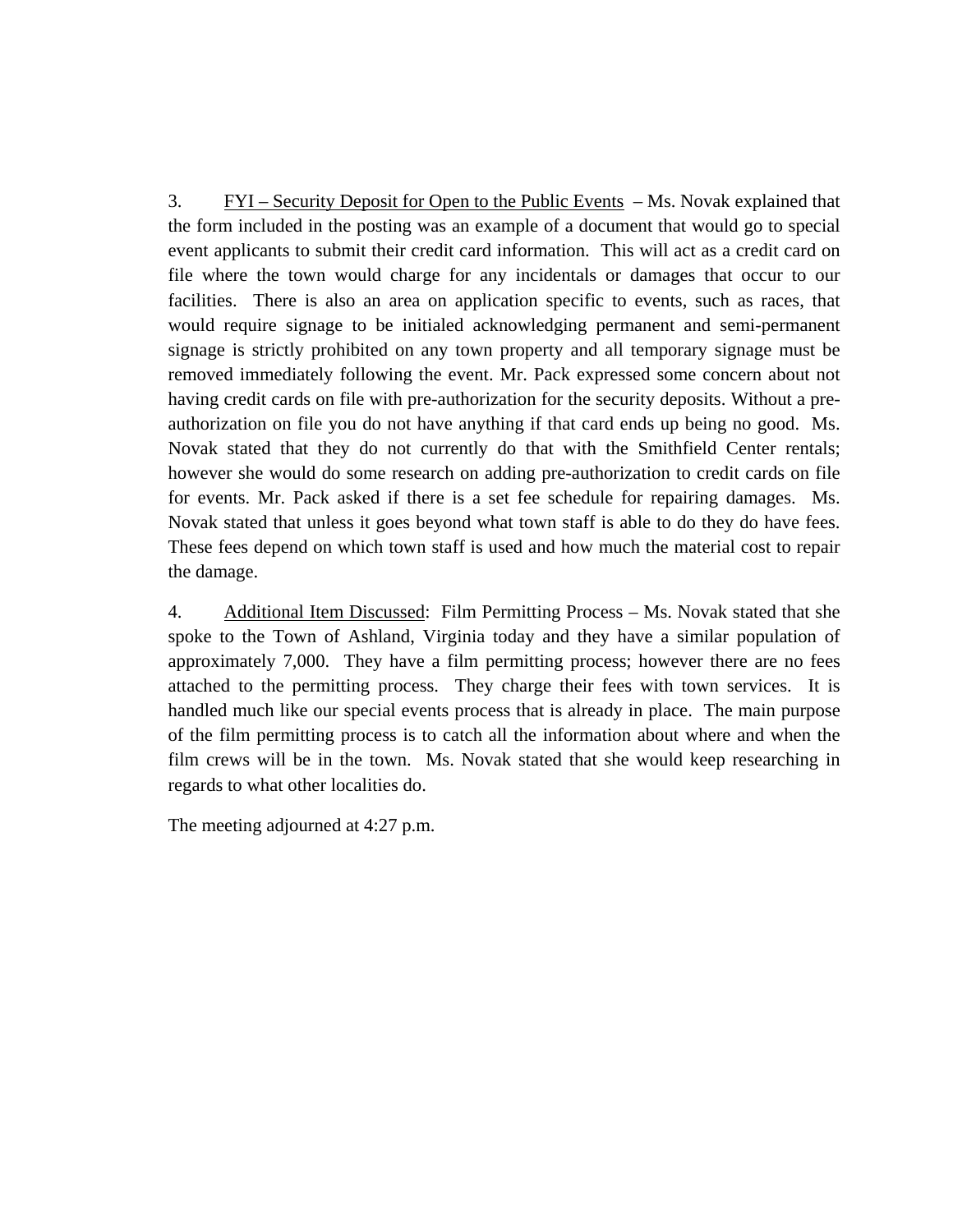3. <u>FYI – Security Deposit for Open to the Public Events</u> – Ms. Novak explained that the form included in the posting was an example of a document that would go to special event applicants to submit their credit card information. This will act as a credit card on file where the town would charge for any incidentals or damages that occur to our facilities. There is also an area on application specific to events, such as races, that would require signage to be initialed acknowledging permanent and semi-permanent signage is strictly prohibited on any town property and all temporary signage must be removed immediately following the event. Mr. Pack expressed some concern about not having credit cards on file with pre-authorization for the security deposits. Without a pre-authorization on file you do not have anything if that card ends up being no good. Ms. Novak stated that they do not currently do that with the Smithfield Center rentals; however she would do some research on adding pre-authorization to credit cards on file for events. Mr. Pack asked if there is a set fee schedule for repairing damages. Ms. Novak stated that unless it goes beyond what town staff is able to do they do have fees. These fees depend on which town staff is used and how much the material cost to repair the damage.

4. <u>Additional Item Discussed</u>: Film Permitting Process – Ms. Novak stated that she spoke to the Town of Ashland, Virginia today and they have a similar population of approximately 7,000. They have a film permitting process; however there are no fees attached to the permitting process. They charge their fees with town services. It is handled much like our special events process that is already in place. The main purpose of the film permitting process is to catch all the information about where and when the film crews will be in the town. Ms. Novak stated that she would keep researching in regards to what other localities do.

The meeting adjourned at 4:27 p.m.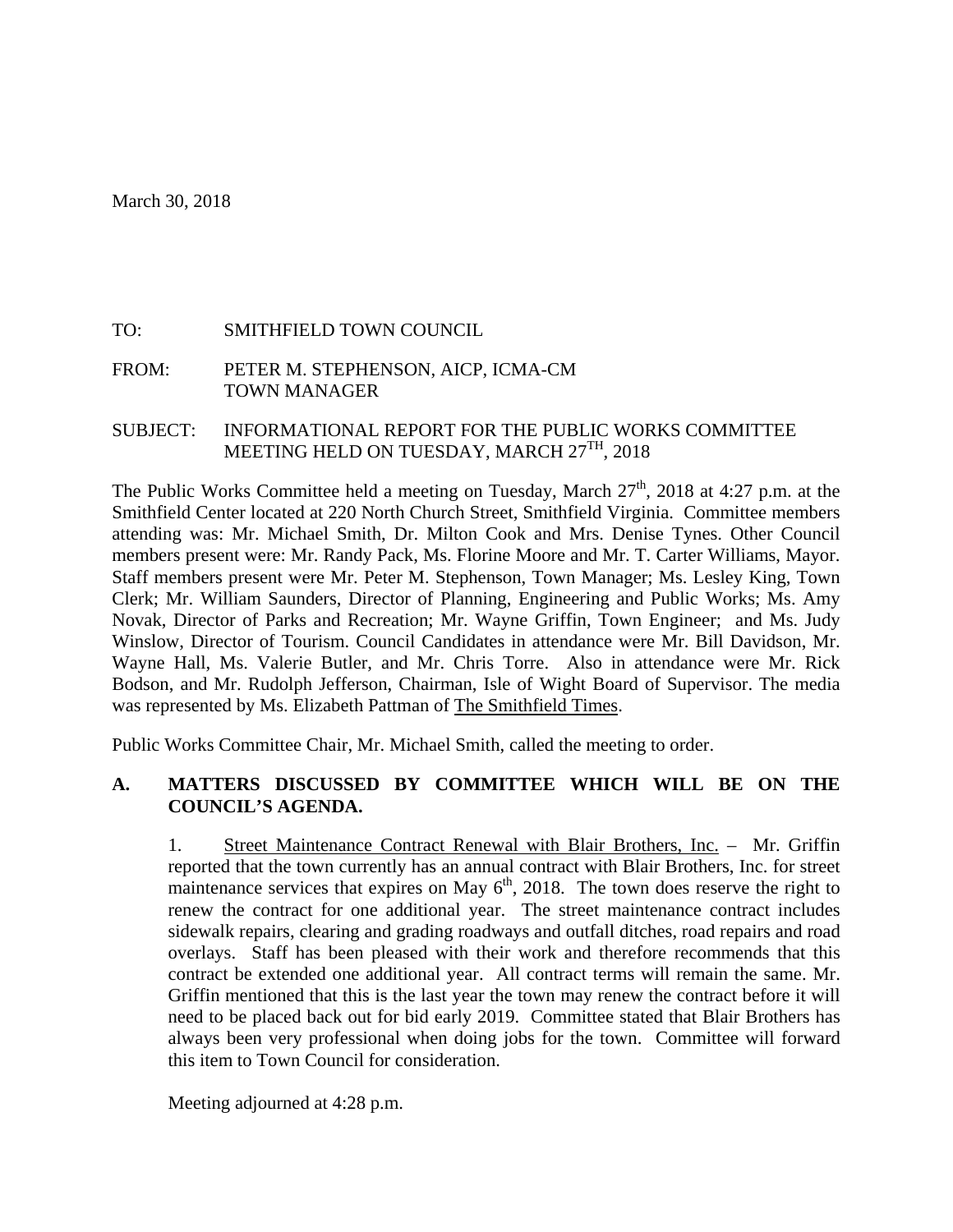March 30, 2018

TO: SMITHFIELD TOWN COUNCIL

FROM: PETER M. STEPHENSON, AICP, ICMA-CM
TOWN MANAGER

SUBJECT: INFORMATIONAL REPORT FOR THE PUBLIC WORKS COMMITTEE MEETING HELD ON TUESDAY, MARCH 27TH, 2018

The Public Works Committee held a meeting on Tuesday, March 27th, 2018 at 4:27 p.m. at the Smithfield Center located at 220 North Church Street, Smithfield Virginia. Committee members attending was: Mr. Michael Smith, Dr. Milton Cook and Mrs. Denise Tynes. Other Council members present were: Mr. Randy Pack, Ms. Florine Moore and Mr. T. Carter Williams, Mayor. Staff members present were Mr. Peter M. Stephenson, Town Manager; Ms. Lesley King, Town Clerk; Mr. William Saunders, Director of Planning, Engineering and Public Works; Ms. Amy Novak, Director of Parks and Recreation; Mr. Wayne Griffin, Town Engineer; and Ms. Judy Winslow, Director of Tourism. Council Candidates in attendance were Mr. Bill Davidson, Mr. Wayne Hall, Ms. Valerie Butler, and Mr. Chris Torre. Also in attendance were Mr. Rick Bodson, and Mr. Rudolph Jefferson, Chairman, Isle of Wight Board of Supervisor. The media was represented by Ms. Elizabeth Pattman of The Smithfield Times.

Public Works Committee Chair, Mr. Michael Smith, called the meeting to order.

**A. MATTERS DISCUSSED BY COMMITTEE WHICH WILL BE ON THE COUNCIL'S AGENDA.**

1. Street Maintenance Contract Renewal with Blair Brothers, Inc. – Mr. Griffin reported that the town currently has an annual contract with Blair Brothers, Inc. for street maintenance services that expires on May 6th, 2018. The town does reserve the right to renew the contract for one additional year. The street maintenance contract includes sidewalk repairs, clearing and grading roadways and outfall ditches, road repairs and road overlays. Staff has been pleased with their work and therefore recommends that this contract be extended one additional year. All contract terms will remain the same. Mr. Griffin mentioned that this is the last year the town may renew the contract before it will need to be placed back out for bid early 2019. Committee stated that Blair Brothers has always been very professional when doing jobs for the town. Committee will forward this item to Town Council for consideration.

Meeting adjourned at 4:28 p.m.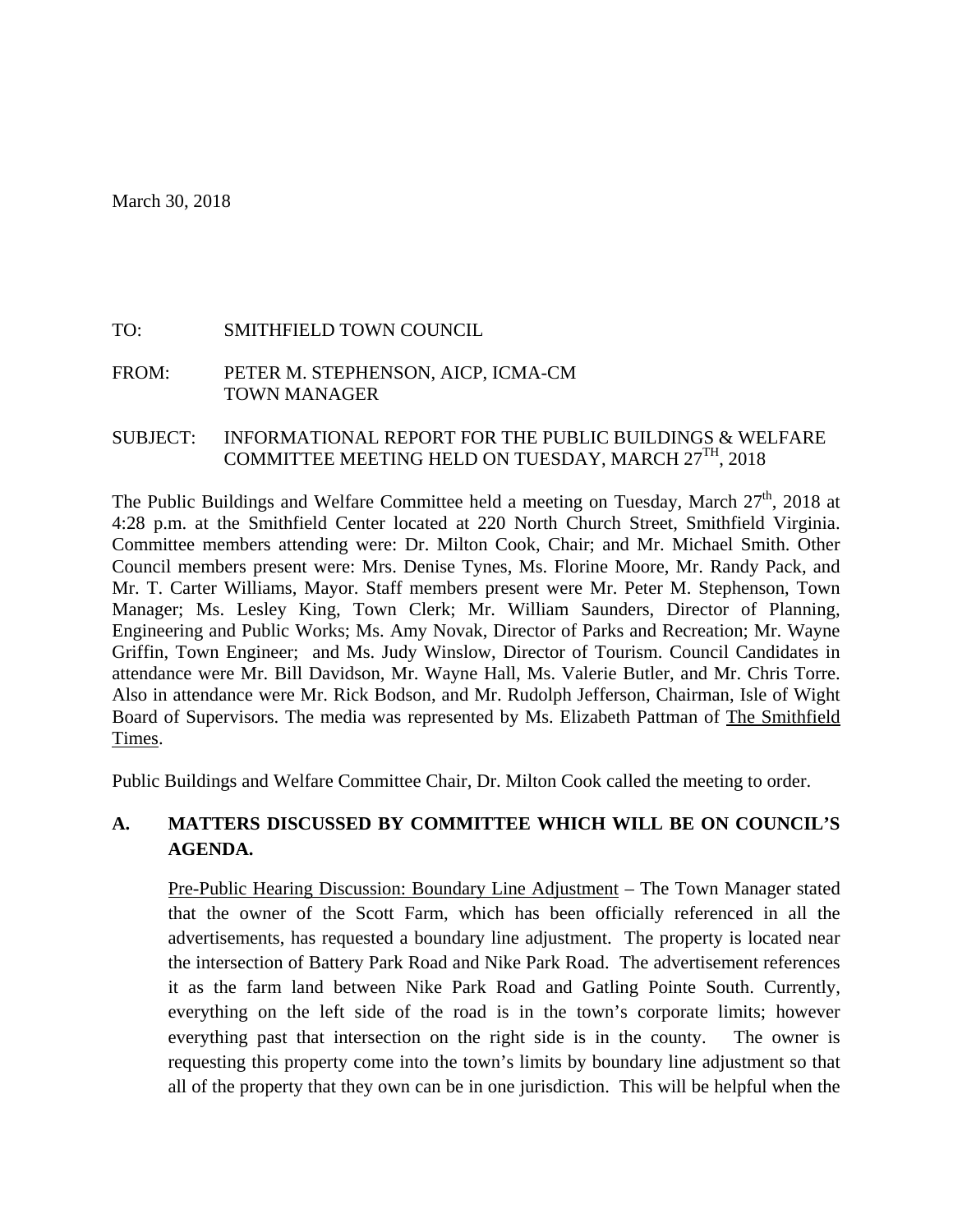March 30, 2018

TO: SMITHFIELD TOWN COUNCIL

FROM: PETER M. STEPHENSON, AICP, ICMA-CM
TOWN MANAGER

SUBJECT: INFORMATIONAL REPORT FOR THE PUBLIC BUILDINGS & WELFARE COMMITTEE MEETING HELD ON TUESDAY, MARCH 27TH, 2018

The Public Buildings and Welfare Committee held a meeting on Tuesday, March 27th, 2018 at 4:28 p.m. at the Smithfield Center located at 220 North Church Street, Smithfield Virginia. Committee members attending were: Dr. Milton Cook, Chair; and Mr. Michael Smith. Other Council members present were: Mrs. Denise Tynes, Ms. Florine Moore, Mr. Randy Pack, and Mr. T. Carter Williams, Mayor. Staff members present were Mr. Peter M. Stephenson, Town Manager; Ms. Lesley King, Town Clerk; Mr. William Saunders, Director of Planning, Engineering and Public Works; Ms. Amy Novak, Director of Parks and Recreation; Mr. Wayne Griffin, Town Engineer; and Ms. Judy Winslow, Director of Tourism. Council Candidates in attendance were Mr. Bill Davidson, Mr. Wayne Hall, Ms. Valerie Butler, and Mr. Chris Torre. Also in attendance were Mr. Rick Bodson, and Mr. Rudolph Jefferson, Chairman, Isle of Wight Board of Supervisors. The media was represented by Ms. Elizabeth Pattman of The Smithfield Times.

Public Buildings and Welfare Committee Chair, Dr. Milton Cook called the meeting to order.

## A. MATTERS DISCUSSED BY COMMITTEE WHICH WILL BE ON COUNCIL'S AGENDA.

Pre-Public Hearing Discussion: Boundary Line Adjustment – The Town Manager stated that the owner of the Scott Farm, which has been officially referenced in all the advertisements, has requested a boundary line adjustment. The property is located near the intersection of Battery Park Road and Nike Park Road. The advertisement references it as the farm land between Nike Park Road and Gatling Pointe South. Currently, everything on the left side of the road is in the town's corporate limits; however everything past that intersection on the right side is in the county. The owner is requesting this property come into the town's limits by boundary line adjustment so that all of the property that they own can be in one jurisdiction. This will be helpful when the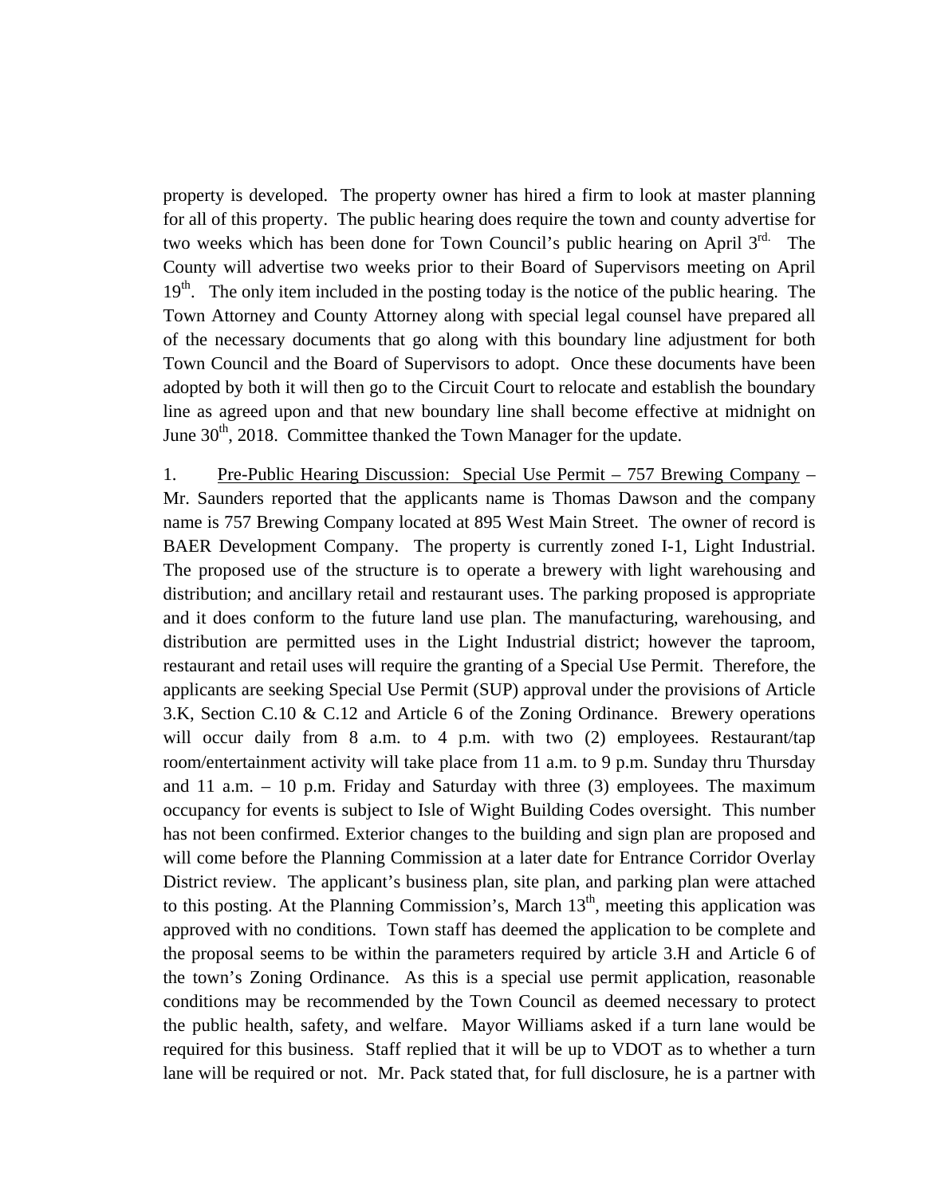property is developed. The property owner has hired a firm to look at master planning for all of this property. The public hearing does require the town and county advertise for two weeks which has been done for Town Council's public hearing on April 3rd. The County will advertise two weeks prior to their Board of Supervisors meeting on April 19th. The only item included in the posting today is the notice of the public hearing. The Town Attorney and County Attorney along with special legal counsel have prepared all of the necessary documents that go along with this boundary line adjustment for both Town Council and the Board of Supervisors to adopt. Once these documents have been adopted by both it will then go to the Circuit Court to relocate and establish the boundary line as agreed upon and that new boundary line shall become effective at midnight on June 30th, 2018. Committee thanked the Town Manager for the update.

1. Pre-Public Hearing Discussion: Special Use Permit – 757 Brewing Company – Mr. Saunders reported that the applicants name is Thomas Dawson and the company name is 757 Brewing Company located at 895 West Main Street. The owner of record is BAER Development Company. The property is currently zoned I-1, Light Industrial. The proposed use of the structure is to operate a brewery with light warehousing and distribution; and ancillary retail and restaurant uses. The parking proposed is appropriate and it does conform to the future land use plan. The manufacturing, warehousing, and distribution are permitted uses in the Light Industrial district; however the taproom, restaurant and retail uses will require the granting of a Special Use Permit. Therefore, the applicants are seeking Special Use Permit (SUP) approval under the provisions of Article 3.K, Section C.10 & C.12 and Article 6 of the Zoning Ordinance. Brewery operations will occur daily from 8 a.m. to 4 p.m. with two (2) employees. Restaurant/tap room/entertainment activity will take place from 11 a.m. to 9 p.m. Sunday thru Thursday and 11 a.m. – 10 p.m. Friday and Saturday with three (3) employees. The maximum occupancy for events is subject to Isle of Wight Building Codes oversight. This number has not been confirmed. Exterior changes to the building and sign plan are proposed and will come before the Planning Commission at a later date for Entrance Corridor Overlay District review. The applicant's business plan, site plan, and parking plan were attached to this posting. At the Planning Commission's, March 13th, meeting this application was approved with no conditions. Town staff has deemed the application to be complete and the proposal seems to be within the parameters required by article 3.H and Article 6 of the town's Zoning Ordinance. As this is a special use permit application, reasonable conditions may be recommended by the Town Council as deemed necessary to protect the public health, safety, and welfare. Mayor Williams asked if a turn lane would be required for this business. Staff replied that it will be up to VDOT as to whether a turn lane will be required or not. Mr. Pack stated that, for full disclosure, he is a partner with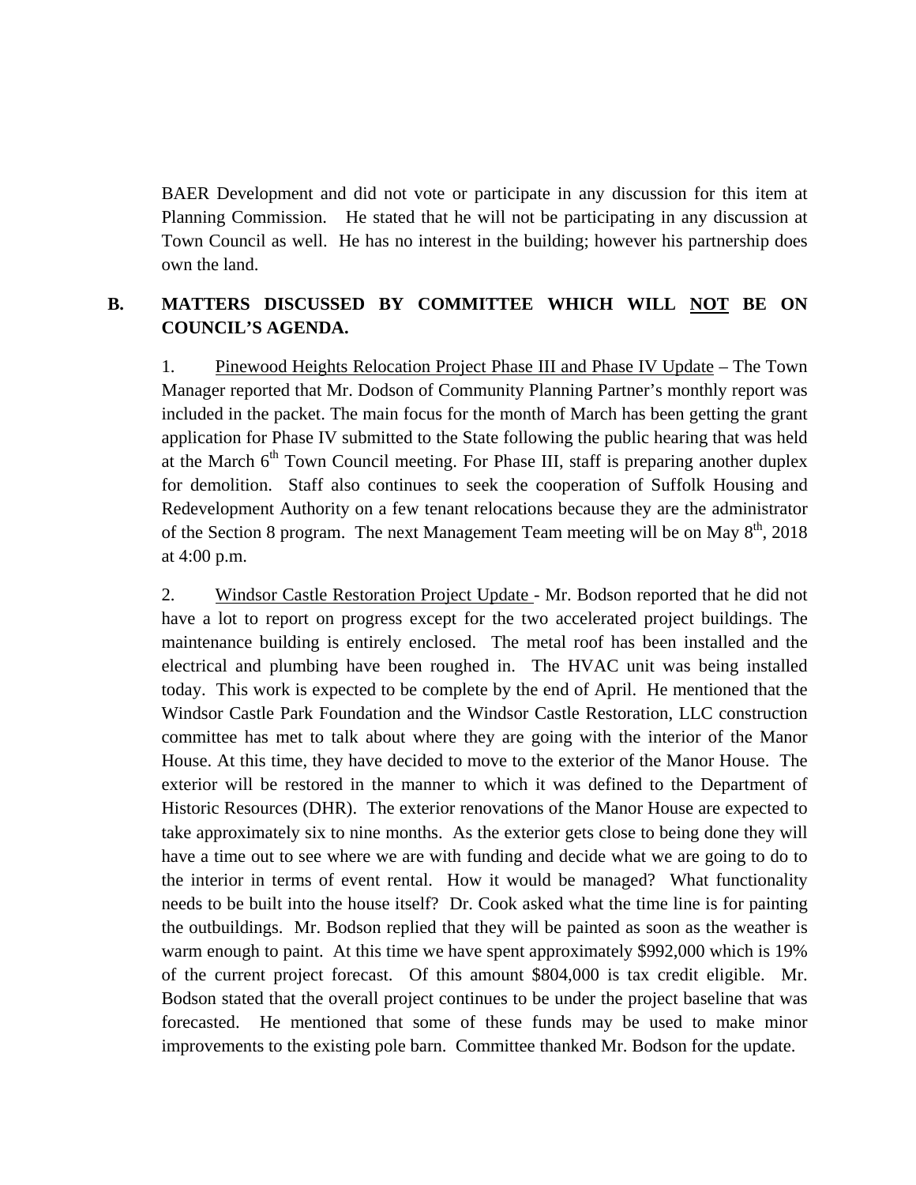BAER Development and did not vote or participate in any discussion for this item at Planning Commission. He stated that he will not be participating in any discussion at Town Council as well. He has no interest in the building; however his partnership does own the land.

**B. MATTERS DISCUSSED BY COMMITTEE WHICH WILL <u>NOT</u> BE ON COUNCIL'S AGENDA.**

1. <u>Pinewood Heights Relocation Project Phase III and Phase IV Update</u> – The Town Manager reported that Mr. Dodson of Community Planning Partner's monthly report was included in the packet. The main focus for the month of March has been getting the grant application for Phase IV submitted to the State following the public hearing that was held at the March 6th Town Council meeting. For Phase III, staff is preparing another duplex for demolition. Staff also continues to seek the cooperation of Suffolk Housing and Redevelopment Authority on a few tenant relocations because they are the administrator of the Section 8 program. The next Management Team meeting will be on May 8th, 2018 at 4:00 p.m.

2. <u>Windsor Castle Restoration Project Update</u> - Mr. Bodson reported that he did not have a lot to report on progress except for the two accelerated project buildings. The maintenance building is entirely enclosed. The metal roof has been installed and the electrical and plumbing have been roughed in. The HVAC unit was being installed today. This work is expected to be complete by the end of April. He mentioned that the Windsor Castle Park Foundation and the Windsor Castle Restoration, LLC construction committee has met to talk about where they are going with the interior of the Manor House. At this time, they have decided to move to the exterior of the Manor House. The exterior will be restored in the manner to which it was defined to the Department of Historic Resources (DHR). The exterior renovations of the Manor House are expected to take approximately six to nine months. As the exterior gets close to being done they will have a time out to see where we are with funding and decide what we are going to do to the interior in terms of event rental. How it would be managed? What functionality needs to be built into the house itself? Dr. Cook asked what the time line is for painting the outbuildings. Mr. Bodson replied that they will be painted as soon as the weather is warm enough to paint. At this time we have spent approximately $992,000 which is 19% of the current project forecast. Of this amount $804,000 is tax credit eligible. Mr. Bodson stated that the overall project continues to be under the project baseline that was forecasted. He mentioned that some of these funds may be used to make minor improvements to the existing pole barn. Committee thanked Mr. Bodson for the update.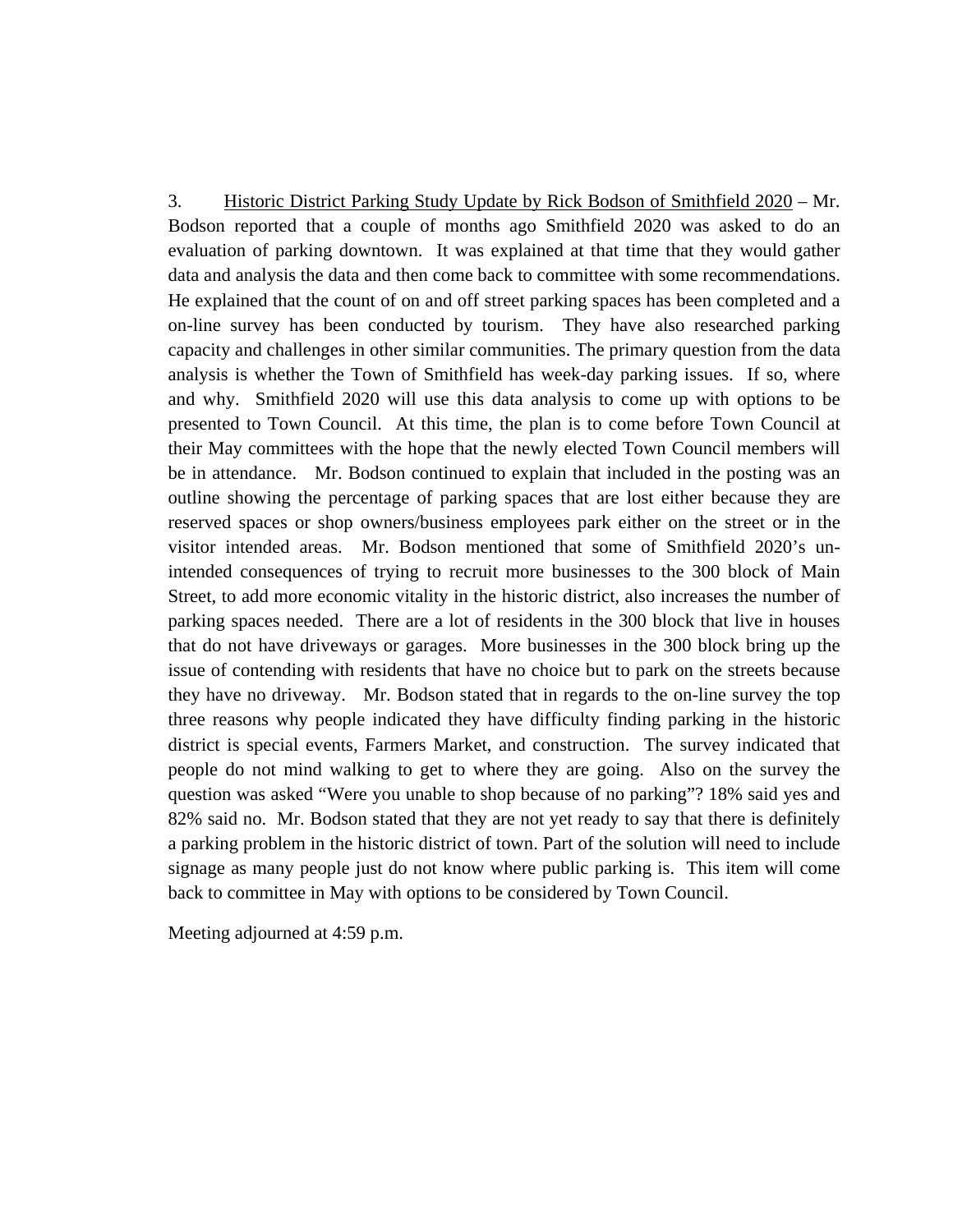3. <u>Historic District Parking Study Update by Rick Bodson of Smithfield 2020</u> – Mr. Bodson reported that a couple of months ago Smithfield 2020 was asked to do an evaluation of parking downtown. It was explained at that time that they would gather data and analysis the data and then come back to committee with some recommendations. He explained that the count of on and off street parking spaces has been completed and a on-line survey has been conducted by tourism. They have also researched parking capacity and challenges in other similar communities. The primary question from the data analysis is whether the Town of Smithfield has week-day parking issues. If so, where and why. Smithfield 2020 will use this data analysis to come up with options to be presented to Town Council. At this time, the plan is to come before Town Council at their May committees with the hope that the newly elected Town Council members will be in attendance. Mr. Bodson continued to explain that included in the posting was an outline showing the percentage of parking spaces that are lost either because they are reserved spaces or shop owners/business employees park either on the street or in the visitor intended areas. Mr. Bodson mentioned that some of Smithfield 2020's un-intended consequences of trying to recruit more businesses to the 300 block of Main Street, to add more economic vitality in the historic district, also increases the number of parking spaces needed. There are a lot of residents in the 300 block that live in houses that do not have driveways or garages. More businesses in the 300 block bring up the issue of contending with residents that have no choice but to park on the streets because they have no driveway. Mr. Bodson stated that in regards to the on-line survey the top three reasons why people indicated they have difficulty finding parking in the historic district is special events, Farmers Market, and construction. The survey indicated that people do not mind walking to get to where they are going. Also on the survey the question was asked "Were you unable to shop because of no parking"? 18% said yes and 82% said no. Mr. Bodson stated that they are not yet ready to say that there is definitely a parking problem in the historic district of town. Part of the solution will need to include signage as many people just do not know where public parking is. This item will come back to committee in May with options to be considered by Town Council.

Meeting adjourned at 4:59 p.m.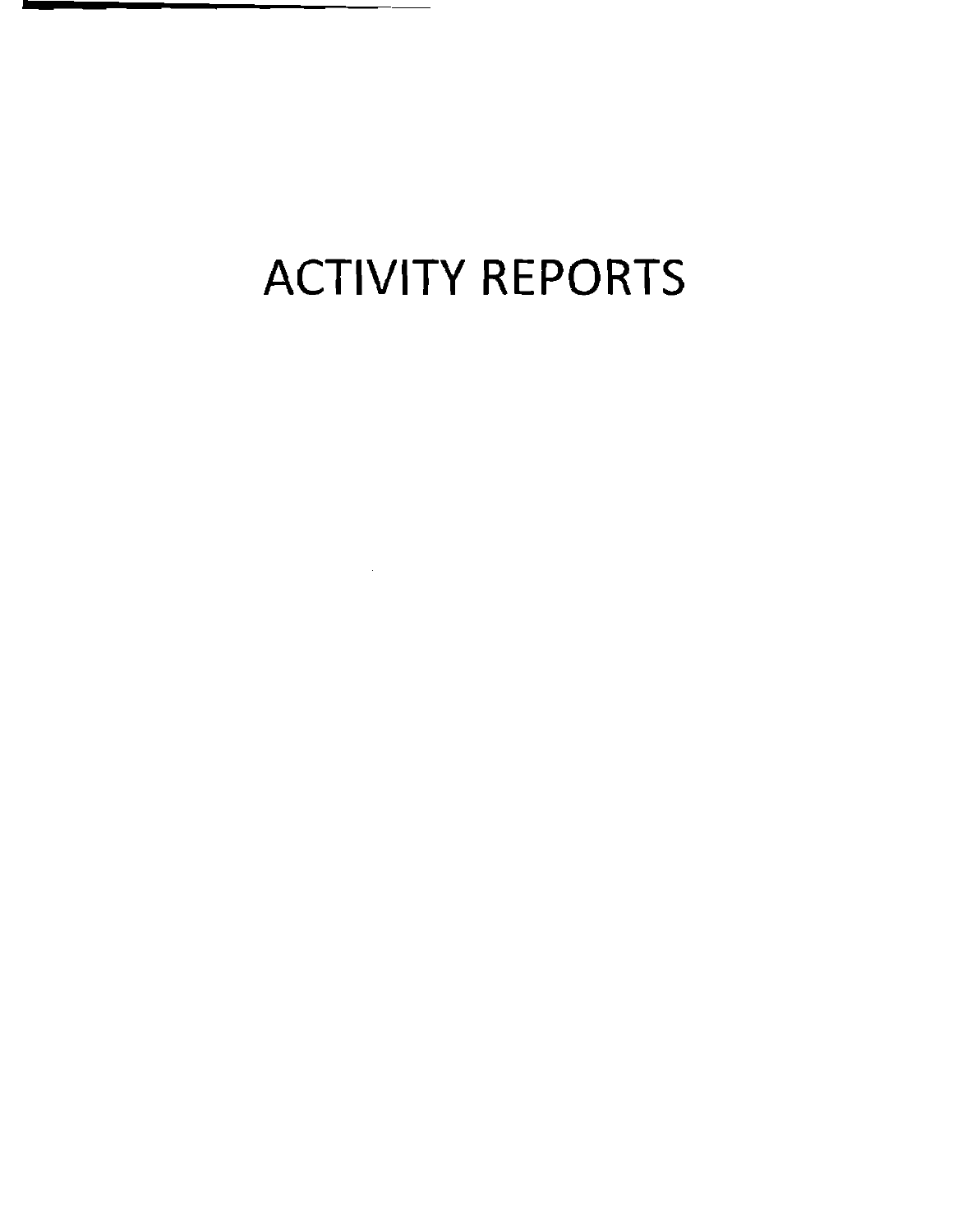# ACTIVITY REPORTS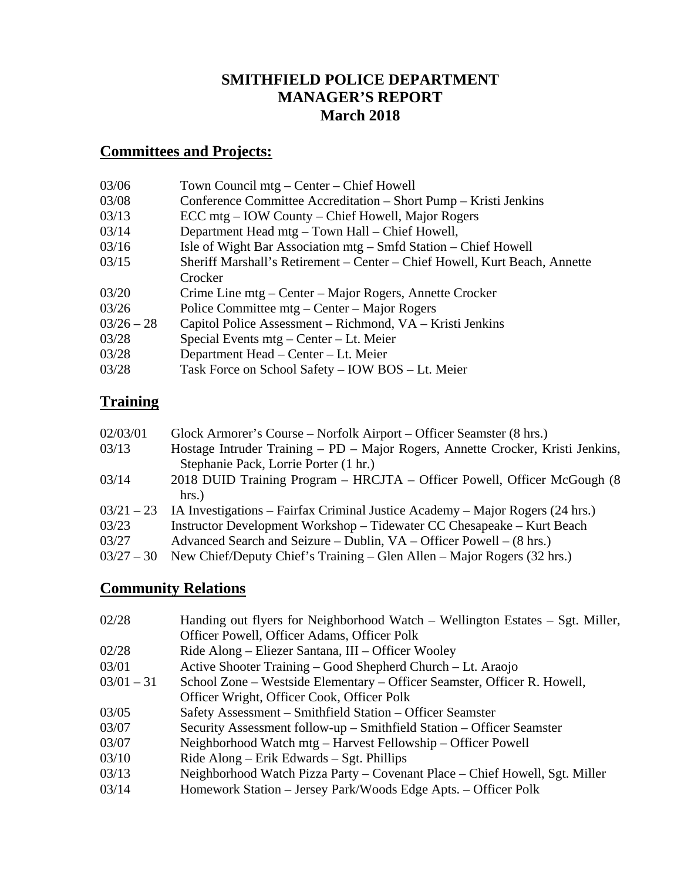# SMITHFIELD POLICE DEPARTMENT
# MANAGER'S REPORT
# March 2018

## Committees and Projects:

| | |
|---|---|
| 03/06 | Town Council mtg – Center – Chief Howell |
| 03/08 | Conference Committee Accreditation – Short Pump – Kristi Jenkins |
| 03/13 | ECC mtg – IOW County – Chief Howell, Major Rogers |
| 03/14 | Department Head mtg – Town Hall – Chief Howell, |
| 03/16 | Isle of Wight Bar Association mtg – Smfd Station – Chief Howell |
| 03/15 | Sheriff Marshall's Retirement – Center – Chief Howell, Kurt Beach, Annette Crocker |
| 03/20 | Crime Line mtg – Center – Major Rogers, Annette Crocker |
| 03/26 | Police Committee mtg – Center – Major Rogers |
| 03/26 – 28 | Capitol Police Assessment – Richmond, VA – Kristi Jenkins |
| 03/28 | Special Events mtg – Center – Lt. Meier |
| 03/28 | Department Head – Center – Lt. Meier |
| 03/28 | Task Force on School Safety – IOW BOS – Lt. Meier |

## Training

| | |
|---|---|
| 02/03/01 | Glock Armorer's Course – Norfolk Airport – Officer Seamster (8 hrs.) |
| 03/13 | Hostage Intruder Training – PD – Major Rogers, Annette Crocker, Kristi Jenkins, Stephanie Pack, Lorrie Porter (1 hr.) |
| 03/14 | 2018 DUID Training Program – HRCJTA – Officer Powell, Officer McGough (8 hrs.) |
| 03/21 – 23 | IA Investigations – Fairfax Criminal Justice Academy – Major Rogers (24 hrs.) |
| 03/23 | Instructor Development Workshop – Tidewater CC Chesapeake – Kurt Beach |
| 03/27 | Advanced Search and Seizure – Dublin, VA – Officer Powell – (8 hrs.) |
| 03/27 – 30 | New Chief/Deputy Chief's Training – Glen Allen – Major Rogers (32 hrs.) |

## Community Relations

| | |
|---|---|
| 02/28 | Handing out flyers for Neighborhood Watch – Wellington Estates – Sgt. Miller, Officer Powell, Officer Adams, Officer Polk |
| 02/28 | Ride Along – Eliezer Santana, III – Officer Wooley |
| 03/01 | Active Shooter Training – Good Shepherd Church – Lt. Araojo |
| 03/01 – 31 | School Zone – Westside Elementary – Officer Seamster, Officer R. Howell, Officer Wright, Officer Cook, Officer Polk |
| 03/05 | Safety Assessment – Smithfield Station – Officer Seamster |
| 03/07 | Security Assessment follow-up – Smithfield Station – Officer Seamster |
| 03/07 | Neighborhood Watch mtg – Harvest Fellowship – Officer Powell |
| 03/10 | Ride Along – Erik Edwards – Sgt. Phillips |
| 03/13 | Neighborhood Watch Pizza Party – Covenant Place – Chief Howell, Sgt. Miller |
| 03/14 | Homework Station – Jersey Park/Woods Edge Apts. – Officer Polk |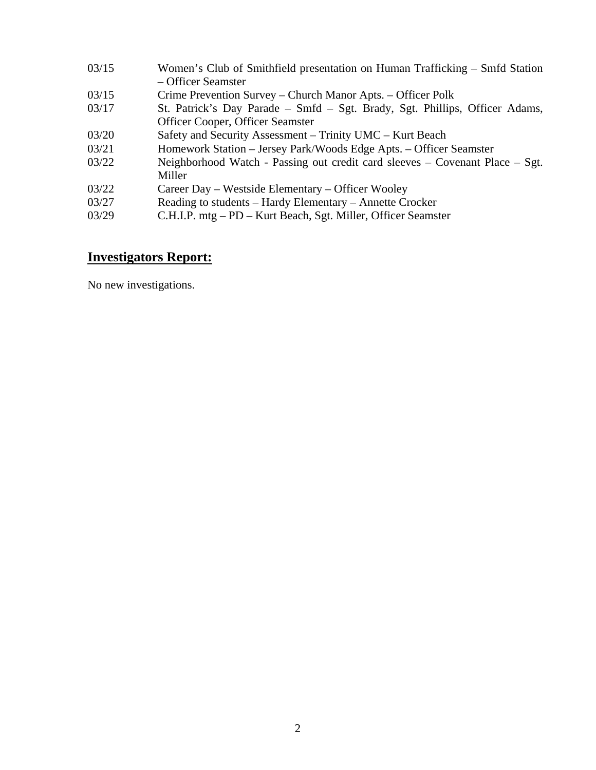03/15 Women's Club of Smithfield presentation on Human Trafficking – Smfd Station – Officer Seamster
03/15 Crime Prevention Survey – Church Manor Apts. – Officer Polk
03/17 St. Patrick's Day Parade – Smfd – Sgt. Brady, Sgt. Phillips, Officer Adams, Officer Cooper, Officer Seamster
03/20 Safety and Security Assessment – Trinity UMC – Kurt Beach
03/21 Homework Station – Jersey Park/Woods Edge Apts. – Officer Seamster
03/22 Neighborhood Watch - Passing out credit card sleeves – Covenant Place – Sgt. Miller
03/22 Career Day – Westside Elementary – Officer Wooley
03/27 Reading to students – Hardy Elementary – Annette Crocker
03/29 C.H.I.P. mtg – PD – Kurt Beach, Sgt. Miller, Officer Seamster

## **Investigators Report:**

No new investigations.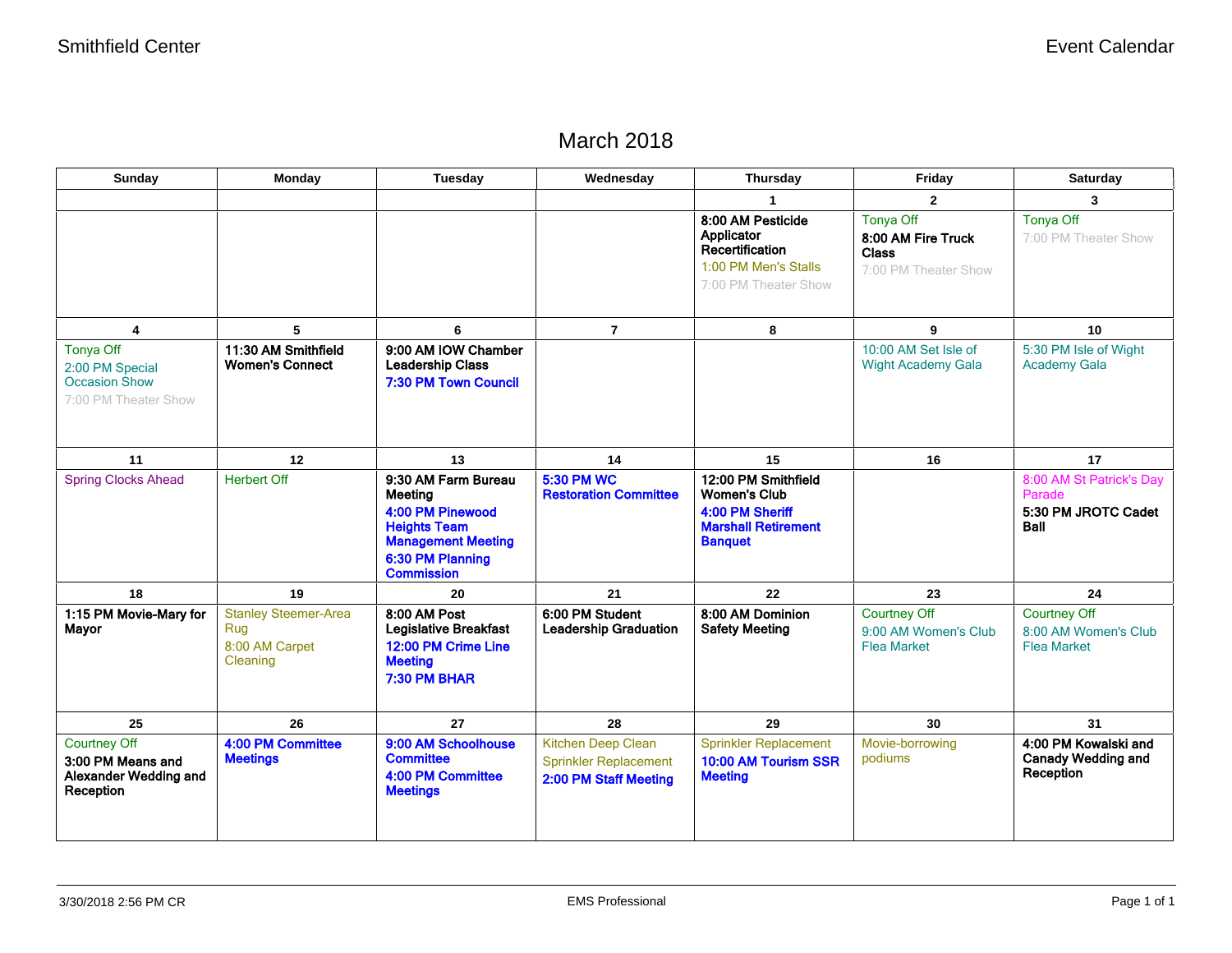Smithfield Center — Event Calendar

# March 2018

| Sunday | Monday | Tuesday | Wednesday | Thursday | Friday | Saturday |
|---|---|---|---|---|---|---|
| | | | | **1** | **2** | **3** |
| | | | | **8:00 AM Pesticide Applicator Recertification**<br>1:00 PM Men's Stalls<br>7:00 PM Theater Show | Tonya Off<br>**8:00 AM Fire Truck Class**<br>7:00 PM Theater Show | Tonya Off<br>7:00 PM Theater Show |
| **4** | **5** | **6** | **7** | **8** | **9** | **10** |
| Tonya Off<br>2:00 PM Special Occasion Show<br>7:00 PM Theater Show | **11:30 AM Smithfield Women's Connect** | **9:00 AM IOW Chamber Leadership Class**<br>**7:30 PM Town Council** | | | 10:00 AM Set Isle of Wight Academy Gala | 5:30 PM Isle of Wight Academy Gala |
| **11** | **12** | **13** | **14** | **15** | **16** | **17** |
| Spring Clocks Ahead | Herbert Off | **9:30 AM Farm Bureau Meeting**<br>**4:00 PM Pinewood Heights Team Management Meeting**<br>**6:30 PM Planning Commission** | **5:30 PM WC Restoration Committee** | **12:00 PM Smithfield Women's Club**<br>**4:00 PM Sheriff Marshall Retirement Banquet** | | 8:00 AM St Patrick's Day Parade<br>**5:30 PM JROTC Cadet Ball** |
| **18** | **19** | **20** | **21** | **22** | **23** | **24** |
| **1:15 PM Movie-Mary for Mayor** | Stanley Steemer-Area Rug<br>8:00 AM Carpet Cleaning | **8:00 AM Post Legislative Breakfast**<br>**12:00 PM Crime Line Meeting**<br>**7:30 PM BHAR** | **6:00 PM Student Leadership Graduation** | **8:00 AM Dominion Safety Meeting** | Courtney Off<br>9:00 AM Women's Club Flea Market | Courtney Off<br>8:00 AM Women's Club Flea Market |
| **25** | **26** | **27** | **28** | **29** | **30** | **31** |
| Courtney Off<br>**3:00 PM Means and Alexander Wedding and Reception** | **4:00 PM Committee Meetings** | **9:00 AM Schoolhouse Committee**<br>**4:00 PM Committee Meetings** | Kitchen Deep Clean<br>Sprinkler Replacement<br>**2:00 PM Staff Meeting** | Sprinkler Replacement<br>**10:00 AM Tourism SSR Meeting** | Movie-borrowing podiums | **4:00 PM Kowalski and Canady Wedding and Reception** |

3/30/2018 2:56 PM CR — EMS Professional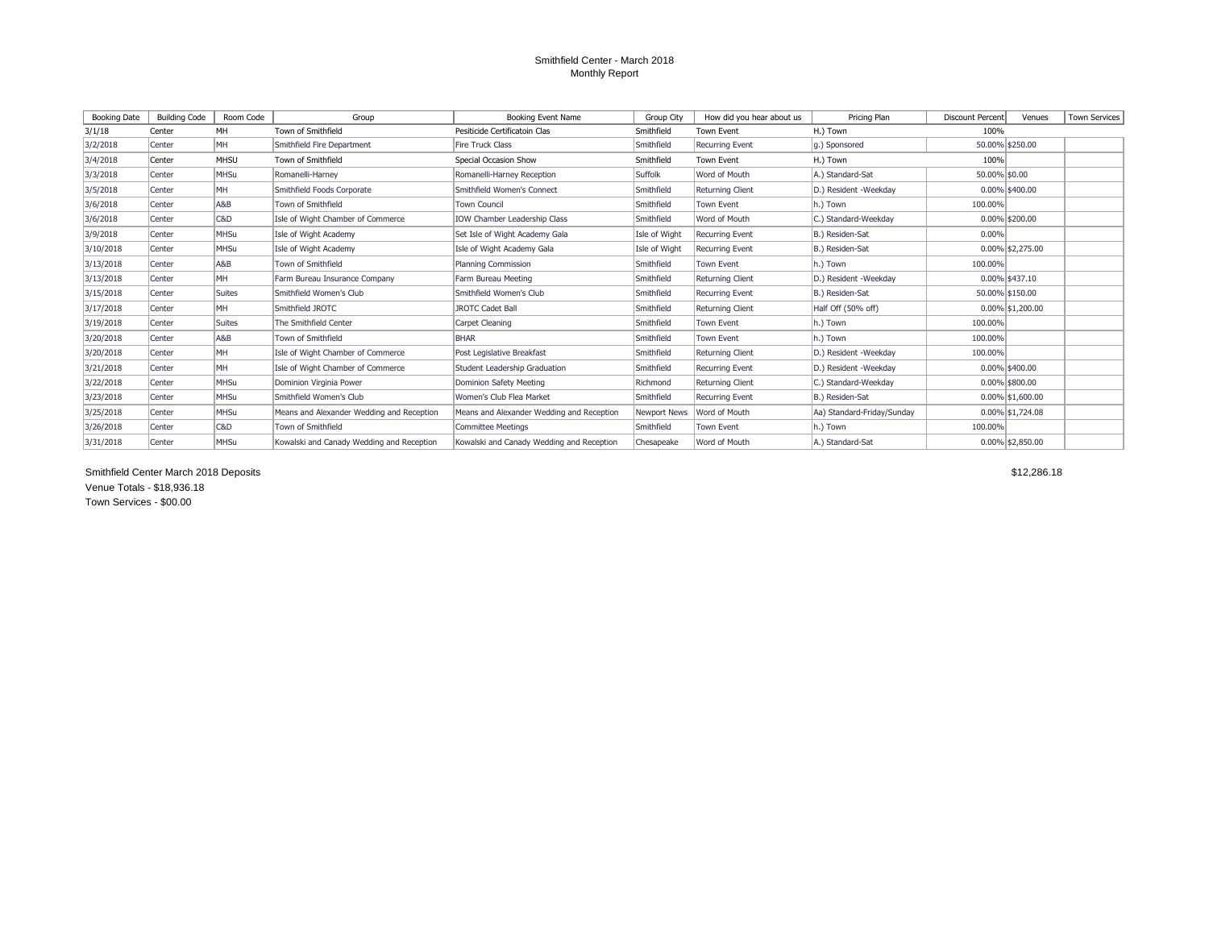Smithfield Center - March 2018
Monthly Report

| Booking Date | Building Code | Room Code | Group | Booking Event Name | Group City | How did you hear about us | Pricing Plan | Discount Percent | Venues | Town Services |
|---|---|---|---|---|---|---|---|---|---|---|
| 3/1/18 | Center | MH | Town of Smithfield | Pesiticide Certificatoin Clas | Smithfield | Town Event | H.) Town | 100% | | |
| 3/2/2018 | Center | MH | Smithfield Fire Department | Fire Truck Class | Smithfield | Recurring Event | g.) Sponsored | 50.00% | $250.00 | |
| 3/4/2018 | Center | MHSU | Town of Smithfield | Special Occasion Show | Smithfield | Town Event | H.) Town | 100% | | |
| 3/3/2018 | Center | MHSu | Romanelli-Harney | Romanelli-Harney Reception | Suffolk | Word of Mouth | A.) Standard-Sat | 50.00% | $0.00 | |
| 3/5/2018 | Center | MH | Smithfield Foods Corporate | Smithfield Women's Connect | Smithfield | Returning Client | D.) Resident -Weekday | 0.00% | $400.00 | |
| 3/6/2018 | Center | A&B | Town of Smithfield | Town Council | Smithfield | Town Event | h.) Town | 100.00% | | |
| 3/6/2018 | Center | C&D | Isle of Wight Chamber of Commerce | IOW Chamber Leadership Class | Smithfield | Word of Mouth | C.) Standard-Weekday | 0.00% | $200.00 | |
| 3/9/2018 | Center | MHSu | Isle of Wight Academy | Set Isle of Wight Academy Gala | Isle of Wight | Recurring Event | B.) Residen-Sat | 0.00% | | |
| 3/10/2018 | Center | MHSu | Isle of Wight Academy | Isle of Wight Academy Gala | Isle of Wight | Recurring Event | B.) Residen-Sat | 0.00% | $2,275.00 | |
| 3/13/2018 | Center | A&B | Town of Smithfield | Planning Commission | Smithfield | Town Event | h.) Town | 100.00% | | |
| 3/13/2018 | Center | MH | Farm Bureau Insurance Company | Farm Bureau Meeting | Smithfield | Returning Client | D.) Resident -Weekday | 0.00% | $437.10 | |
| 3/15/2018 | Center | Suites | Smithfield Women's Club | Smithfield Women's Club | Smithfield | Recurring Event | B.) Residen-Sat | 50.00% | $150.00 | |
| 3/17/2018 | Center | MH | Smithfield JROTC | JROTC Cadet Ball | Smithfield | Returning Client | Half Off (50% off) | 0.00% | $1,200.00 | |
| 3/19/2018 | Center | Suites | The Smithfield Center | Carpet Cleaning | Smithfield | Town Event | h.) Town | 100.00% | | |
| 3/20/2018 | Center | A&B | Town of Smithfield | BHAR | Smithfield | Town Event | h.) Town | 100.00% | | |
| 3/20/2018 | Center | MH | Isle of Wight Chamber of Commerce | Post Legislative Breakfast | Smithfield | Returning Client | D.) Resident -Weekday | 100.00% | | |
| 3/21/2018 | Center | MH | Isle of Wight Chamber of Commerce | Student Leadership Graduation | Smithfield | Recurring Event | D.) Resident -Weekday | 0.00% | $400.00 | |
| 3/22/2018 | Center | MHSu | Dominion Virginia Power | Dominion Safety Meeting | Richmond | Returning Client | C.) Standard-Weekday | 0.00% | $800.00 | |
| 3/23/2018 | Center | MHSu | Smithfield Women's Club | Women's Club Flea Market | Smithfield | Recurring Event | B.) Residen-Sat | 0.00% | $1,600.00 | |
| 3/25/2018 | Center | MHSu | Means and Alexander Wedding and Reception | Means and Alexander Wedding and Reception | Newport News | Word of Mouth | Aa) Standard-Friday/Sunday | 0.00% | $1,724.08 | |
| 3/26/2018 | Center | C&D | Town of Smithfield | Committee Meetings | Smithfield | Town Event | h.) Town | 100.00% | | |
| 3/31/2018 | Center | MHSu | Kowalski and Canady Wedding and Reception | Kowalski and Canady Wedding and Reception | Chesapeake | Word of Mouth | A.) Standard-Sat | 0.00% | $2,850.00 | |

Smithfield Center March 2018 Deposits $12,286.18

Venue Totals - $18,936.18

Town Services - $00.00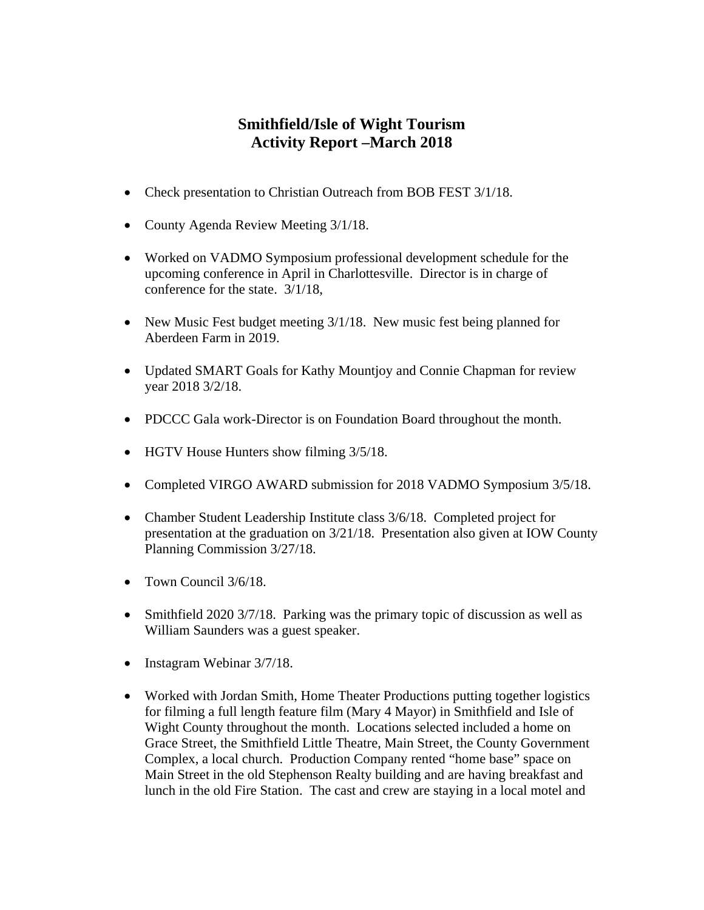# Smithfield/Isle of Wight Tourism
## Activity Report –March 2018

- Check presentation to Christian Outreach from BOB FEST 3/1/18.
- County Agenda Review Meeting 3/1/18.
- Worked on VADMO Symposium professional development schedule for the upcoming conference in April in Charlottesville. Director is in charge of conference for the state. 3/1/18,
- New Music Fest budget meeting 3/1/18. New music fest being planned for Aberdeen Farm in 2019.
- Updated SMART Goals for Kathy Mountjoy and Connie Chapman for review year 2018 3/2/18.
- PDCCC Gala work-Director is on Foundation Board throughout the month.
- HGTV House Hunters show filming 3/5/18.
- Completed VIRGO AWARD submission for 2018 VADMO Symposium 3/5/18.
- Chamber Student Leadership Institute class 3/6/18. Completed project for presentation at the graduation on 3/21/18. Presentation also given at IOW County Planning Commission 3/27/18.
- Town Council 3/6/18.
- Smithfield 2020 3/7/18. Parking was the primary topic of discussion as well as William Saunders was a guest speaker.
- Instagram Webinar 3/7/18.
- Worked with Jordan Smith, Home Theater Productions putting together logistics for filming a full length feature film (Mary 4 Mayor) in Smithfield and Isle of Wight County throughout the month. Locations selected included a home on Grace Street, the Smithfield Little Theatre, Main Street, the County Government Complex, a local church. Production Company rented "home base" space on Main Street in the old Stephenson Realty building and are having breakfast and lunch in the old Fire Station. The cast and crew are staying in a local motel and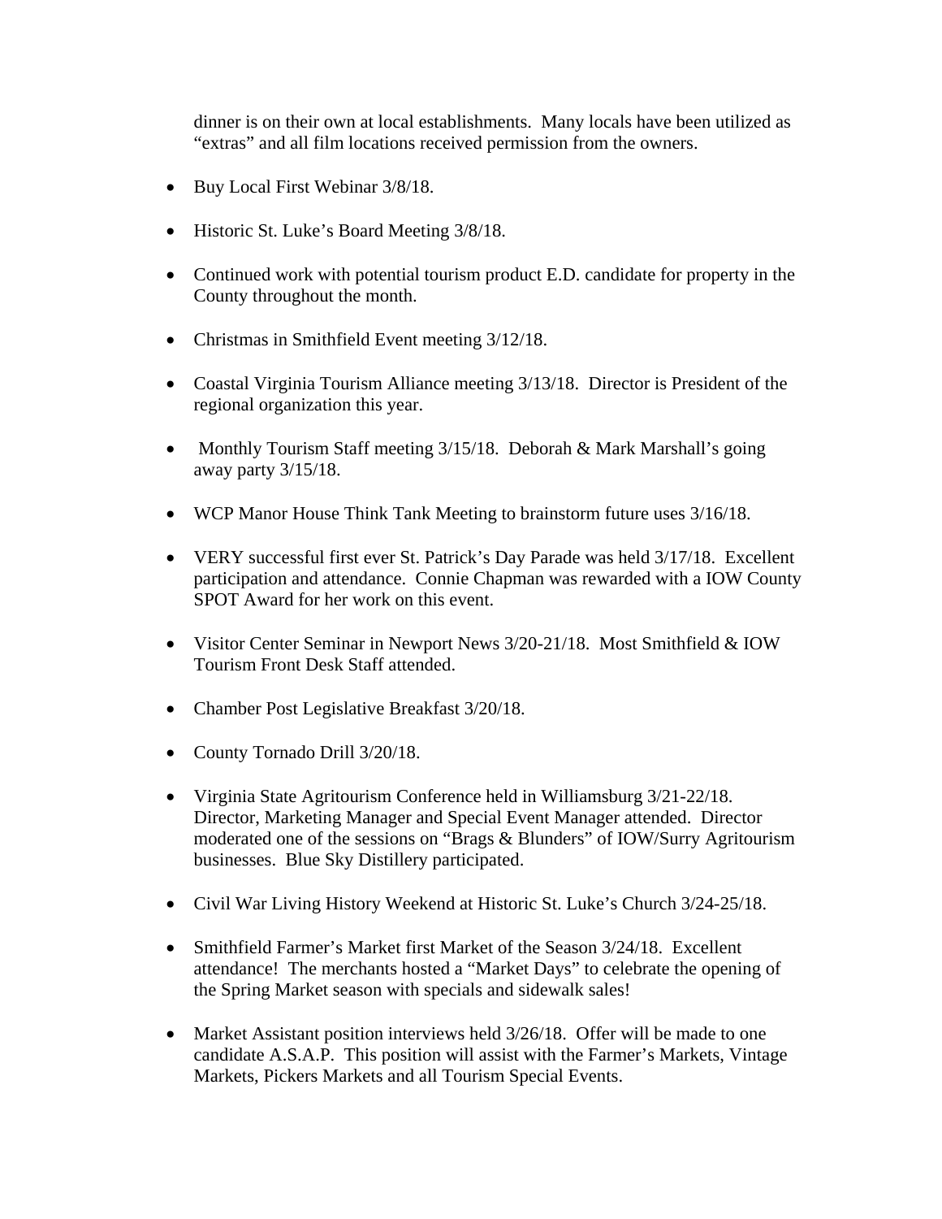dinner is on their own at local establishments. Many locals have been utilized as "extras" and all film locations received permission from the owners.

- Buy Local First Webinar 3/8/18.
- Historic St. Luke's Board Meeting 3/8/18.
- Continued work with potential tourism product E.D. candidate for property in the County throughout the month.
- Christmas in Smithfield Event meeting 3/12/18.
- Coastal Virginia Tourism Alliance meeting 3/13/18. Director is President of the regional organization this year.
- Monthly Tourism Staff meeting 3/15/18. Deborah & Mark Marshall's going away party 3/15/18.
- WCP Manor House Think Tank Meeting to brainstorm future uses 3/16/18.
- VERY successful first ever St. Patrick's Day Parade was held 3/17/18. Excellent participation and attendance. Connie Chapman was rewarded with a IOW County SPOT Award for her work on this event.
- Visitor Center Seminar in Newport News 3/20-21/18. Most Smithfield & IOW Tourism Front Desk Staff attended.
- Chamber Post Legislative Breakfast 3/20/18.
- County Tornado Drill 3/20/18.
- Virginia State Agritourism Conference held in Williamsburg 3/21-22/18. Director, Marketing Manager and Special Event Manager attended. Director moderated one of the sessions on "Brags & Blunders" of IOW/Surry Agritourism businesses. Blue Sky Distillery participated.
- Civil War Living History Weekend at Historic St. Luke's Church 3/24-25/18.
- Smithfield Farmer's Market first Market of the Season 3/24/18. Excellent attendance! The merchants hosted a "Market Days" to celebrate the opening of the Spring Market season with specials and sidewalk sales!
- Market Assistant position interviews held 3/26/18. Offer will be made to one candidate A.S.A.P. This position will assist with the Farmer's Markets, Vintage Markets, Pickers Markets and all Tourism Special Events.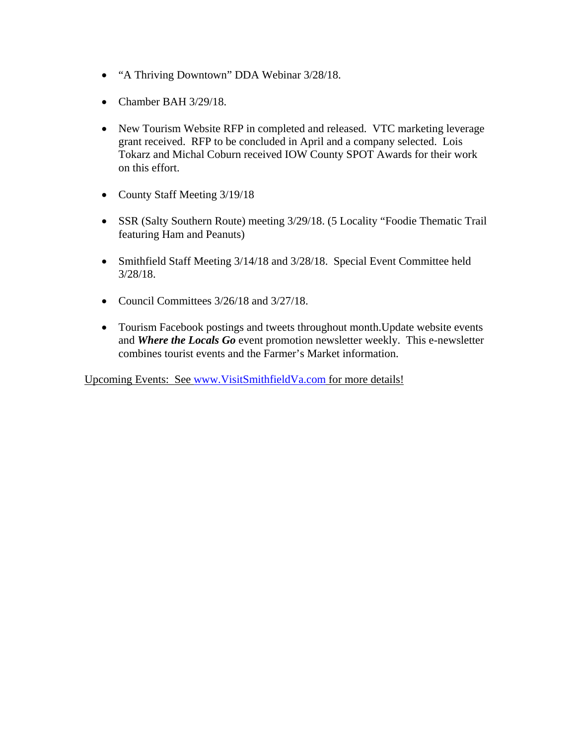- "A Thriving Downtown" DDA Webinar 3/28/18.

- Chamber BAH 3/29/18.

- New Tourism Website RFP in completed and released. VTC marketing leverage grant received. RFP to be concluded in April and a company selected. Lois Tokarz and Michal Coburn received IOW County SPOT Awards for their work on this effort.

- County Staff Meeting 3/19/18

- SSR (Salty Southern Route) meeting 3/29/18. (5 Locality "Foodie Thematic Trail featuring Ham and Peanuts)

- Smithfield Staff Meeting 3/14/18 and 3/28/18. Special Event Committee held 3/28/18.

- Council Committees 3/26/18 and 3/27/18.

- Tourism Facebook postings and tweets throughout month.Update website events and ***Where the Locals Go*** event promotion newsletter weekly. This e-newsletter combines tourist events and the Farmer's Market information.

Upcoming Events: See www.VisitSmithfieldVa.com for more details!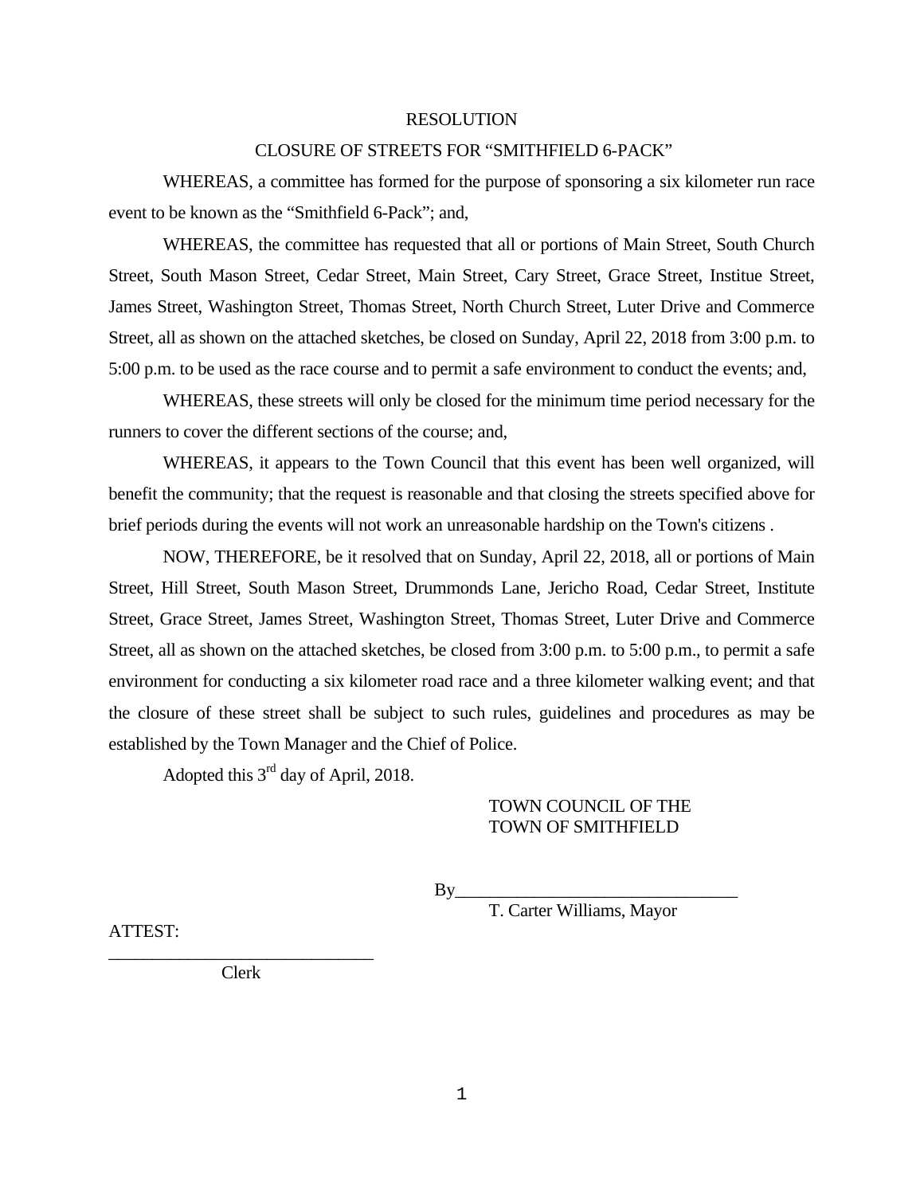RESOLUTION

CLOSURE OF STREETS FOR "SMITHFIELD 6-PACK"

WHEREAS, a committee has formed for the purpose of sponsoring a six kilometer run race event to be known as the "Smithfield 6-Pack"; and,

WHEREAS, the committee has requested that all or portions of Main Street, South Church Street, South Mason Street, Cedar Street, Main Street, Cary Street, Grace Street, Institue Street, James Street, Washington Street, Thomas Street, North Church Street, Luter Drive and Commerce Street, all as shown on the attached sketches, be closed on Sunday, April 22, 2018 from 3:00 p.m. to 5:00 p.m. to be used as the race course and to permit a safe environment to conduct the events; and,

WHEREAS, these streets will only be closed for the minimum time period necessary for the runners to cover the different sections of the course; and,

WHEREAS, it appears to the Town Council that this event has been well organized, will benefit the community; that the request is reasonable and that closing the streets specified above for brief periods during the events will not work an unreasonable hardship on the Town's citizens .

NOW, THEREFORE, be it resolved that on Sunday, April 22, 2018, all or portions of Main Street, Hill Street, South Mason Street, Drummonds Lane, Jericho Road, Cedar Street, Institute Street, Grace Street, James Street, Washington Street, Thomas Street, Luter Drive and Commerce Street, all as shown on the attached sketches, be closed from 3:00 p.m. to 5:00 p.m., to permit a safe environment for conducting a six kilometer road race and a three kilometer walking event; and that the closure of these street shall be subject to such rules, guidelines and procedures as may be established by the Town Manager and the Chief of Police.

Adopted this 3rd day of April, 2018.

TOWN COUNCIL OF THE
TOWN OF SMITHFIELD

By_______________________________
T. Carter Williams, Mayor

ATTEST:

_____________________________
Clerk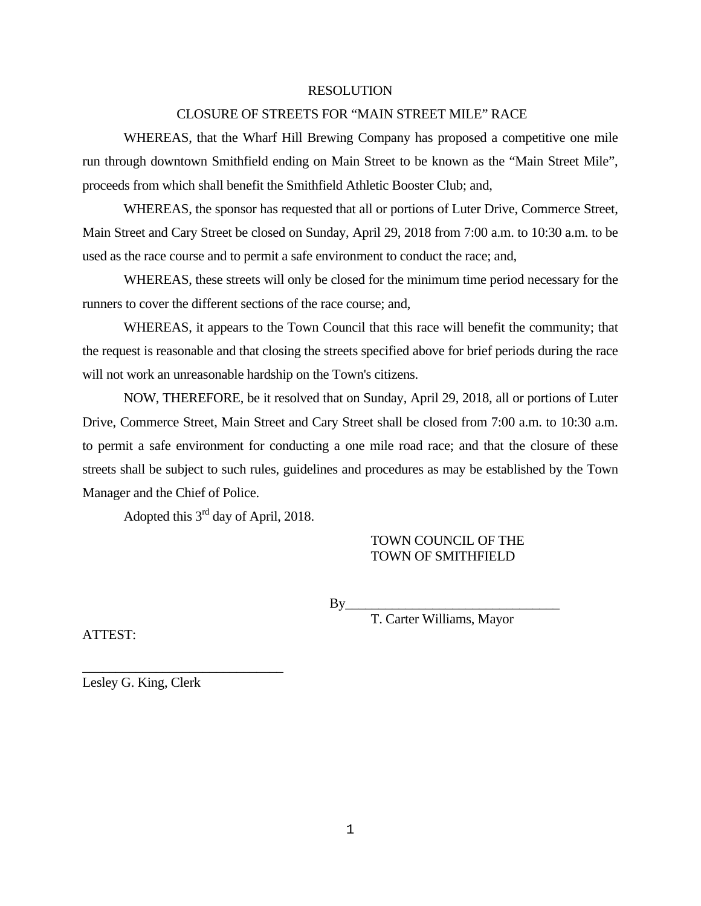# RESOLUTION

## CLOSURE OF STREETS FOR "MAIN STREET MILE" RACE

WHEREAS, that the Wharf Hill Brewing Company has proposed a competitive one mile run through downtown Smithfield ending on Main Street to be known as the "Main Street Mile", proceeds from which shall benefit the Smithfield Athletic Booster Club; and,

WHEREAS, the sponsor has requested that all or portions of Luter Drive, Commerce Street, Main Street and Cary Street be closed on Sunday, April 29, 2018 from 7:00 a.m. to 10:30 a.m. to be used as the race course and to permit a safe environment to conduct the race; and,

WHEREAS, these streets will only be closed for the minimum time period necessary for the runners to cover the different sections of the race course; and,

WHEREAS, it appears to the Town Council that this race will benefit the community; that the request is reasonable and that closing the streets specified above for brief periods during the race will not work an unreasonable hardship on the Town's citizens.

NOW, THEREFORE, be it resolved that on Sunday, April 29, 2018, all or portions of Luter Drive, Commerce Street, Main Street and Cary Street shall be closed from 7:00 a.m. to 10:30 a.m. to permit a safe environment for conducting a one mile road race; and that the closure of these streets shall be subject to such rules, guidelines and procedures as may be established by the Town Manager and the Chief of Police.

Adopted this 3rd day of April, 2018.

TOWN COUNCIL OF THE
TOWN OF SMITHFIELD

By________________________________
T. Carter Williams, Mayor

ATTEST:

______________________________
Lesley G. King, Clerk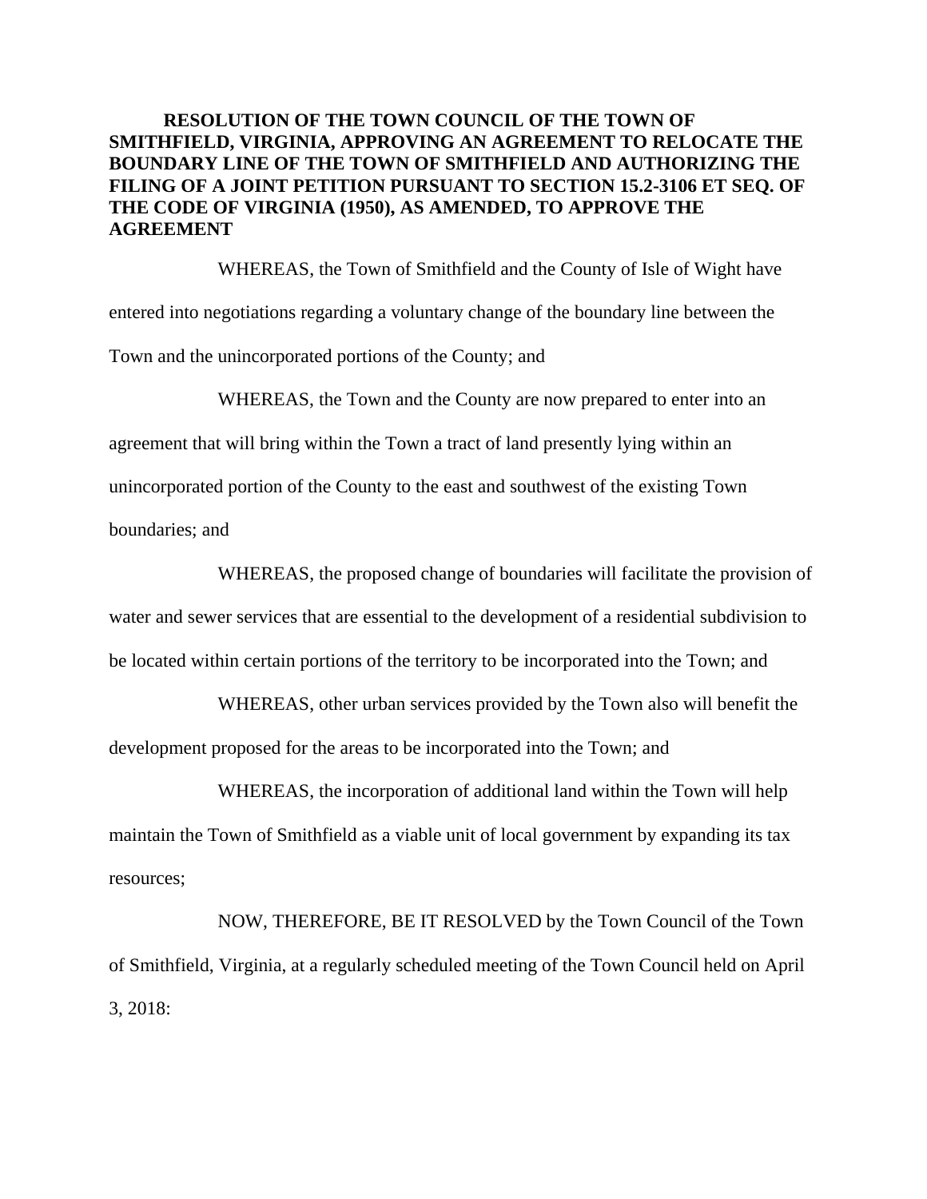**RESOLUTION OF THE TOWN COUNCIL OF THE TOWN OF SMITHFIELD, VIRGINIA, APPROVING AN AGREEMENT TO RELOCATE THE BOUNDARY LINE OF THE TOWN OF SMITHFIELD AND AUTHORIZING THE FILING OF A JOINT PETITION PURSUANT TO SECTION 15.2-3106 ET SEQ. OF THE CODE OF VIRGINIA (1950), AS AMENDED, TO APPROVE THE AGREEMENT**

WHEREAS, the Town of Smithfield and the County of Isle of Wight have entered into negotiations regarding a voluntary change of the boundary line between the Town and the unincorporated portions of the County; and

WHEREAS, the Town and the County are now prepared to enter into an agreement that will bring within the Town a tract of land presently lying within an unincorporated portion of the County to the east and southwest of the existing Town boundaries; and

WHEREAS, the proposed change of boundaries will facilitate the provision of water and sewer services that are essential to the development of a residential subdivision to be located within certain portions of the territory to be incorporated into the Town; and

WHEREAS, other urban services provided by the Town also will benefit the development proposed for the areas to be incorporated into the Town; and

WHEREAS, the incorporation of additional land within the Town will help maintain the Town of Smithfield as a viable unit of local government by expanding its tax resources;

NOW, THEREFORE, BE IT RESOLVED by the Town Council of the Town of Smithfield, Virginia, at a regularly scheduled meeting of the Town Council held on April 3, 2018: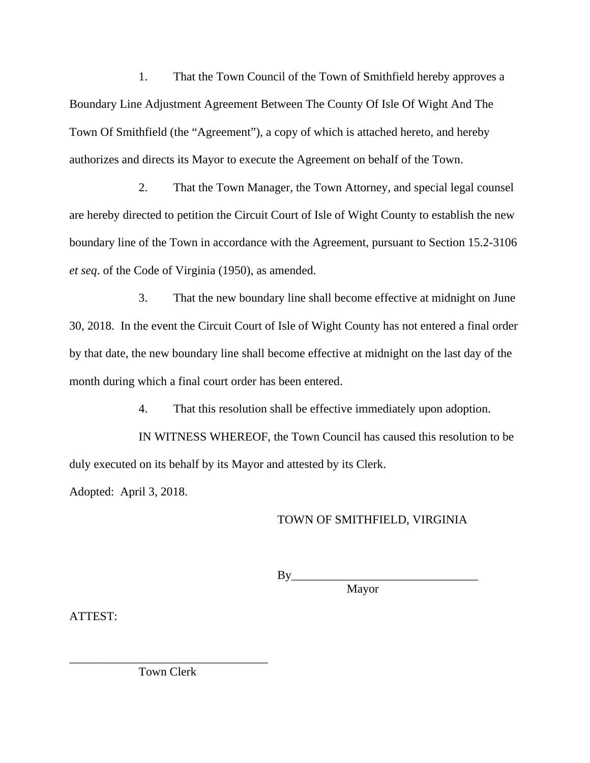1. That the Town Council of the Town of Smithfield hereby approves a Boundary Line Adjustment Agreement Between The County Of Isle Of Wight And The Town Of Smithfield (the "Agreement"), a copy of which is attached hereto, and hereby authorizes and directs its Mayor to execute the Agreement on behalf of the Town.

2. That the Town Manager, the Town Attorney, and special legal counsel are hereby directed to petition the Circuit Court of Isle of Wight County to establish the new boundary line of the Town in accordance with the Agreement, pursuant to Section 15.2-3106 *et seq*. of the Code of Virginia (1950), as amended.

3. That the new boundary line shall become effective at midnight on June 30, 2018. In the event the Circuit Court of Isle of Wight County has not entered a final order by that date, the new boundary line shall become effective at midnight on the last day of the month during which a final court order has been entered.

4. That this resolution shall be effective immediately upon adoption.

IN WITNESS WHEREOF, the Town Council has caused this resolution to be duly executed on its behalf by its Mayor and attested by its Clerk.

Adopted: April 3, 2018.

TOWN OF SMITHFIELD, VIRGINIA

By_______________________________
Mayor

ATTEST:

_________________________________
Town Clerk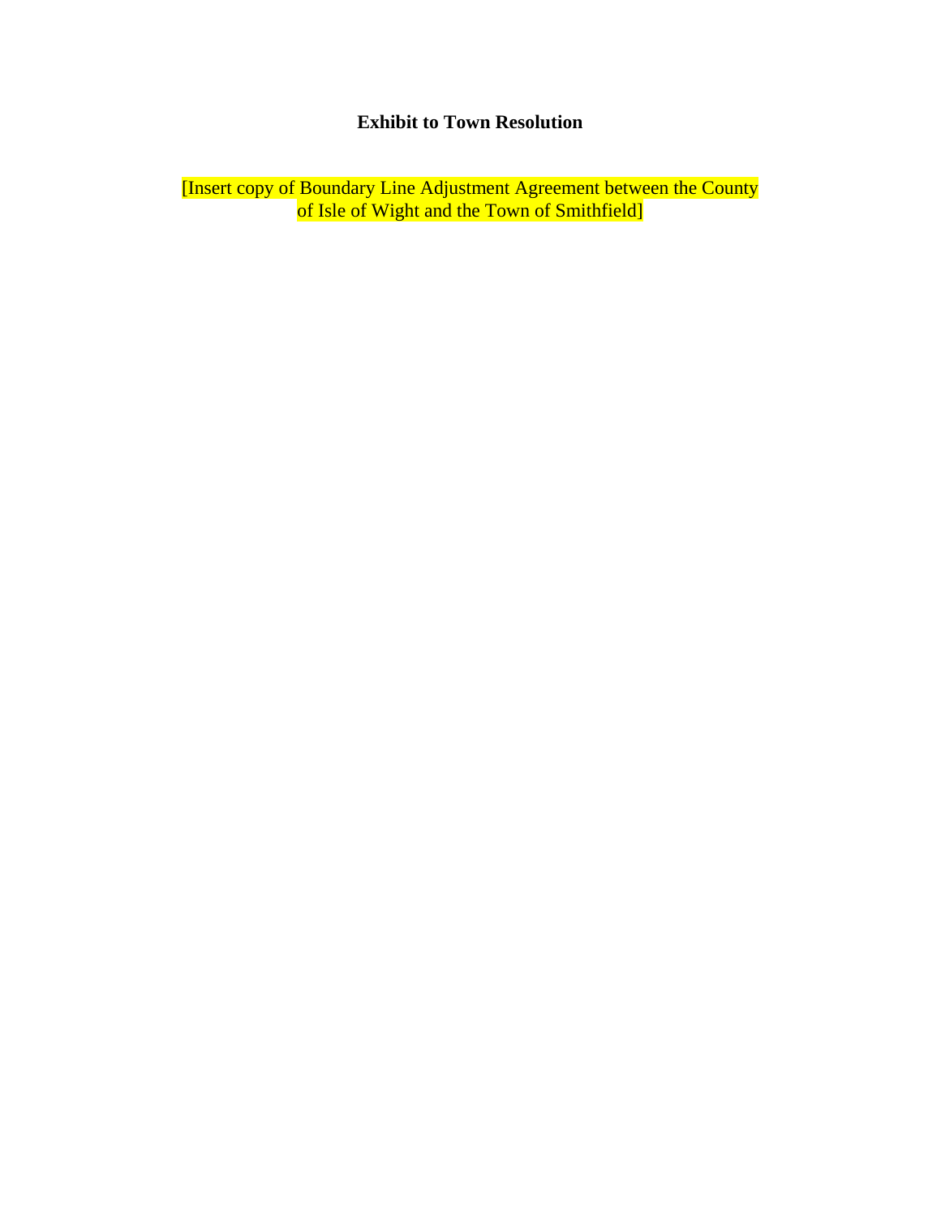**Exhibit to Town Resolution**

[Insert copy of Boundary Line Adjustment Agreement between the County of Isle of Wight and the Town of Smithfield]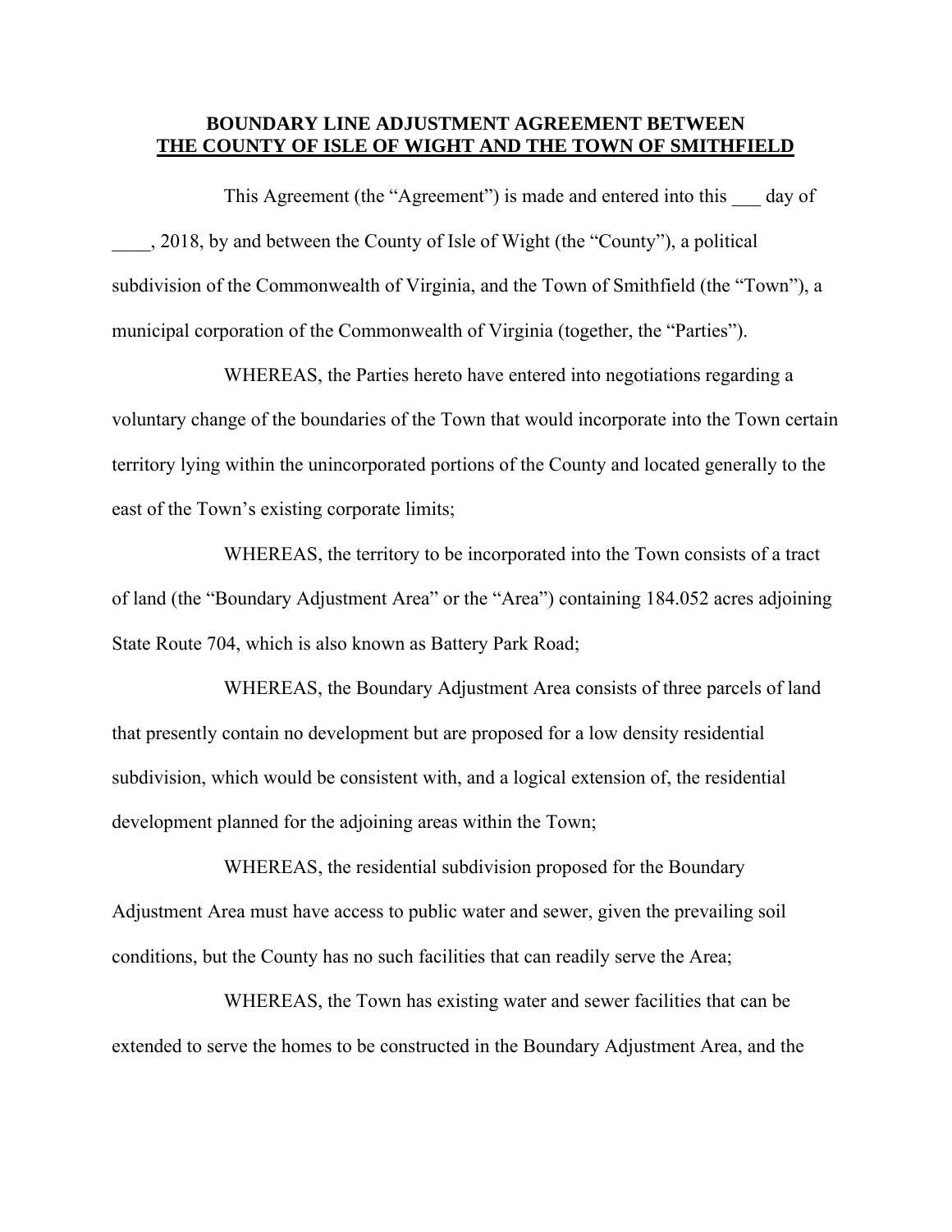**BOUNDARY LINE ADJUSTMENT AGREEMENT BETWEEN**
**THE COUNTY OF ISLE OF WIGHT AND THE TOWN OF SMITHFIELD**

This Agreement (the "Agreement") is made and entered into this ___ day of ____, 2018, by and between the County of Isle of Wight (the "County"), a political subdivision of the Commonwealth of Virginia, and the Town of Smithfield (the "Town"), a municipal corporation of the Commonwealth of Virginia (together, the "Parties").

WHEREAS, the Parties hereto have entered into negotiations regarding a voluntary change of the boundaries of the Town that would incorporate into the Town certain territory lying within the unincorporated portions of the County and located generally to the east of the Town's existing corporate limits;

WHEREAS, the territory to be incorporated into the Town consists of a tract of land (the "Boundary Adjustment Area" or the "Area") containing 184.052 acres adjoining State Route 704, which is also known as Battery Park Road;

WHEREAS, the Boundary Adjustment Area consists of three parcels of land that presently contain no development but are proposed for a low density residential subdivision, which would be consistent with, and a logical extension of, the residential development planned for the adjoining areas within the Town;

WHEREAS, the residential subdivision proposed for the Boundary Adjustment Area must have access to public water and sewer, given the prevailing soil conditions, but the County has no such facilities that can readily serve the Area;

WHEREAS, the Town has existing water and sewer facilities that can be extended to serve the homes to be constructed in the Boundary Adjustment Area, and the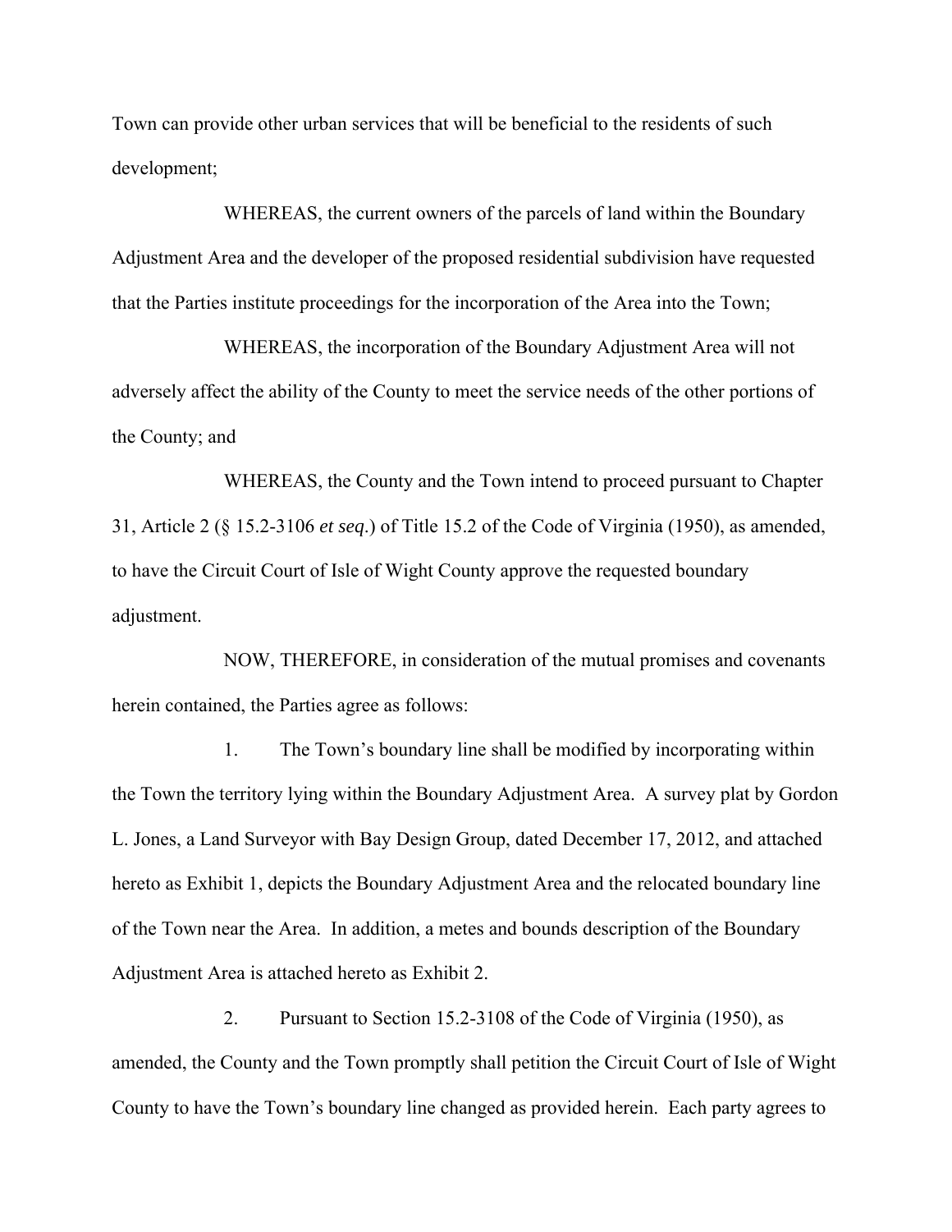Town can provide other urban services that will be beneficial to the residents of such development;

WHEREAS, the current owners of the parcels of land within the Boundary Adjustment Area and the developer of the proposed residential subdivision have requested that the Parties institute proceedings for the incorporation of the Area into the Town;

WHEREAS, the incorporation of the Boundary Adjustment Area will not adversely affect the ability of the County to meet the service needs of the other portions of the County; and

WHEREAS, the County and the Town intend to proceed pursuant to Chapter 31, Article 2 (§ 15.2-3106 *et seq.*) of Title 15.2 of the Code of Virginia (1950), as amended, to have the Circuit Court of Isle of Wight County approve the requested boundary adjustment.

NOW, THEREFORE, in consideration of the mutual promises and covenants herein contained, the Parties agree as follows:

1. The Town's boundary line shall be modified by incorporating within the Town the territory lying within the Boundary Adjustment Area. A survey plat by Gordon L. Jones, a Land Surveyor with Bay Design Group, dated December 17, 2012, and attached hereto as Exhibit 1, depicts the Boundary Adjustment Area and the relocated boundary line of the Town near the Area. In addition, a metes and bounds description of the Boundary Adjustment Area is attached hereto as Exhibit 2.

2. Pursuant to Section 15.2-3108 of the Code of Virginia (1950), as amended, the County and the Town promptly shall petition the Circuit Court of Isle of Wight County to have the Town's boundary line changed as provided herein. Each party agrees to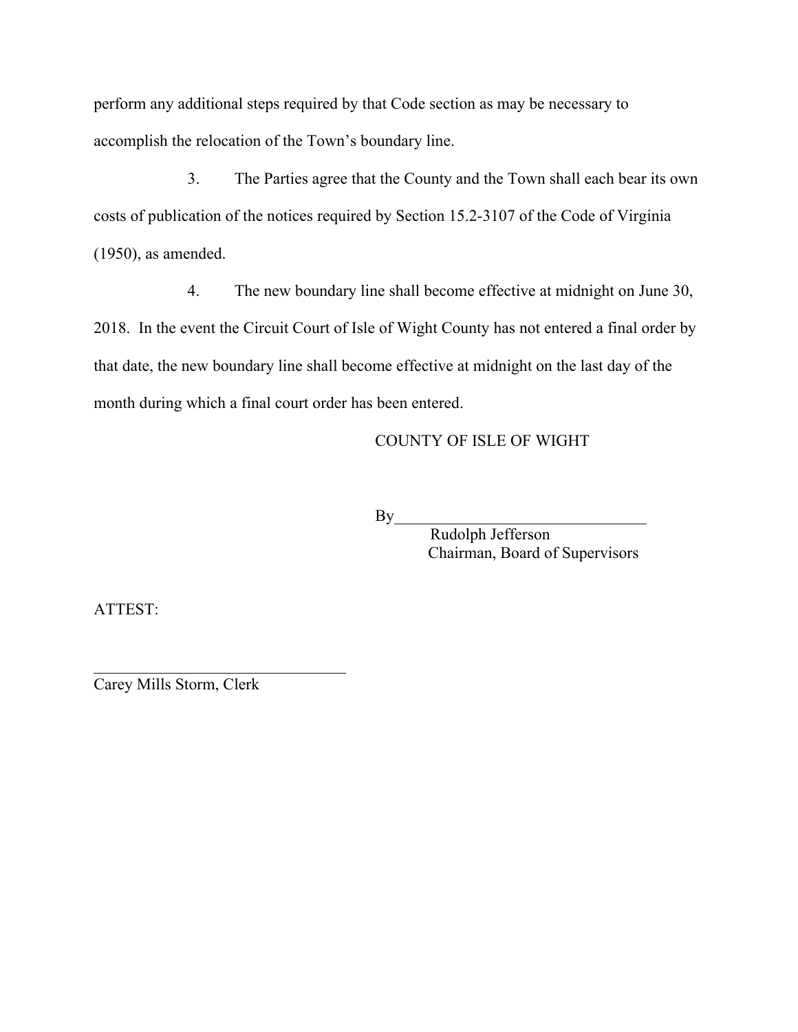perform any additional steps required by that Code section as may be necessary to accomplish the relocation of the Town's boundary line.

3. The Parties agree that the County and the Town shall each bear its own costs of publication of the notices required by Section 15.2-3107 of the Code of Virginia (1950), as amended.

4. The new boundary line shall become effective at midnight on June 30, 2018. In the event the Circuit Court of Isle of Wight County has not entered a final order by that date, the new boundary line shall become effective at midnight on the last day of the month during which a final court order has been entered.

COUNTY OF ISLE OF WIGHT

By_______________________________
Rudolph Jefferson
Chairman, Board of Supervisors

ATTEST:

_______________________________
Carey Mills Storm, Clerk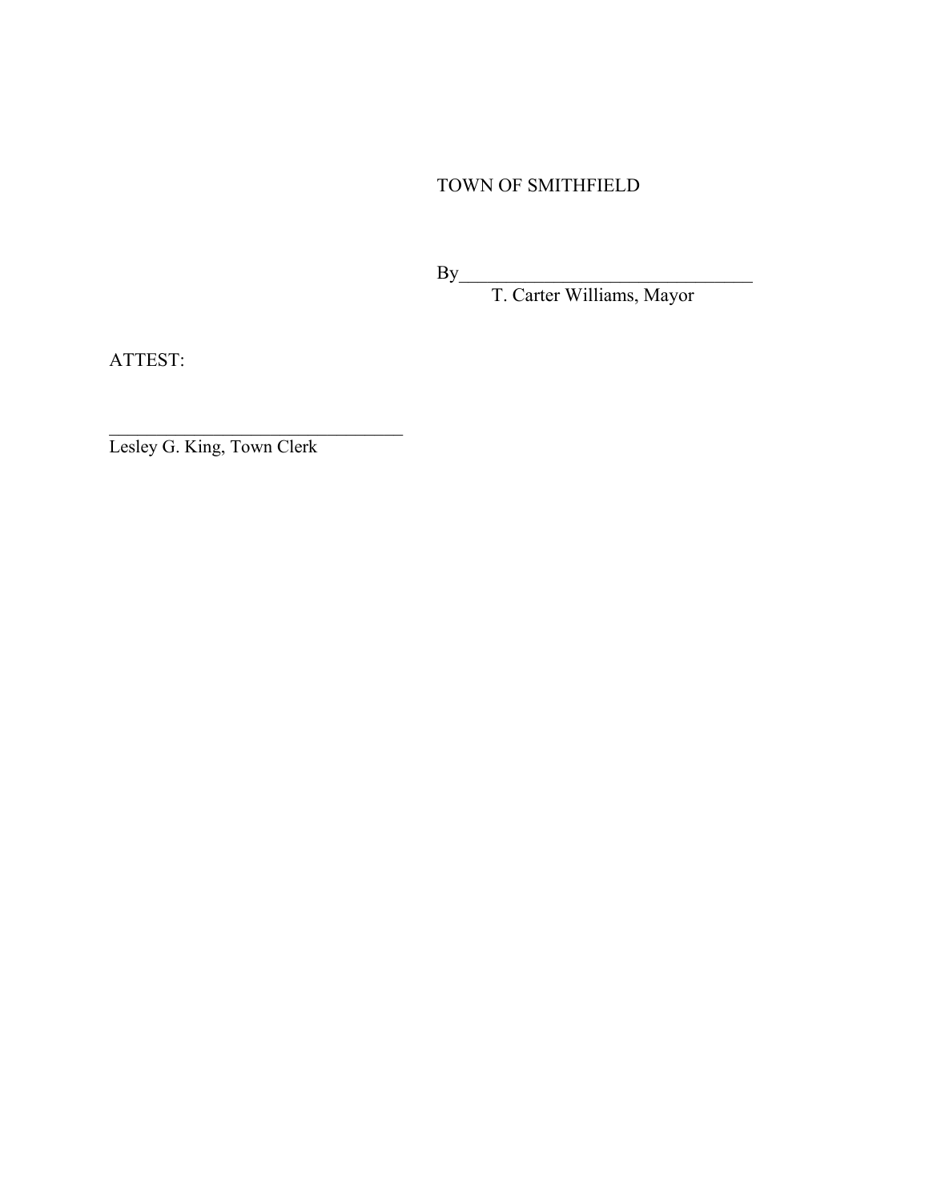TOWN OF SMITHFIELD

By________________________________
T. Carter Williams, Mayor

ATTEST:

________________________________
Lesley G. King, Town Clerk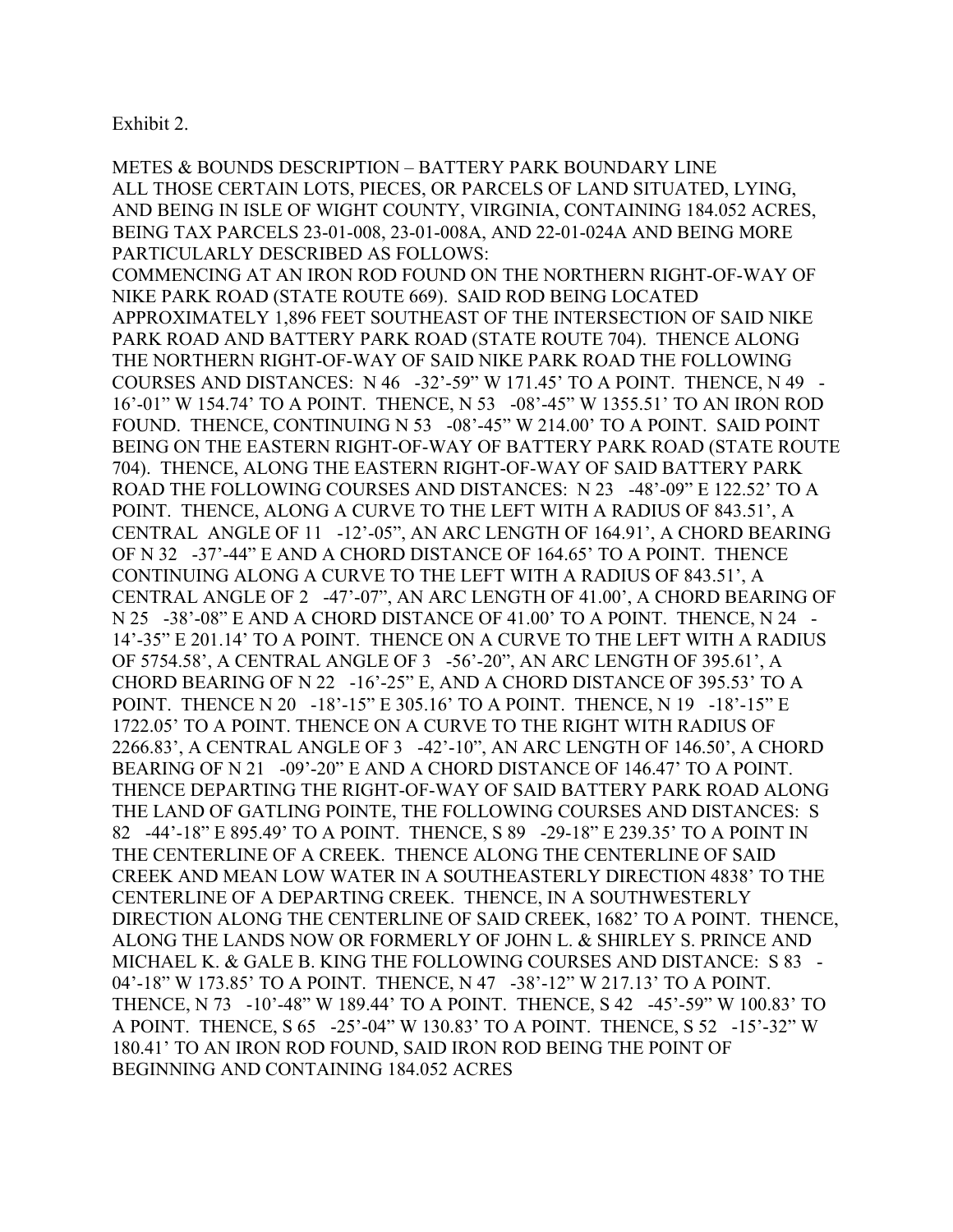Exhibit 2.

METES & BOUNDS DESCRIPTION – BATTERY PARK BOUNDARY LINE
ALL THOSE CERTAIN LOTS, PIECES, OR PARCELS OF LAND SITUATED, LYING, AND BEING IN ISLE OF WIGHT COUNTY, VIRGINIA, CONTAINING 184.052 ACRES, BEING TAX PARCELS 23-01-008, 23-01-008A, AND 22-01-024A AND BEING MORE PARTICULARLY DESCRIBED AS FOLLOWS:
COMMENCING AT AN IRON ROD FOUND ON THE NORTHERN RIGHT-OF-WAY OF NIKE PARK ROAD (STATE ROUTE 669). SAID ROD BEING LOCATED APPROXIMATELY 1,896 FEET SOUTHEAST OF THE INTERSECTION OF SAID NIKE PARK ROAD AND BATTERY PARK ROAD (STATE ROUTE 704). THENCE ALONG THE NORTHERN RIGHT-OF-WAY OF SAID NIKE PARK ROAD THE FOLLOWING COURSES AND DISTANCES: N 46 -32'-59" W 171.45' TO A POINT. THENCE, N 49 -16'-01" W 154.74' TO A POINT. THENCE, N 53 -08'-45" W 1355.51' TO AN IRON ROD FOUND. THENCE, CONTINUING N 53 -08'-45" W 214.00' TO A POINT. SAID POINT BEING ON THE EASTERN RIGHT-OF-WAY OF BATTERY PARK ROAD (STATE ROUTE 704). THENCE, ALONG THE EASTERN RIGHT-OF-WAY OF SAID BATTERY PARK ROAD THE FOLLOWING COURSES AND DISTANCES: N 23 -48'-09" E 122.52' TO A POINT. THENCE, ALONG A CURVE TO THE LEFT WITH A RADIUS OF 843.51', A CENTRAL ANGLE OF 11 -12'-05", AN ARC LENGTH OF 164.91', A CHORD BEARING OF N 32 -37'-44" E AND A CHORD DISTANCE OF 164.65' TO A POINT. THENCE CONTINUING ALONG A CURVE TO THE LEFT WITH A RADIUS OF 843.51', A CENTRAL ANGLE OF 2 -47'-07", AN ARC LENGTH OF 41.00', A CHORD BEARING OF N 25 -38'-08" E AND A CHORD DISTANCE OF 41.00' TO A POINT. THENCE, N 24 -14'-35" E 201.14' TO A POINT. THENCE ON A CURVE TO THE LEFT WITH A RADIUS OF 5754.58', A CENTRAL ANGLE OF 3 -56'-20", AN ARC LENGTH OF 395.61', A CHORD BEARING OF N 22 -16'-25" E, AND A CHORD DISTANCE OF 395.53' TO A POINT. THENCE N 20 -18'-15" E 305.16' TO A POINT. THENCE, N 19 -18'-15" E 1722.05' TO A POINT. THENCE ON A CURVE TO THE RIGHT WITH RADIUS OF 2266.83', A CENTRAL ANGLE OF 3 -42'-10", AN ARC LENGTH OF 146.50', A CHORD BEARING OF N 21 -09'-20" E AND A CHORD DISTANCE OF 146.47' TO A POINT. THENCE DEPARTING THE RIGHT-OF-WAY OF SAID BATTERY PARK ROAD ALONG THE LAND OF GATLING POINTE, THE FOLLOWING COURSES AND DISTANCES: S 82 -44'-18" E 895.49' TO A POINT. THENCE, S 89 -29-18" E 239.35' TO A POINT IN THE CENTERLINE OF A CREEK. THENCE ALONG THE CENTERLINE OF SAID CREEK AND MEAN LOW WATER IN A SOUTHEASTERLY DIRECTION 4838' TO THE CENTERLINE OF A DEPARTING CREEK. THENCE, IN A SOUTHWESTERLY DIRECTION ALONG THE CENTERLINE OF SAID CREEK, 1682' TO A POINT. THENCE, ALONG THE LANDS NOW OR FORMERLY OF JOHN L. & SHIRLEY S. PRINCE AND MICHAEL K. & GALE B. KING THE FOLLOWING COURSES AND DISTANCE: S 83 -04'-18" W 173.85' TO A POINT. THENCE, N 47 -38'-12" W 217.13' TO A POINT. THENCE, N 73 -10'-48" W 189.44' TO A POINT. THENCE, S 42 -45'-59" W 100.83' TO A POINT. THENCE, S 65 -25'-04" W 130.83' TO A POINT. THENCE, S 52 -15'-32" W 180.41' TO AN IRON ROD FOUND, SAID IRON ROD BEING THE POINT OF BEGINNING AND CONTAINING 184.052 ACRES